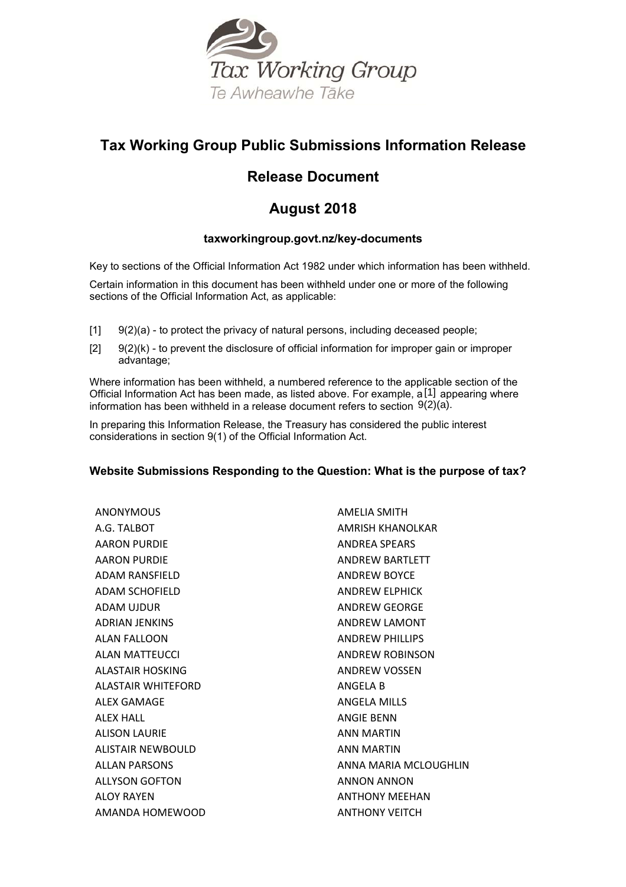Tax Working Group

Te Awheawhe Tāke

# Tax Working Group Public Submissions Information Release

## Release Document

## August 2018

**taxworkingroup.govt.nz/key-documents**

Key to sections of the Official Information Act 1982 under which information has been withheld.

Certain information in this document has been withheld under one or more of the following sections of the Official Information Act, as applicable:

[1] 9(2)(a) - to protect the privacy of natural persons, including deceased people;

[2] 9(2)(k) - to prevent the disclosure of official information for improper gain or improper advantage;

Where information has been withheld, a numbered reference to the applicable section of the Official Information Act has been made, as listed above. For example, a [1] appearing where information has been withheld in a release document refers to section 9(2)(a).

In preparing this Information Release, the Treasury has considered the public interest considerations in section 9(1) of the Official Information Act.

### Website Submissions Responding to the Question: What is the purpose of tax?

ANONYMOUS
A.G. TALBOT
AARON PURDIE
AARON PURDIE
ADAM RANSFIELD
ADAM SCHOFIELD
ADAM UJDUR
ADRIAN JENKINS
ALAN FALLOON
ALAN MATTEUCCI
ALASTAIR HOSKING
ALASTAIR WHITEFORD
ALEX GAMAGE
ALEX HALL
ALISON LAURIE
ALISTAIR NEWBOULD
ALLAN PARSONS
ALLYSON GOFTON
ALOY RAYEN
AMANDA HOMEWOOD
AMELIA SMITH
AMRISH KHANOLKAR
ANDREA SPEARS
ANDREW BARTLETT
ANDREW BOYCE
ANDREW ELPHICK
ANDREW GEORGE
ANDREW LAMONT
ANDREW PHILLIPS
ANDREW ROBINSON
ANDREW VOSSEN
ANGELA B
ANGELA MILLS
ANGIE BENN
ANN MARTIN
ANN MARTIN
ANNA MARIA MCLOUGHLIN
ANNON ANNON
ANTHONY MEEHAN
ANTHONY VEITCH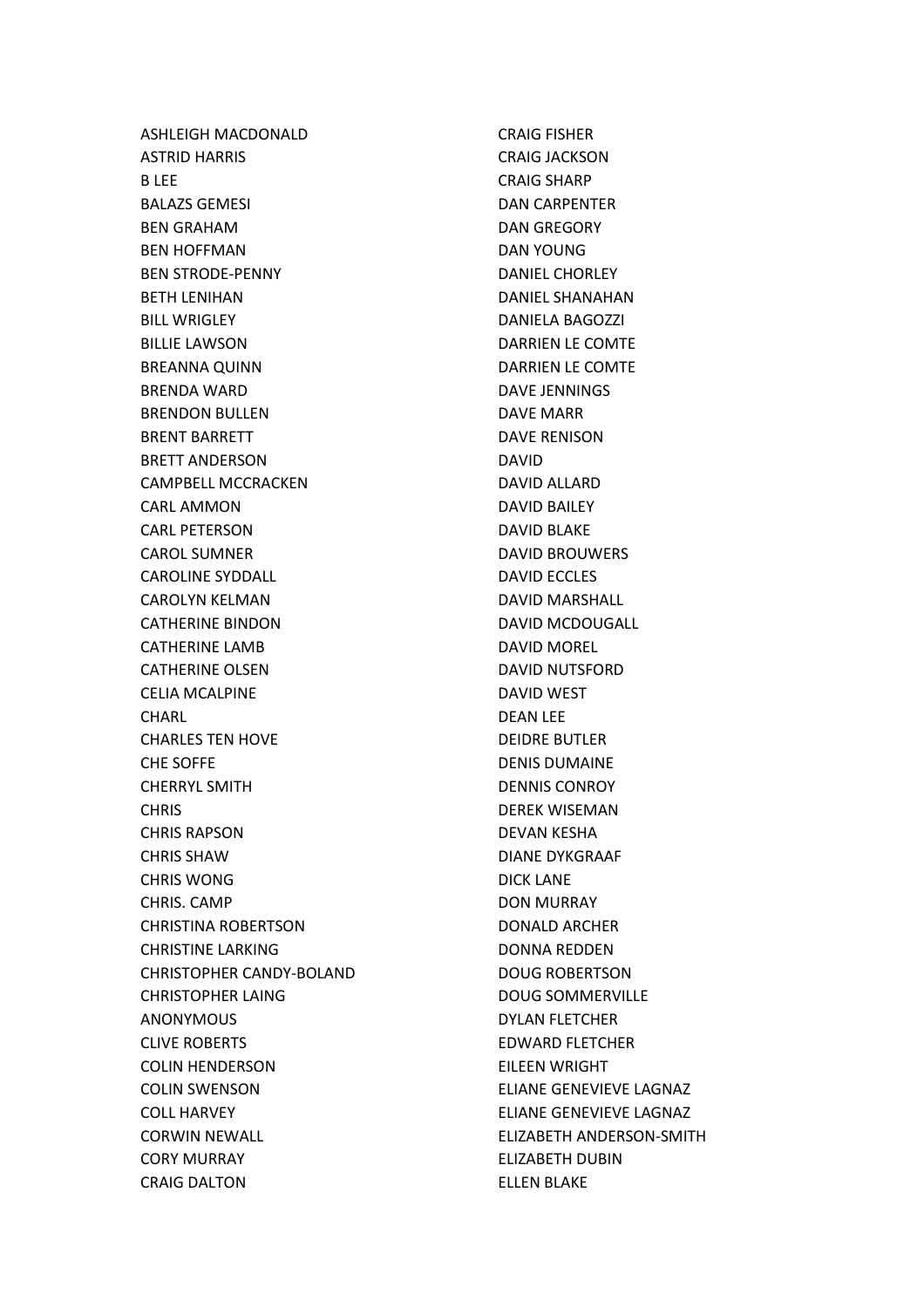ASHLEIGH MACDONALD
ASTRID HARRIS
B LEE
BALAZS GEMESI
BEN GRAHAM
BEN HOFFMAN
BEN STRODE-PENNY
BETH LENIHAN
BILL WRIGLEY
BILLIE LAWSON
BREANNA QUINN
BRENDA WARD
BRENDON BULLEN
BRENT BARRETT
BRETT ANDERSON
CAMPBELL MCCRACKEN
CARL AMMON
CARL PETERSON
CAROL SUMNER
CAROLINE SYDDALL
CAROLYN KELMAN
CATHERINE BINDON
CATHERINE LAMB
CATHERINE OLSEN
CELIA MCALPINE
CHARL
CHARLES TEN HOVE
CHE SOFFE
CHERRYL SMITH
CHRIS
CHRIS RAPSON
CHRIS SHAW
CHRIS WONG
CHRIS. CAMP
CHRISTINA ROBERTSON
CHRISTINE LARKING
CHRISTOPHER CANDY-BOLAND
CHRISTOPHER LAING
ANONYMOUS
CLIVE ROBERTS
COLIN HENDERSON
COLIN SWENSON
COLL HARVEY
CORWIN NEWALL
CORY MURRAY
CRAIG DALTON
CRAIG FISHER
CRAIG JACKSON
CRAIG SHARP
DAN CARPENTER
DAN GREGORY
DAN YOUNG
DANIEL CHORLEY
DANIEL SHANAHAN
DANIELA BAGOZZI
DARRIEN LE COMTE
DARRIEN LE COMTE
DAVE JENNINGS
DAVE MARR
DAVE RENISON
DAVID
DAVID ALLARD
DAVID BAILEY
DAVID BLAKE
DAVID BROUWERS
DAVID ECCLES
DAVID MARSHALL
DAVID MCDOUGALL
DAVID MOREL
DAVID NUTSFORD
DAVID WEST
DEAN LEE
DEIDRE BUTLER
DENIS DUMAINE
DENNIS CONROY
DEREK WISEMAN
DEVAN KESHA
DIANE DYKGRAAF
DICK LANE
DON MURRAY
DONALD ARCHER
DONNA REDDEN
DOUG ROBERTSON
DOUG SOMMERVILLE
DYLAN FLETCHER
EDWARD FLETCHER
EILEEN WRIGHT
ELIANE GENEVIEVE LAGNAZ
ELIANE GENEVIEVE LAGNAZ
ELIZABETH ANDERSON-SMITH
ELIZABETH DUBIN
ELLEN BLAKE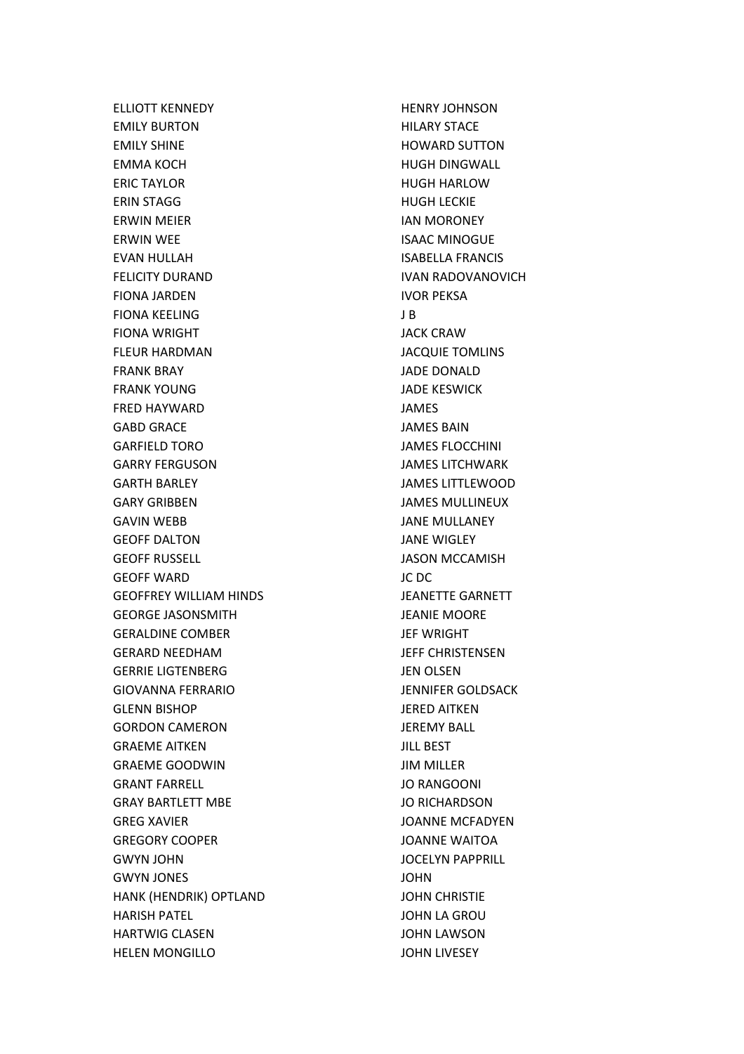ELLIOTT KENNEDY
EMILY BURTON
EMILY SHINE
EMMA KOCH
ERIC TAYLOR
ERIN STAGG
ERWIN MEIER
ERWIN WEE
EVAN HULLAH
FELICITY DURAND
FIONA JARDEN
FIONA KEELING
FIONA WRIGHT
FLEUR HARDMAN
FRANK BRAY
FRANK YOUNG
FRED HAYWARD
GABD GRACE
GARFIELD TORO
GARRY FERGUSON
GARTH BARLEY
GARY GRIBBEN
GAVIN WEBB
GEOFF DALTON
GEOFF RUSSELL
GEOFF WARD
GEOFFREY WILLIAM HINDS
GEORGE JASONSMITH
GERALDINE COMBER
GERARD NEEDHAM
GERRIE LIGTENBERG
GIOVANNA FERRARIO
GLENN BISHOP
GORDON CAMERON
GRAEME AITKEN
GRAEME GOODWIN
GRANT FARRELL
GRAY BARTLETT MBE
GREG XAVIER
GREGORY COOPER
GWYN JOHN
GWYN JONES
HANK (HENDRIK) OPTLAND
HARISH PATEL
HARTWIG CLASEN
HELEN MONGILLO
HENRY JOHNSON
HILARY STACE
HOWARD SUTTON
HUGH DINGWALL
HUGH HARLOW
HUGH LECKIE
IAN MORONEY
ISAAC MINOGUE
ISABELLA FRANCIS
IVAN RADOVANOVICH
IVOR PEKSA
J B
JACK CRAW
JACQUIE TOMLINS
JADE DONALD
JADE KESWICK
JAMES
JAMES BAIN
JAMES FLOCCHINI
JAMES LITCHWARK
JAMES LITTLEWOOD
JAMES MULLINEUX
JANE MULLANEY
JANE WIGLEY
JASON MCCAMISH
JC DC
JEANETTE GARNETT
JEANIE MOORE
JEF WRIGHT
JEFF CHRISTENSEN
JEN OLSEN
JENNIFER GOLDSACK
JERED AITKEN
JEREMY BALL
JILL BEST
JIM MILLER
JO RANGOONI
JO RICHARDSON
JOANNE MCFADYEN
JOANNE WAITOA
JOCELYN PAPPRILL
JOHN
JOHN CHRISTIE
JOHN LA GROU
JOHN LAWSON
JOHN LIVESEY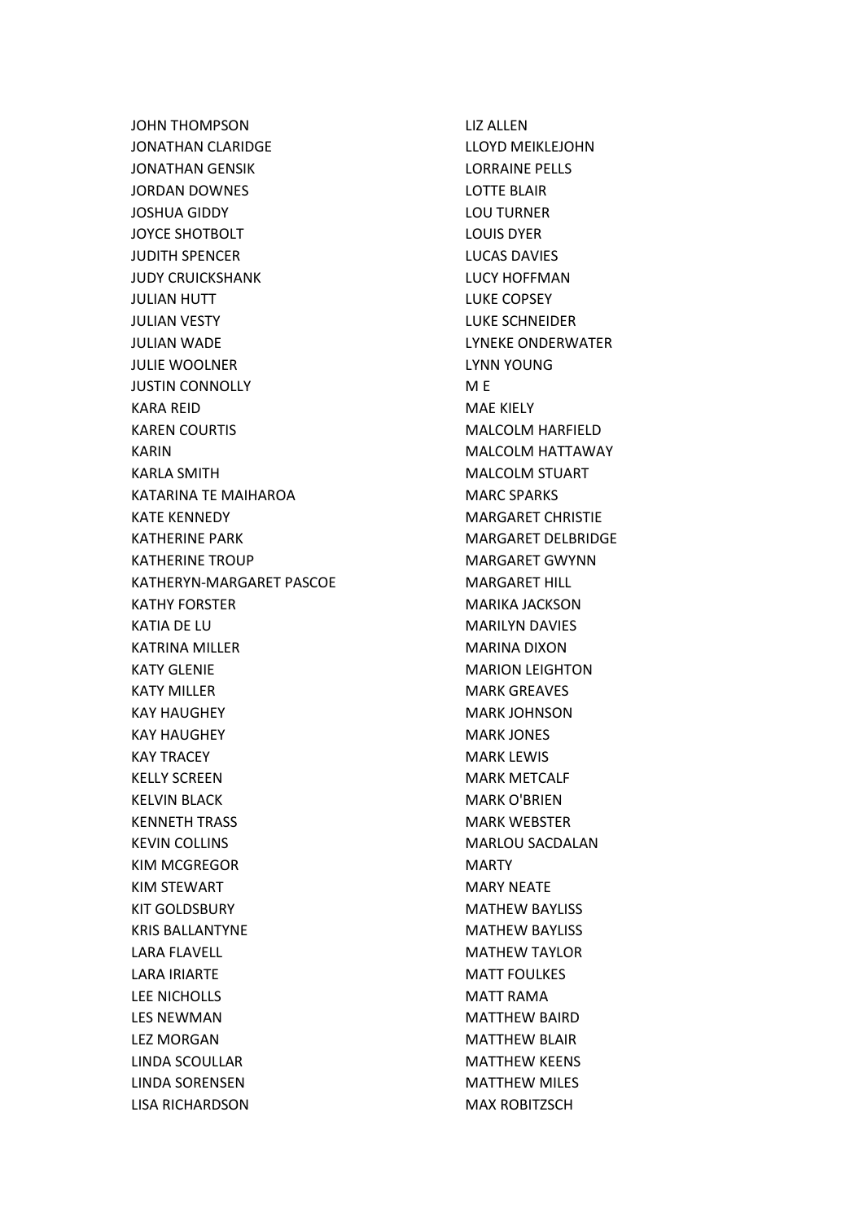JOHN THOMPSON
JONATHAN CLARIDGE
JONATHAN GENSIK
JORDAN DOWNES
JOSHUA GIDDY
JOYCE SHOTBOLT
JUDITH SPENCER
JUDY CRUICKSHANK
JULIAN HUTT
JULIAN VESTY
JULIAN WADE
JULIE WOOLNER
JUSTIN CONNOLLY
KARA REID
KAREN COURTIS
KARIN
KARLA SMITH
KATARINA TE MAIHAROA
KATE KENNEDY
KATHERINE PARK
KATHERINE TROUP
KATHERYN-MARGARET PASCOE
KATHY FORSTER
KATIA DE LU
KATRINA MILLER
KATY GLENIE
KATY MILLER
KAY HAUGHEY
KAY HAUGHEY
KAY TRACEY
KELLY SCREEN
KELVIN BLACK
KENNETH TRASS
KEVIN COLLINS
KIM MCGREGOR
KIM STEWART
KIT GOLDSBURY
KRIS BALLANTYNE
LARA FLAVELL
LARA IRIARTE
LEE NICHOLLS
LES NEWMAN
LEZ MORGAN
LINDA SCOULLAR
LINDA SORENSEN
LISA RICHARDSON
LIZ ALLEN
LLOYD MEIKLEJOHN
LORRAINE PELLS
LOTTE BLAIR
LOU TURNER
LOUIS DYER
LUCAS DAVIES
LUCY HOFFMAN
LUKE COPSEY
LUKE SCHNEIDER
LYNEKE ONDERWATER
LYNN YOUNG
M E
MAE KIELY
MALCOLM HARFIELD
MALCOLM HATTAWAY
MALCOLM STUART
MARC SPARKS
MARGARET CHRISTIE
MARGARET DELBRIDGE
MARGARET GWYNN
MARGARET HILL
MARIKA JACKSON
MARILYN DAVIES
MARINA DIXON
MARION LEIGHTON
MARK GREAVES
MARK JOHNSON
MARK JONES
MARK LEWIS
MARK METCALF
MARK O'BRIEN
MARK WEBSTER
MARLOU SACDALAN
MARTY
MARY NEATE
MATHEW BAYLISS
MATHEW BAYLISS
MATHEW TAYLOR
MATT FOULKES
MATT RAMA
MATTHEW BAIRD
MATTHEW BLAIR
MATTHEW KEENS
MATTHEW MILES
MAX ROBITZSCH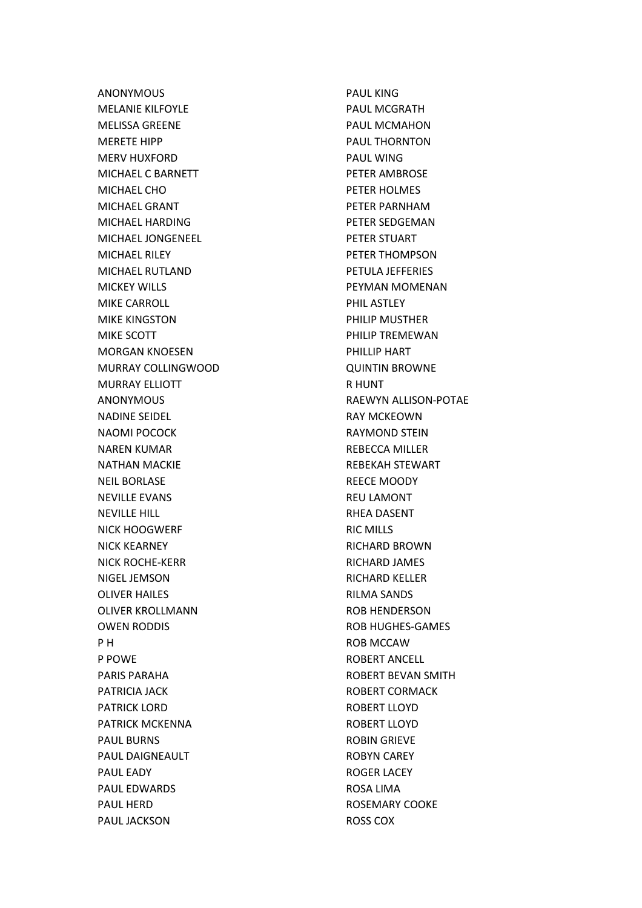ANONYMOUS
MELANIE KILFOYLE
MELISSA GREENE
MERETE HIPP
MERV HUXFORD
MICHAEL C BARNETT
MICHAEL CHO
MICHAEL GRANT
MICHAEL HARDING
MICHAEL JONGENEEL
MICHAEL RILEY
MICHAEL RUTLAND
MICKEY WILLS
MIKE CARROLL
MIKE KINGSTON
MIKE SCOTT
MORGAN KNOESEN
MURRAY COLLINGWOOD
MURRAY ELLIOTT
ANONYMOUS
NADINE SEIDEL
NAOMI POCOCK
NAREN KUMAR
NATHAN MACKIE
NEIL BORLASE
NEVILLE EVANS
NEVILLE HILL
NICK HOOGWERF
NICK KEARNEY
NICK ROCHE-KERR
NIGEL JEMSON
OLIVER HAILES
OLIVER KROLLMANN
OWEN RODDIS
P H
P POWE
PARIS PARAHA
PATRICIA JACK
PATRICK LORD
PATRICK MCKENNA
PAUL BURNS
PAUL DAIGNEAULT
PAUL EADY
PAUL EDWARDS
PAUL HERD
PAUL JACKSON
PAUL KING
PAUL MCGRATH
PAUL MCMAHON
PAUL THORNTON
PAUL WING
PETER AMBROSE
PETER HOLMES
PETER PARNHAM
PETER SEDGEMAN
PETER STUART
PETER THOMPSON
PETULA JEFFERIES
PEYMAN MOMENAN
PHIL ASTLEY
PHILIP MUSTHER
PHILIP TREMEWAN
PHILLIP HART
QUINTIN BROWNE
R HUNT
RAEWYN ALLISON-POTAE
RAY MCKEOWN
RAYMOND STEIN
REBECCA MILLER
REBEKAH STEWART
REECE MOODY
REU LAMONT
RHEA DASENT
RIC MILLS
RICHARD BROWN
RICHARD JAMES
RICHARD KELLER
RILMA SANDS
ROB HENDERSON
ROB HUGHES-GAMES
ROB MCCAW
ROBERT ANCELL
ROBERT BEVAN SMITH
ROBERT CORMACK
ROBERT LLOYD
ROBERT LLOYD
ROBIN GRIEVE
ROBYN CAREY
ROGER LACEY
ROSA LIMA
ROSEMARY COOKE
ROSS COX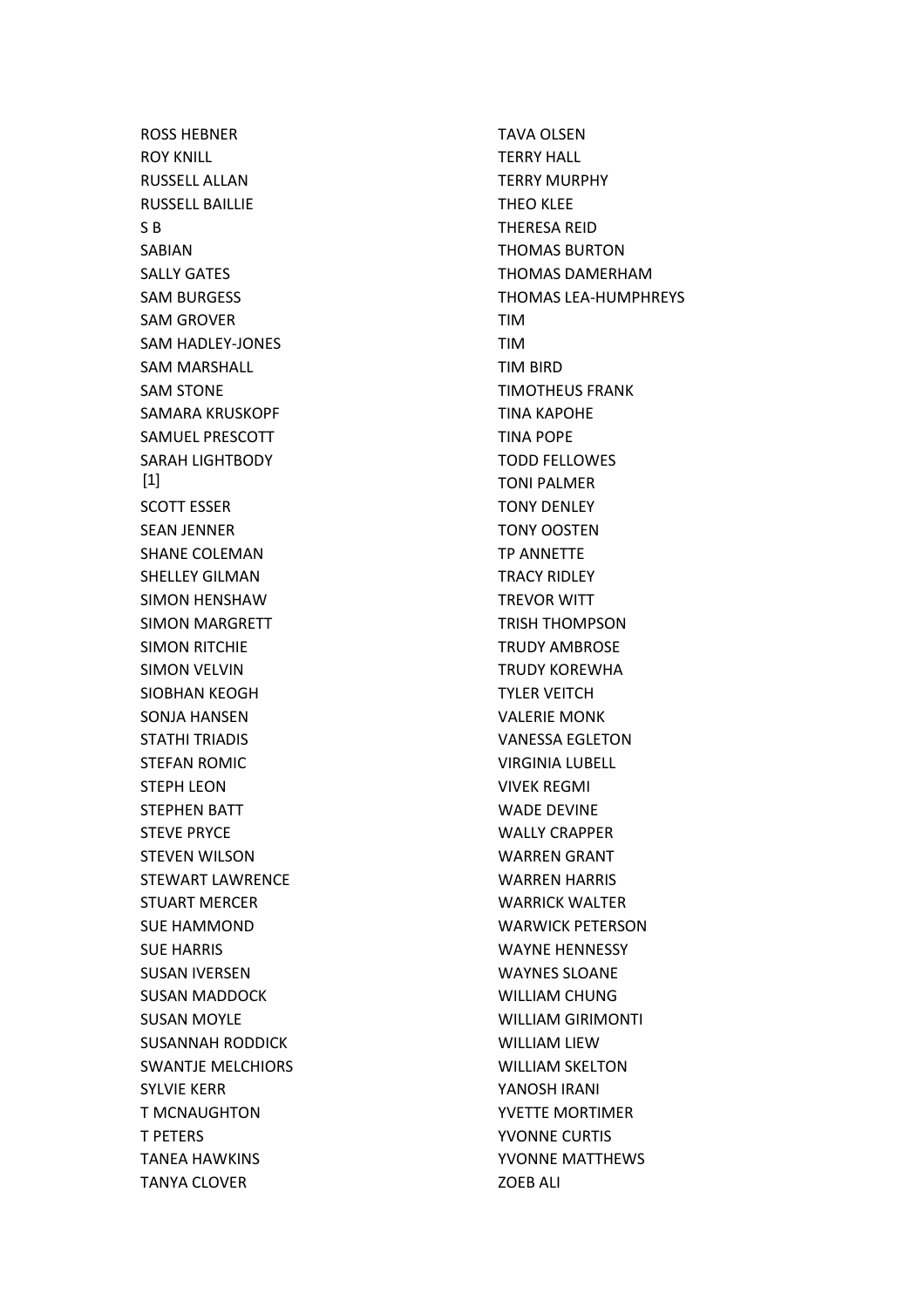ROSS HEBNER
ROY KNILL
RUSSELL ALLAN
RUSSELL BAILLIE
S B
SABIAN
SALLY GATES
SAM BURGESS
SAM GROVER
SAM HADLEY-JONES
SAM MARSHALL
SAM STONE
SAMARA KRUSKOPF
SAMUEL PRESCOTT
SARAH LIGHTBODY
[1]
SCOTT ESSER
SEAN JENNER
SHANE COLEMAN
SHELLEY GILMAN
SIMON HENSHAW
SIMON MARGRETT
SIMON RITCHIE
SIMON VELVIN
SIOBHAN KEOGH
SONJA HANSEN
STATHI TRIADIS
STEFAN ROMIC
STEPH LEON
STEPHEN BATT
STEVE PRYCE
STEVEN WILSON
STEWART LAWRENCE
STUART MERCER
SUE HAMMOND
SUE HARRIS
SUSAN IVERSEN
SUSAN MADDOCK
SUSAN MOYLE
SUSANNAH RODDICK
SWANTJE MELCHIORS
SYLVIE KERR
T MCNAUGHTON
T PETERS
TANEA HAWKINS
TANYA CLOVER
TAVA OLSEN
TERRY HALL
TERRY MURPHY
THEO KLEE
THERESA REID
THOMAS BURTON
THOMAS DAMERHAM
THOMAS LEA-HUMPHREYS
TIM
TIM
TIM BIRD
TIMOTHEUS FRANK
TINA KAPOHE
TINA POPE
TODD FELLOWES
TONI PALMER
TONY DENLEY
TONY OOSTEN
TP ANNETTE
TRACY RIDLEY
TREVOR WITT
TRISH THOMPSON
TRUDY AMBROSE
TRUDY KOREWHA
TYLER VEITCH
VALERIE MONK
VANESSA EGLETON
VIRGINIA LUBELL
VIVEK REGMI
WADE DEVINE
WALLY CRAPPER
WARREN GRANT
WARREN HARRIS
WARRICK WALTER
WARWICK PETERSON
WAYNE HENNESSY
WAYNES SLOANE
WILLIAM CHUNG
WILLIAM GIRIMONTI
WILLIAM LIEW
WILLIAM SKELTON
YANOSH IRANI
YVETTE MORTIMER
YVONNE CURTIS
YVONNE MATTHEWS
ZOEB ALI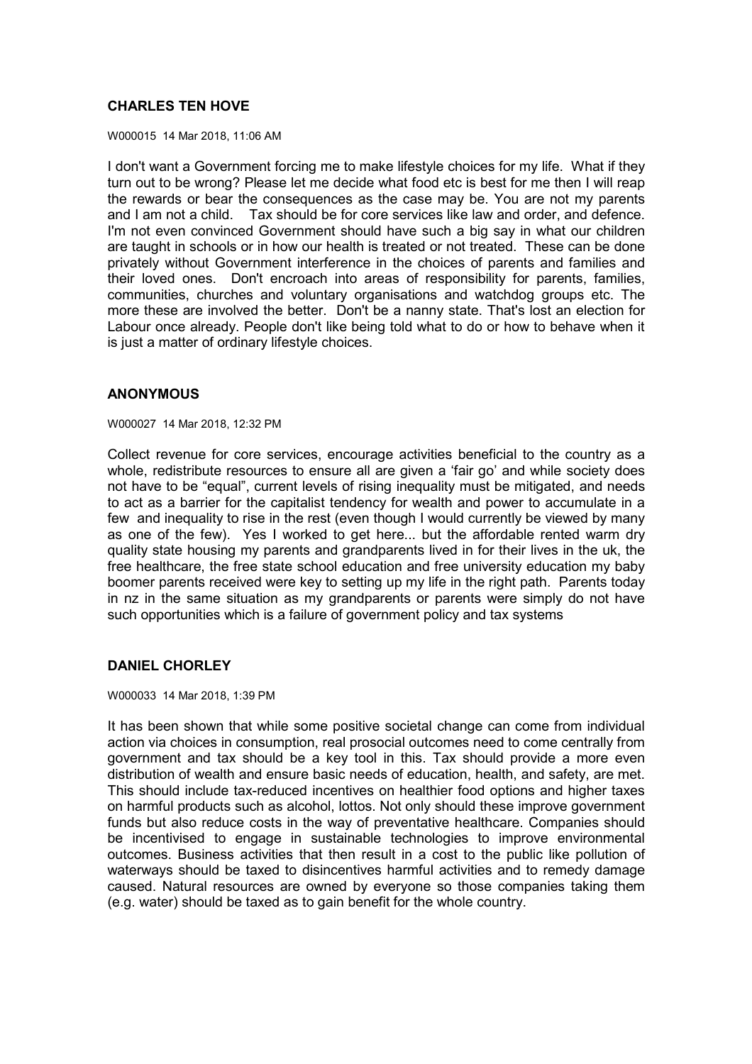### CHARLES TEN HOVE

W000015 14 Mar 2018, 11:06 AM

I don't want a Government forcing me to make lifestyle choices for my life. What if they turn out to be wrong? Please let me decide what food etc is best for me then I will reap the rewards or bear the consequences as the case may be. You are not my parents and I am not a child. Tax should be for core services like law and order, and defence. I'm not even convinced Government should have such a big say in what our children are taught in schools or in how our health is treated or not treated. These can be done privately without Government interference in the choices of parents and families and their loved ones. Don't encroach into areas of responsibility for parents, families, communities, churches and voluntary organisations and watchdog groups etc. The more these are involved the better. Don't be a nanny state. That's lost an election for Labour once already. People don't like being told what to do or how to behave when it is just a matter of ordinary lifestyle choices.

### ANONYMOUS

W000027 14 Mar 2018, 12:32 PM

Collect revenue for core services, encourage activities beneficial to the country as a whole, redistribute resources to ensure all are given a 'fair go' and while society does not have to be "equal", current levels of rising inequality must be mitigated, and needs to act as a barrier for the capitalist tendency for wealth and power to accumulate in a few and inequality to rise in the rest (even though I would currently be viewed by many as one of the few). Yes I worked to get here... but the affordable rented warm dry quality state housing my parents and grandparents lived in for their lives in the uk, the free healthcare, the free state school education and free university education my baby boomer parents received were key to setting up my life in the right path. Parents today in nz in the same situation as my grandparents or parents were simply do not have such opportunities which is a failure of government policy and tax systems

### DANIEL CHORLEY

W000033 14 Mar 2018, 1:39 PM

It has been shown that while some positive societal change can come from individual action via choices in consumption, real prosocial outcomes need to come centrally from government and tax should be a key tool in this. Tax should provide a more even distribution of wealth and ensure basic needs of education, health, and safety, are met. This should include tax-reduced incentives on healthier food options and higher taxes on harmful products such as alcohol, lottos. Not only should these improve government funds but also reduce costs in the way of preventative healthcare. Companies should be incentivised to engage in sustainable technologies to improve environmental outcomes. Business activities that then result in a cost to the public like pollution of waterways should be taxed to disincentives harmful activities and to remedy damage caused. Natural resources are owned by everyone so those companies taking them (e.g. water) should be taxed as to gain benefit for the whole country.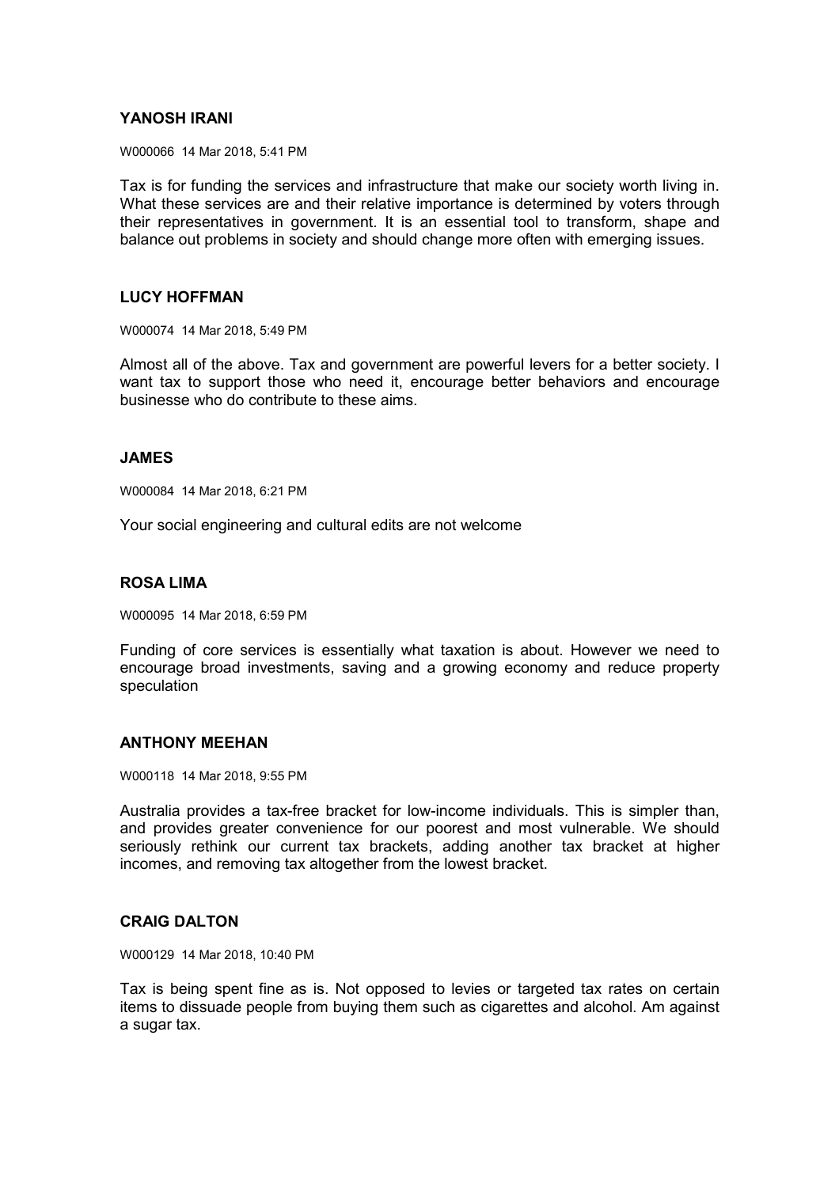### YANOSH IRANI

W000066 14 Mar 2018, 5:41 PM

Tax is for funding the services and infrastructure that make our society worth living in. What these services are and their relative importance is determined by voters through their representatives in government. It is an essential tool to transform, shape and balance out problems in society and should change more often with emerging issues.

### LUCY HOFFMAN

W000074 14 Mar 2018, 5:49 PM

Almost all of the above. Tax and government are powerful levers for a better society. I want tax to support those who need it, encourage better behaviors and encourage businesse who do contribute to these aims.

### JAMES

W000084 14 Mar 2018, 6:21 PM

Your social engineering and cultural edits are not welcome

### ROSA LIMA

W000095 14 Mar 2018, 6:59 PM

Funding of core services is essentially what taxation is about. However we need to encourage broad investments, saving and a growing economy and reduce property speculation

### ANTHONY MEEHAN

W000118 14 Mar 2018, 9:55 PM

Australia provides a tax-free bracket for low-income individuals. This is simpler than, and provides greater convenience for our poorest and most vulnerable. We should seriously rethink our current tax brackets, adding another tax bracket at higher incomes, and removing tax altogether from the lowest bracket.

### CRAIG DALTON

W000129 14 Mar 2018, 10:40 PM

Tax is being spent fine as is. Not opposed to levies or targeted tax rates on certain items to dissuade people from buying them such as cigarettes and alcohol. Am against a sugar tax.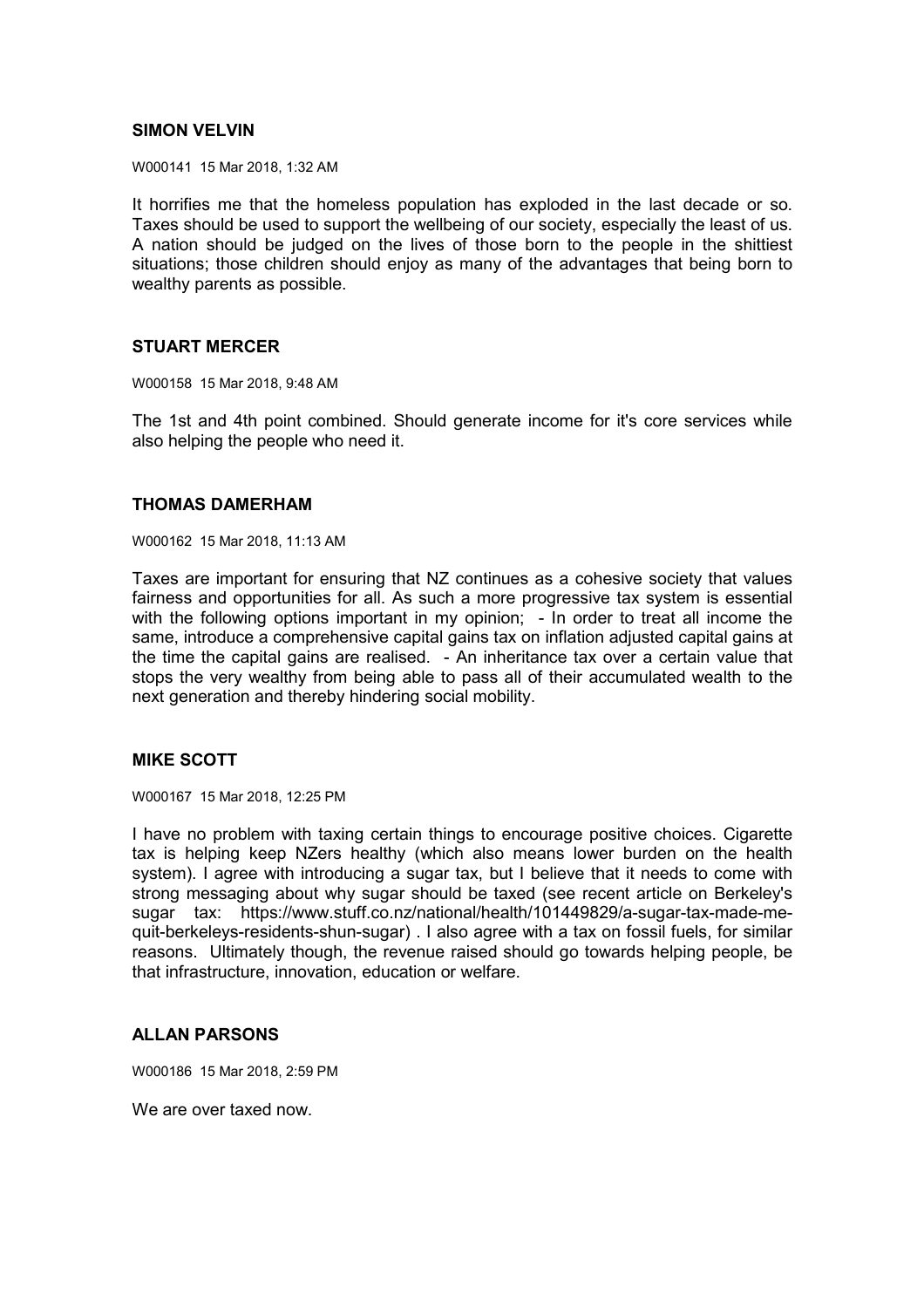**SIMON VELVIN**

W000141 15 Mar 2018, 1:32 AM

It horrifies me that the homeless population has exploded in the last decade or so. Taxes should be used to support the wellbeing of our society, especially the least of us. A nation should be judged on the lives of those born to the people in the shittiest situations; those children should enjoy as many of the advantages that being born to wealthy parents as possible.

**STUART MERCER**

W000158 15 Mar 2018, 9:48 AM

The 1st and 4th point combined. Should generate income for it's core services while also helping the people who need it.

**THOMAS DAMERHAM**

W000162 15 Mar 2018, 11:13 AM

Taxes are important for ensuring that NZ continues as a cohesive society that values fairness and opportunities for all. As such a more progressive tax system is essential with the following options important in my opinion; - In order to treat all income the same, introduce a comprehensive capital gains tax on inflation adjusted capital gains at the time the capital gains are realised. - An inheritance tax over a certain value that stops the very wealthy from being able to pass all of their accumulated wealth to the next generation and thereby hindering social mobility.

**MIKE SCOTT**

W000167 15 Mar 2018, 12:25 PM

I have no problem with taxing certain things to encourage positive choices. Cigarette tax is helping keep NZers healthy (which also means lower burden on the health system). I agree with introducing a sugar tax, but I believe that it needs to come with strong messaging about why sugar should be taxed (see recent article on Berkeley's sugar tax: https://www.stuff.co.nz/national/health/101449829/a-sugar-tax-made-me-quit-berkeleys-residents-shun-sugar) . I also agree with a tax on fossil fuels, for similar reasons. Ultimately though, the revenue raised should go towards helping people, be that infrastructure, innovation, education or welfare.

**ALLAN PARSONS**

W000186 15 Mar 2018, 2:59 PM

We are over taxed now.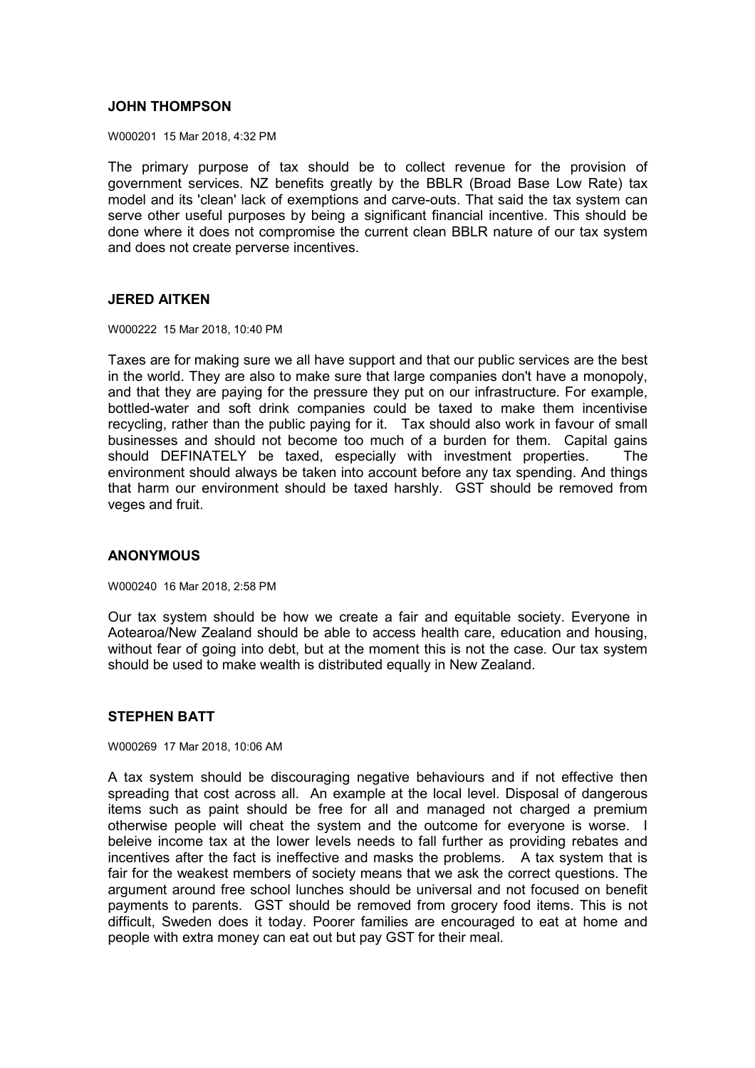### JOHN THOMPSON

W000201 15 Mar 2018, 4:32 PM

The primary purpose of tax should be to collect revenue for the provision of government services. NZ benefits greatly by the BBLR (Broad Base Low Rate) tax model and its 'clean' lack of exemptions and carve-outs. That said the tax system can serve other useful purposes by being a significant financial incentive. This should be done where it does not compromise the current clean BBLR nature of our tax system and does not create perverse incentives.

### JERED AITKEN

W000222 15 Mar 2018, 10:40 PM

Taxes are for making sure we all have support and that our public services are the best in the world. They are also to make sure that large companies don't have a monopoly, and that they are paying for the pressure they put on our infrastructure. For example, bottled-water and soft drink companies could be taxed to make them incentivise recycling, rather than the public paying for it. Tax should also work in favour of small businesses and should not become too much of a burden for them. Capital gains should DEFINATELY be taxed, especially with investment properties. The environment should always be taken into account before any tax spending. And things that harm our environment should be taxed harshly. GST should be removed from veges and fruit.

### ANONYMOUS

W000240 16 Mar 2018, 2:58 PM

Our tax system should be how we create a fair and equitable society. Everyone in Aotearoa/New Zealand should be able to access health care, education and housing, without fear of going into debt, but at the moment this is not the case. Our tax system should be used to make wealth is distributed equally in New Zealand.

### STEPHEN BATT

W000269 17 Mar 2018, 10:06 AM

A tax system should be discouraging negative behaviours and if not effective then spreading that cost across all. An example at the local level. Disposal of dangerous items such as paint should be free for all and managed not charged a premium otherwise people will cheat the system and the outcome for everyone is worse. I beleive income tax at the lower levels needs to fall further as providing rebates and incentives after the fact is ineffective and masks the problems. A tax system that is fair for the weakest members of society means that we ask the correct questions. The argument around free school lunches should be universal and not focused on benefit payments to parents. GST should be removed from grocery food items. This is not difficult, Sweden does it today. Poorer families are encouraged to eat at home and people with extra money can eat out but pay GST for their meal.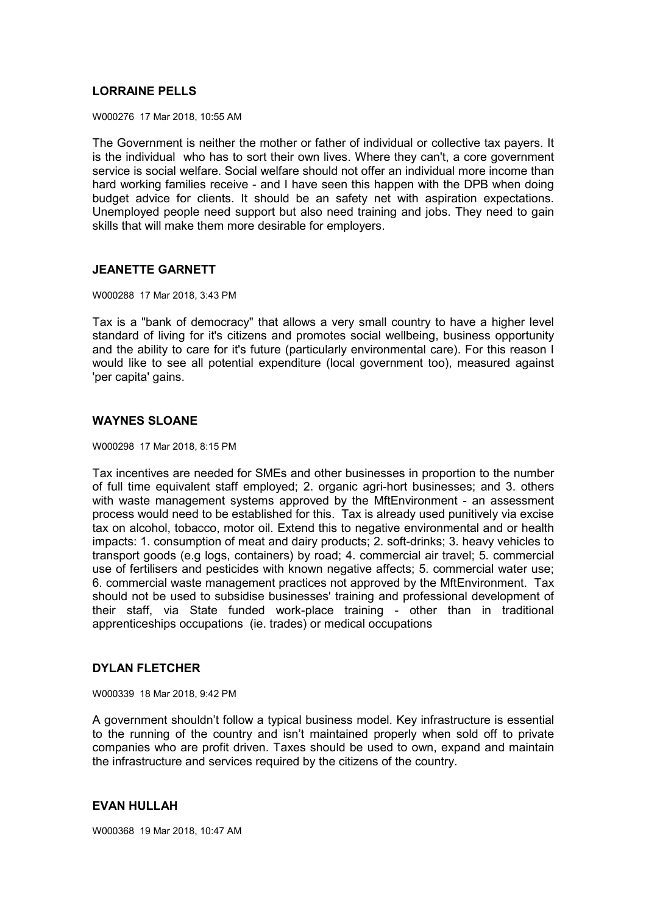**LORRAINE PELLS**

W000276 17 Mar 2018, 10:55 AM

The Government is neither the mother or father of individual or collective tax payers. It is the individual who has to sort their own lives. Where they can't, a core government service is social welfare. Social welfare should not offer an individual more income than hard working families receive - and I have seen this happen with the DPB when doing budget advice for clients. It should be an safety net with aspiration expectations. Unemployed people need support but also need training and jobs. They need to gain skills that will make them more desirable for employers.

**JEANETTE GARNETT**

W000288 17 Mar 2018, 3:43 PM

Tax is a "bank of democracy" that allows a very small country to have a higher level standard of living for it's citizens and promotes social wellbeing, business opportunity and the ability to care for it's future (particularly environmental care). For this reason I would like to see all potential expenditure (local government too), measured against 'per capita' gains.

**WAYNES SLOANE**

W000298 17 Mar 2018, 8:15 PM

Tax incentives are needed for SMEs and other businesses in proportion to the number of full time equivalent staff employed; 2. organic agri-hort businesses; and 3. others with waste management systems approved by the MftEnvironment - an assessment process would need to be established for this. Tax is already used punitively via excise tax on alcohol, tobacco, motor oil. Extend this to negative environmental and or health impacts: 1. consumption of meat and dairy products; 2. soft-drinks; 3. heavy vehicles to transport goods (e.g logs, containers) by road; 4. commercial air travel; 5. commercial use of fertilisers and pesticides with known negative affects; 5. commercial water use; 6. commercial waste management practices not approved by the MftEnvironment. Tax should not be used to subsidise businesses' training and professional development of their staff, via State funded work-place training - other than in traditional apprenticeships occupations (ie. trades) or medical occupations

**DYLAN FLETCHER**

W000339 18 Mar 2018, 9:42 PM

A government shouldn't follow a typical business model. Key infrastructure is essential to the running of the country and isn't maintained properly when sold off to private companies who are profit driven. Taxes should be used to own, expand and maintain the infrastructure and services required by the citizens of the country.

**EVAN HULLAH**

W000368 19 Mar 2018, 10:47 AM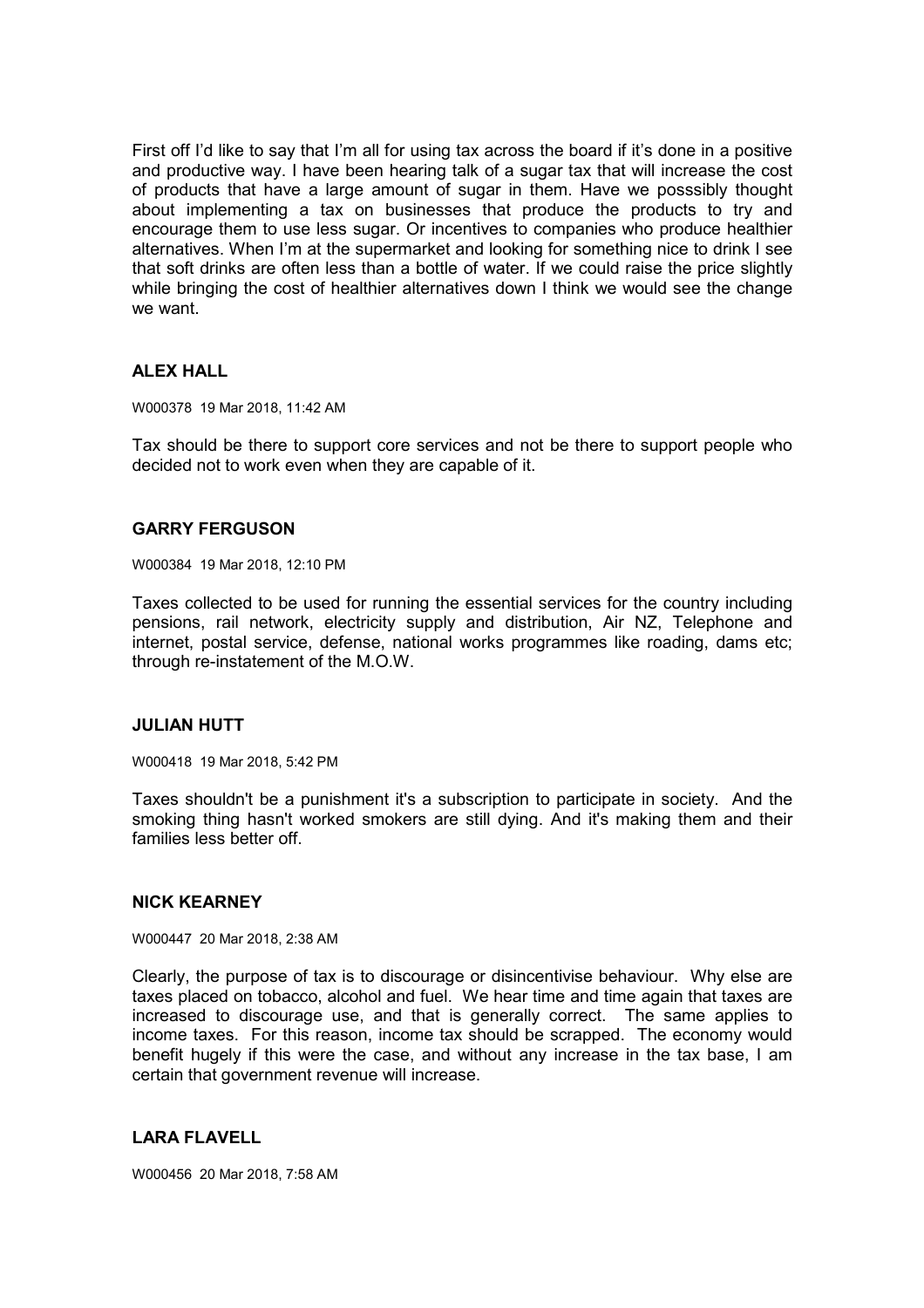First off I'd like to say that I'm all for using tax across the board if it's done in a positive and productive way. I have been hearing talk of a sugar tax that will increase the cost of products that have a large amount of sugar in them. Have we posssibly thought about implementing a tax on businesses that produce the products to try and encourage them to use less sugar. Or incentives to companies who produce healthier alternatives. When I'm at the supermarket and looking for something nice to drink I see that soft drinks are often less than a bottle of water. If we could raise the price slightly while bringing the cost of healthier alternatives down I think we would see the change we want.

**ALEX HALL**

W000378 19 Mar 2018, 11:42 AM

Tax should be there to support core services and not be there to support people who decided not to work even when they are capable of it.

**GARRY FERGUSON**

W000384 19 Mar 2018, 12:10 PM

Taxes collected to be used for running the essential services for the country including pensions, rail network, electricity supply and distribution, Air NZ, Telephone and internet, postal service, defense, national works programmes like roading, dams etc; through re-instatement of the M.O.W.

**JULIAN HUTT**

W000418 19 Mar 2018, 5:42 PM

Taxes shouldn't be a punishment it's a subscription to participate in society. And the smoking thing hasn't worked smokers are still dying. And it's making them and their families less better off.

**NICK KEARNEY**

W000447 20 Mar 2018, 2:38 AM

Clearly, the purpose of tax is to discourage or disincentivise behaviour. Why else are taxes placed on tobacco, alcohol and fuel. We hear time and time again that taxes are increased to discourage use, and that is generally correct. The same applies to income taxes. For this reason, income tax should be scrapped. The economy would benefit hugely if this were the case, and without any increase in the tax base, I am certain that government revenue will increase.

**LARA FLAVELL**

W000456 20 Mar 2018, 7:58 AM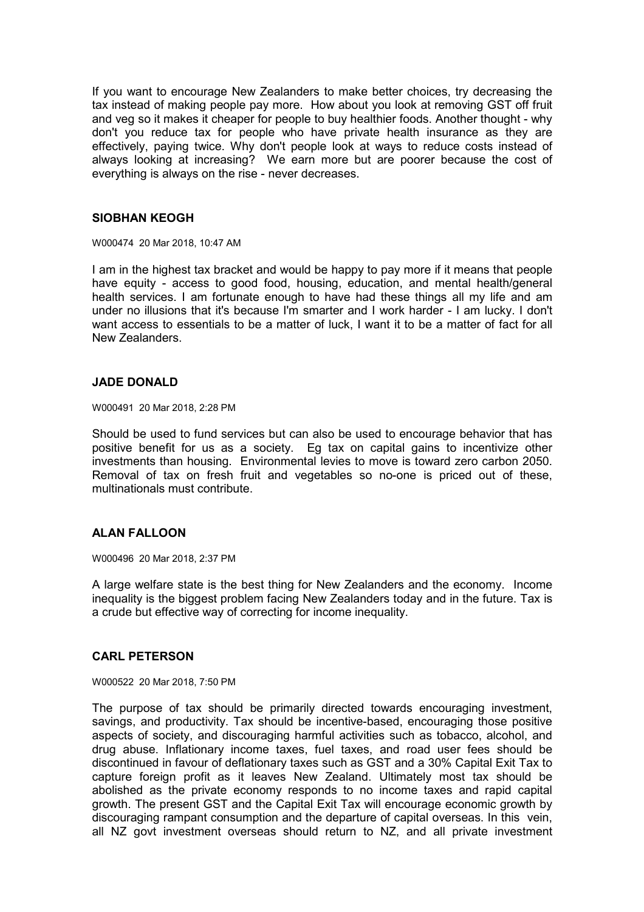If you want to encourage New Zealanders to make better choices, try decreasing the tax instead of making people pay more. How about you look at removing GST off fruit and veg so it makes it cheaper for people to buy healthier foods. Another thought - why don't you reduce tax for people who have private health insurance as they are effectively, paying twice. Why don't people look at ways to reduce costs instead of always looking at increasing? We earn more but are poorer because the cost of everything is always on the rise - never decreases.

### SIOBHAN KEOGH

W000474 20 Mar 2018, 10:47 AM

I am in the highest tax bracket and would be happy to pay more if it means that people have equity - access to good food, housing, education, and mental health/general health services. I am fortunate enough to have had these things all my life and am under no illusions that it's because I'm smarter and I work harder - I am lucky. I don't want access to essentials to be a matter of luck, I want it to be a matter of fact for all New Zealanders.

### JADE DONALD

W000491 20 Mar 2018, 2:28 PM

Should be used to fund services but can also be used to encourage behavior that has positive benefit for us as a society. Eg tax on capital gains to incentivize other investments than housing. Environmental levies to move is toward zero carbon 2050. Removal of tax on fresh fruit and vegetables so no-one is priced out of these, multinationals must contribute.

### ALAN FALLOON

W000496 20 Mar 2018, 2:37 PM

A large welfare state is the best thing for New Zealanders and the economy. Income inequality is the biggest problem facing New Zealanders today and in the future. Tax is a crude but effective way of correcting for income inequality.

### CARL PETERSON

W000522 20 Mar 2018, 7:50 PM

The purpose of tax should be primarily directed towards encouraging investment, savings, and productivity. Tax should be incentive-based, encouraging those positive aspects of society, and discouraging harmful activities such as tobacco, alcohol, and drug abuse. Inflationary income taxes, fuel taxes, and road user fees should be discontinued in favour of deflationary taxes such as GST and a 30% Capital Exit Tax to capture foreign profit as it leaves New Zealand. Ultimately most tax should be abolished as the private economy responds to no income taxes and rapid capital growth. The present GST and the Capital Exit Tax will encourage economic growth by discouraging rampant consumption and the departure of capital overseas. In this vein, all NZ govt investment overseas should return to NZ, and all private investment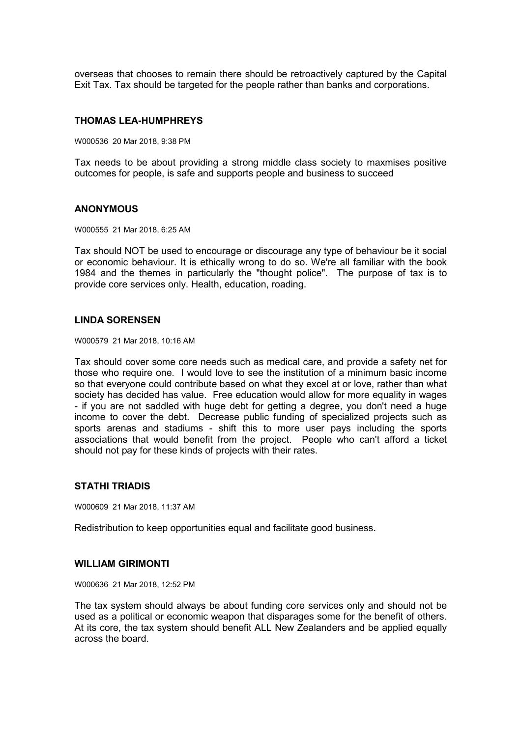overseas that chooses to remain there should be retroactively captured by the Capital Exit Tax. Tax should be targeted for the people rather than banks and corporations.

### THOMAS LEA-HUMPHREYS

W000536 20 Mar 2018, 9:38 PM

Tax needs to be about providing a strong middle class society to maxmises positive outcomes for people, is safe and supports people and business to succeed

### ANONYMOUS

W000555 21 Mar 2018, 6:25 AM

Tax should NOT be used to encourage or discourage any type of behaviour be it social or economic behaviour. It is ethically wrong to do so. We're all familiar with the book 1984 and the themes in particularly the "thought police". The purpose of tax is to provide core services only. Health, education, roading.

### LINDA SORENSEN

W000579 21 Mar 2018, 10:16 AM

Tax should cover some core needs such as medical care, and provide a safety net for those who require one. I would love to see the institution of a minimum basic income so that everyone could contribute based on what they excel at or love, rather than what society has decided has value. Free education would allow for more equality in wages - if you are not saddled with huge debt for getting a degree, you don't need a huge income to cover the debt. Decrease public funding of specialized projects such as sports arenas and stadiums - shift this to more user pays including the sports associations that would benefit from the project. People who can't afford a ticket should not pay for these kinds of projects with their rates.

### STATHI TRIADIS

W000609 21 Mar 2018, 11:37 AM

Redistribution to keep opportunities equal and facilitate good business.

### WILLIAM GIRIMONTI

W000636 21 Mar 2018, 12:52 PM

The tax system should always be about funding core services only and should not be used as a political or economic weapon that disparages some for the benefit of others. At its core, the tax system should benefit ALL New Zealanders and be applied equally across the board.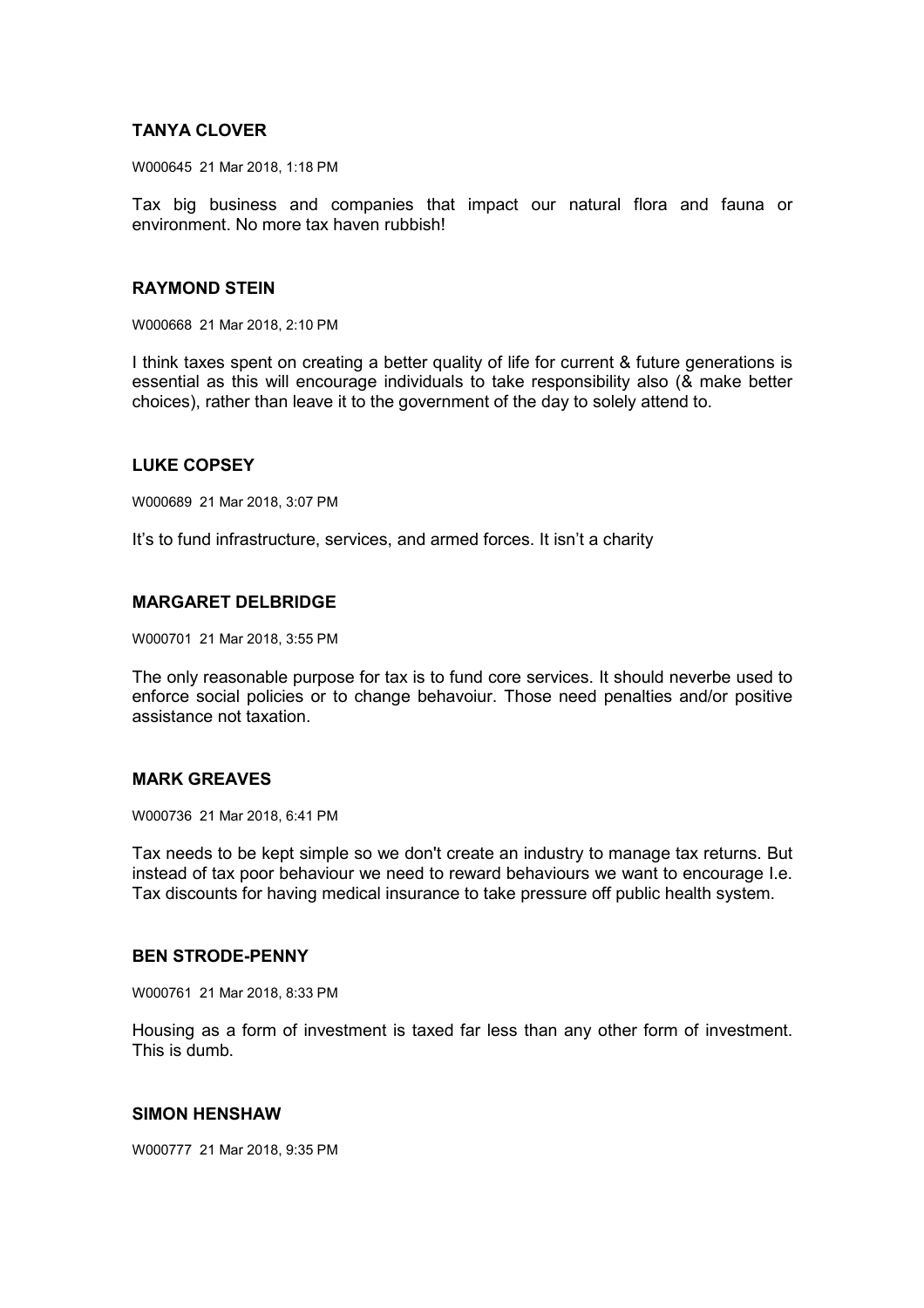**TANYA CLOVER**

W000645 21 Mar 2018, 1:18 PM

Tax big business and companies that impact our natural flora and fauna or environment. No more tax haven rubbish!

**RAYMOND STEIN**

W000668 21 Mar 2018, 2:10 PM

I think taxes spent on creating a better quality of life for current & future generations is essential as this will encourage individuals to take responsibility also (& make better choices), rather than leave it to the government of the day to solely attend to.

**LUKE COPSEY**

W000689 21 Mar 2018, 3:07 PM

It’s to fund infrastructure, services, and armed forces. It isn’t a charity

**MARGARET DELBRIDGE**

W000701 21 Mar 2018, 3:55 PM

The only reasonable purpose for tax is to fund core services. It should neverbe used to enforce social policies or to change behavoiur. Those need penalties and/or positive assistance not taxation.

**MARK GREAVES**

W000736 21 Mar 2018, 6:41 PM

Tax needs to be kept simple so we don't create an industry to manage tax returns. But instead of tax poor behaviour we need to reward behaviours we want to encourage I.e. Tax discounts for having medical insurance to take pressure off public health system.

**BEN STRODE-PENNY**

W000761 21 Mar 2018, 8:33 PM

Housing as a form of investment is taxed far less than any other form of investment. This is dumb.

**SIMON HENSHAW**

W000777 21 Mar 2018, 9:35 PM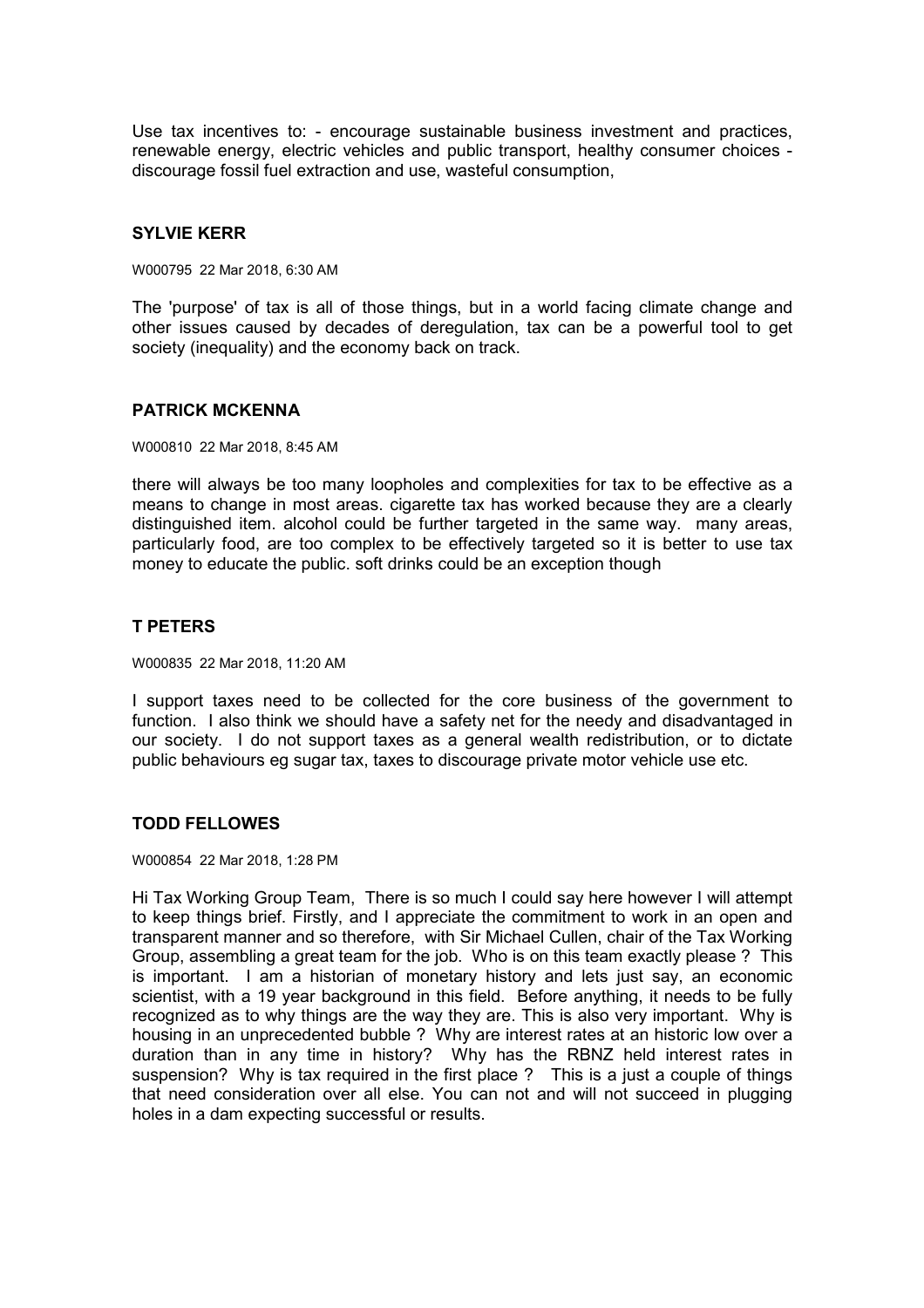Use tax incentives to: - encourage sustainable business investment and practices, renewable energy, electric vehicles and public transport, healthy consumer choices - discourage fossil fuel extraction and use, wasteful consumption,

### SYLVIE KERR

W000795 22 Mar 2018, 6:30 AM

The 'purpose' of tax is all of those things, but in a world facing climate change and other issues caused by decades of deregulation, tax can be a powerful tool to get society (inequality) and the economy back on track.

### PATRICK MCKENNA

W000810 22 Mar 2018, 8:45 AM

there will always be too many loopholes and complexities for tax to be effective as a means to change in most areas. cigarette tax has worked because they are a clearly distinguished item. alcohol could be further targeted in the same way. many areas, particularly food, are too complex to be effectively targeted so it is better to use tax money to educate the public. soft drinks could be an exception though

### T PETERS

W000835 22 Mar 2018, 11:20 AM

I support taxes need to be collected for the core business of the government to function. I also think we should have a safety net for the needy and disadvantaged in our society. I do not support taxes as a general wealth redistribution, or to dictate public behaviours eg sugar tax, taxes to discourage private motor vehicle use etc.

### TODD FELLOWES

W000854 22 Mar 2018, 1:28 PM

Hi Tax Working Group Team, There is so much I could say here however I will attempt to keep things brief. Firstly, and I appreciate the commitment to work in an open and transparent manner and so therefore, with Sir Michael Cullen, chair of the Tax Working Group, assembling a great team for the job. Who is on this team exactly please ? This is important. I am a historian of monetary history and lets just say, an economic scientist, with a 19 year background in this field. Before anything, it needs to be fully recognized as to why things are the way they are. This is also very important. Why is housing in an unprecedented bubble ? Why are interest rates at an historic low over a duration than in any time in history? Why has the RBNZ held interest rates in suspension? Why is tax required in the first place ? This is a just a couple of things that need consideration over all else. You can not and will not succeed in plugging holes in a dam expecting successful or results.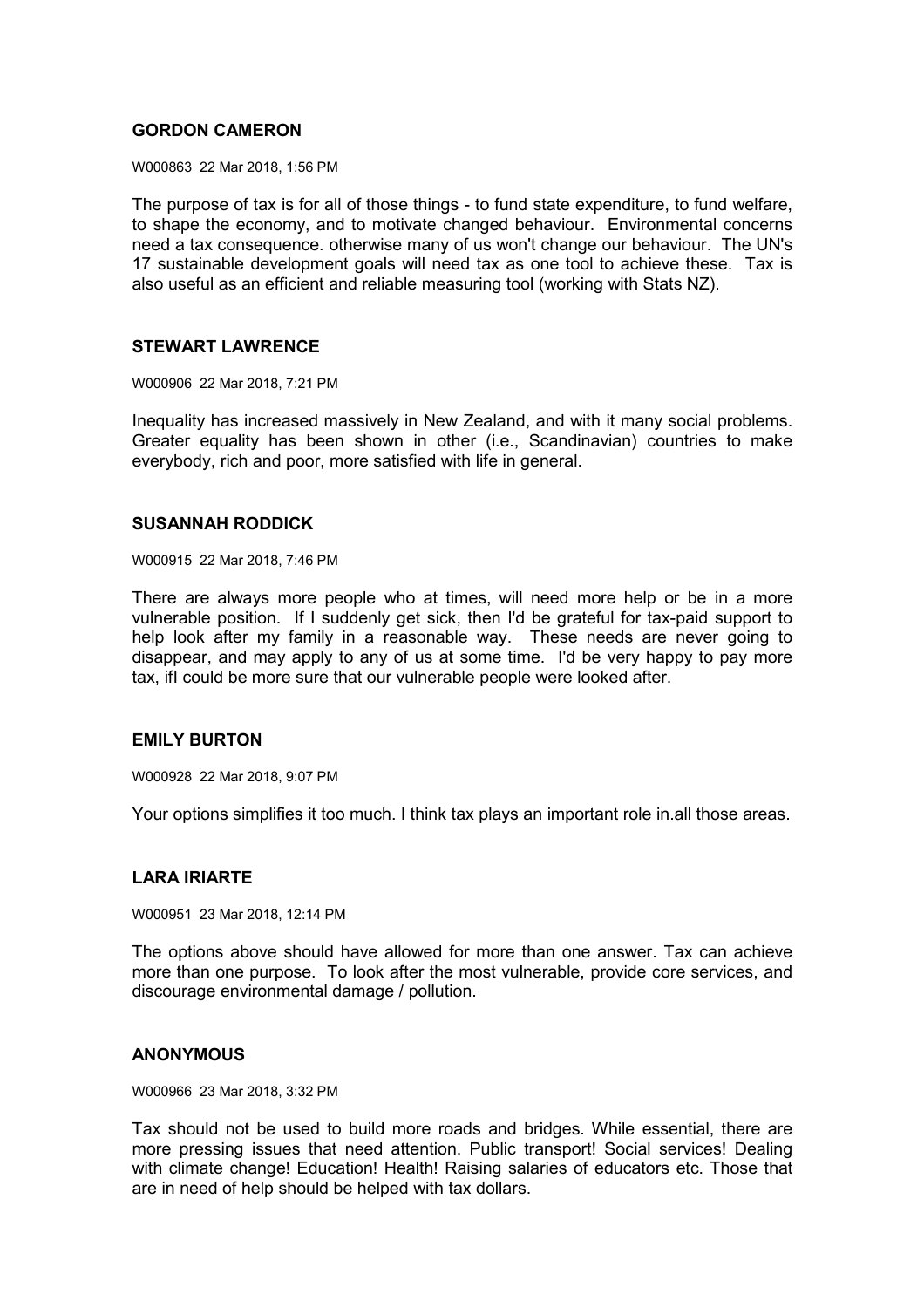**GORDON CAMERON**

W000863 22 Mar 2018, 1:56 PM

The purpose of tax is for all of those things - to fund state expenditure, to fund welfare, to shape the economy, and to motivate changed behaviour. Environmental concerns need a tax consequence. otherwise many of us won't change our behaviour. The UN's 17 sustainable development goals will need tax as one tool to achieve these. Tax is also useful as an efficient and reliable measuring tool (working with Stats NZ).

**STEWART LAWRENCE**

W000906 22 Mar 2018, 7:21 PM

Inequality has increased massively in New Zealand, and with it many social problems. Greater equality has been shown in other (i.e., Scandinavian) countries to make everybody, rich and poor, more satisfied with life in general.

**SUSANNAH RODDICK**

W000915 22 Mar 2018, 7:46 PM

There are always more people who at times, will need more help or be in a more vulnerable position. If I suddenly get sick, then I'd be grateful for tax-paid support to help look after my family in a reasonable way. These needs are never going to disappear, and may apply to any of us at some time. I'd be very happy to pay more tax, ifI could be more sure that our vulnerable people were looked after.

**EMILY BURTON**

W000928 22 Mar 2018, 9:07 PM

Your options simplifies it too much. I think tax plays an important role in.all those areas.

**LARA IRIARTE**

W000951 23 Mar 2018, 12:14 PM

The options above should have allowed for more than one answer. Tax can achieve more than one purpose. To look after the most vulnerable, provide core services, and discourage environmental damage / pollution.

**ANONYMOUS**

W000966 23 Mar 2018, 3:32 PM

Tax should not be used to build more roads and bridges. While essential, there are more pressing issues that need attention. Public transport! Social services! Dealing with climate change! Education! Health! Raising salaries of educators etc. Those that are in need of help should be helped with tax dollars.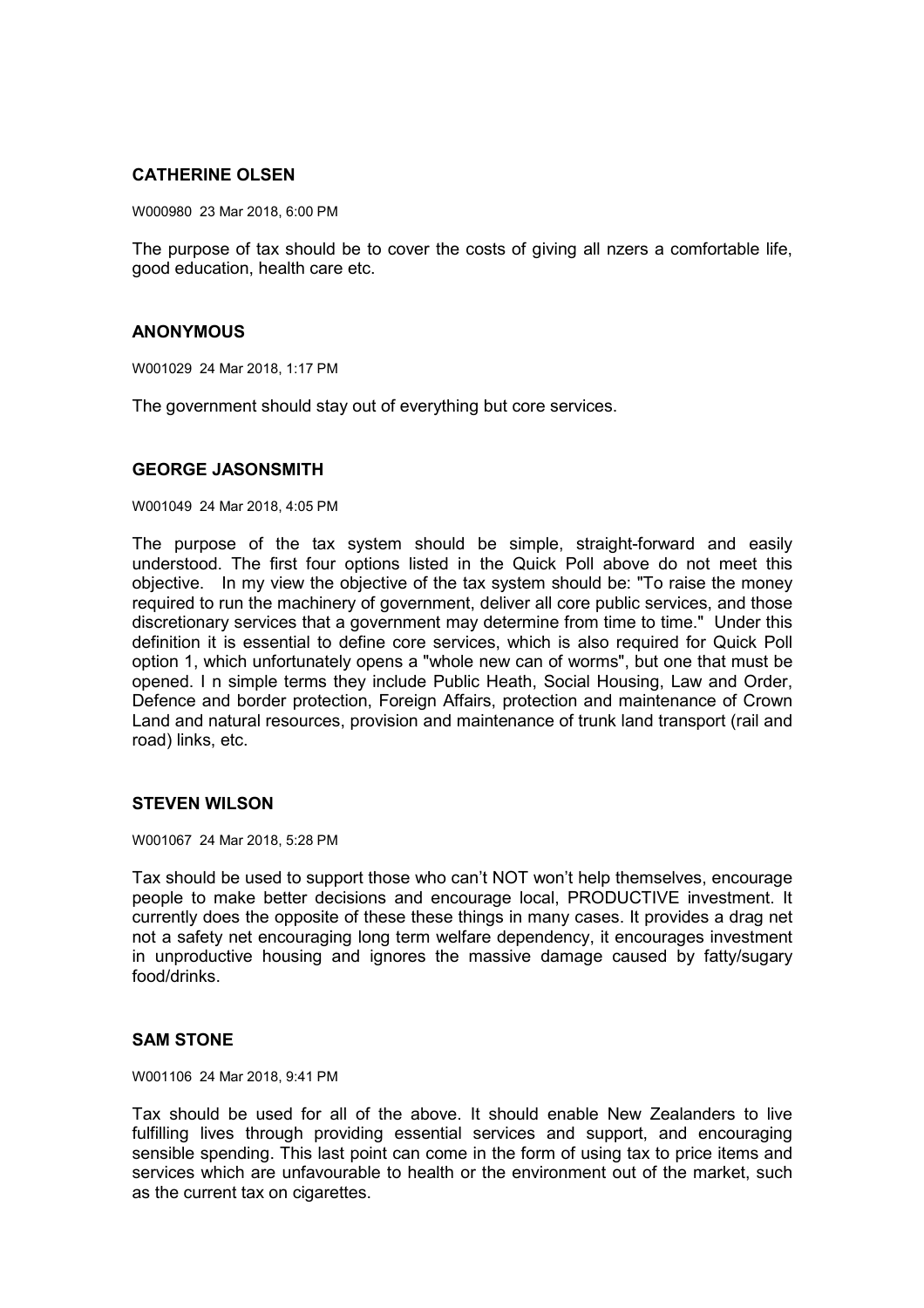**CATHERINE OLSEN**

W000980 23 Mar 2018, 6:00 PM

The purpose of tax should be to cover the costs of giving all nzers a comfortable life, good education, health care etc.

**ANONYMOUS**

W001029 24 Mar 2018, 1:17 PM

The government should stay out of everything but core services.

**GEORGE JASONSMITH**

W001049 24 Mar 2018, 4:05 PM

The purpose of the tax system should be simple, straight-forward and easily understood. The first four options listed in the Quick Poll above do not meet this objective. In my view the objective of the tax system should be: "To raise the money required to run the machinery of government, deliver all core public services, and those discretionary services that a government may determine from time to time." Under this definition it is essential to define core services, which is also required for Quick Poll option 1, which unfortunately opens a "whole new can of worms", but one that must be opened. I n simple terms they include Public Heath, Social Housing, Law and Order, Defence and border protection, Foreign Affairs, protection and maintenance of Crown Land and natural resources, provision and maintenance of trunk land transport (rail and road) links, etc.

**STEVEN WILSON**

W001067 24 Mar 2018, 5:28 PM

Tax should be used to support those who can't NOT won't help themselves, encourage people to make better decisions and encourage local, PRODUCTIVE investment. It currently does the opposite of these these things in many cases. It provides a drag net not a safety net encouraging long term welfare dependency, it encourages investment in unproductive housing and ignores the massive damage caused by fatty/sugary food/drinks.

**SAM STONE**

W001106 24 Mar 2018, 9:41 PM

Tax should be used for all of the above. It should enable New Zealanders to live fulfilling lives through providing essential services and support, and encouraging sensible spending. This last point can come in the form of using tax to price items and services which are unfavourable to health or the environment out of the market, such as the current tax on cigarettes.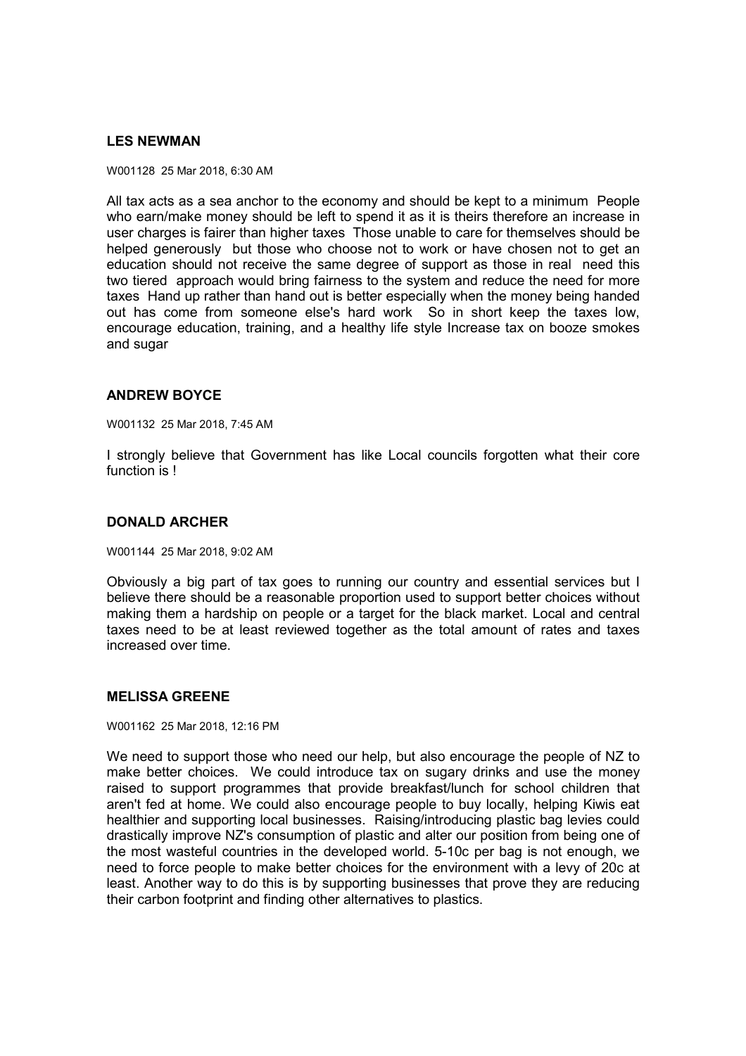### LES NEWMAN

W001128 25 Mar 2018, 6:30 AM

All tax acts as a sea anchor to the economy and should be kept to a minimum People who earn/make money should be left to spend it as it is theirs therefore an increase in user charges is fairer than higher taxes Those unable to care for themselves should be helped generously but those who choose not to work or have chosen not to get an education should not receive the same degree of support as those in real need this two tiered approach would bring fairness to the system and reduce the need for more taxes Hand up rather than hand out is better especially when the money being handed out has come from someone else's hard work So in short keep the taxes low, encourage education, training, and a healthy life style Increase tax on booze smokes and sugar

### ANDREW BOYCE

W001132 25 Mar 2018, 7:45 AM

I strongly believe that Government has like Local councils forgotten what their core function is !

### DONALD ARCHER

W001144 25 Mar 2018, 9:02 AM

Obviously a big part of tax goes to running our country and essential services but I believe there should be a reasonable proportion used to support better choices without making them a hardship on people or a target for the black market. Local and central taxes need to be at least reviewed together as the total amount of rates and taxes increased over time.

### MELISSA GREENE

W001162 25 Mar 2018, 12:16 PM

We need to support those who need our help, but also encourage the people of NZ to make better choices. We could introduce tax on sugary drinks and use the money raised to support programmes that provide breakfast/lunch for school children that aren't fed at home. We could also encourage people to buy locally, helping Kiwis eat healthier and supporting local businesses. Raising/introducing plastic bag levies could drastically improve NZ's consumption of plastic and alter our position from being one of the most wasteful countries in the developed world. 5-10c per bag is not enough, we need to force people to make better choices for the environment with a levy of 20c at least. Another way to do this is by supporting businesses that prove they are reducing their carbon footprint and finding other alternatives to plastics.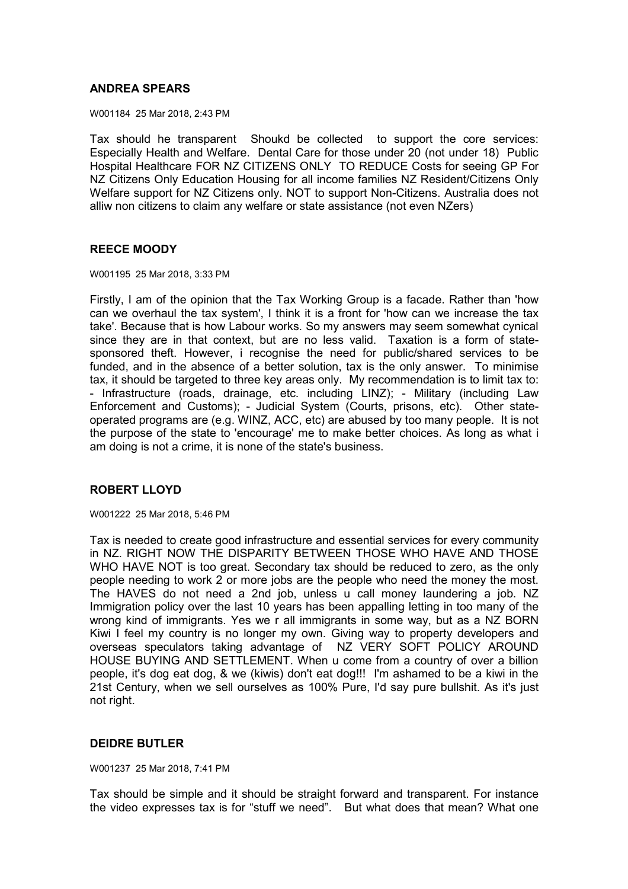### ANDREA SPEARS

W001184 25 Mar 2018, 2:43 PM

Tax should he transparent Shoukd be collected to support the core services: Especially Health and Welfare. Dental Care for those under 20 (not under 18) Public Hospital Healthcare FOR NZ CITIZENS ONLY TO REDUCE Costs for seeing GP For NZ Citizens Only Education Housing for all income families NZ Resident/Citizens Only Welfare support for NZ Citizens only. NOT to support Non-Citizens. Australia does not alliw non citizens to claim any welfare or state assistance (not even NZers)

### REECE MOODY

W001195 25 Mar 2018, 3:33 PM

Firstly, I am of the opinion that the Tax Working Group is a facade. Rather than 'how can we overhaul the tax system', I think it is a front for 'how can we increase the tax take'. Because that is how Labour works. So my answers may seem somewhat cynical since they are in that context, but are no less valid. Taxation is a form of state-sponsored theft. However, i recognise the need for public/shared services to be funded, and in the absence of a better solution, tax is the only answer. To minimise tax, it should be targeted to three key areas only. My recommendation is to limit tax to: - Infrastructure (roads, drainage, etc. including LINZ); - Military (including Law Enforcement and Customs); - Judicial System (Courts, prisons, etc). Other state-operated programs are (e.g. WINZ, ACC, etc) are abused by too many people. It is not the purpose of the state to 'encourage' me to make better choices. As long as what i am doing is not a crime, it is none of the state's business.

### ROBERT LLOYD

W001222 25 Mar 2018, 5:46 PM

Tax is needed to create good infrastructure and essential services for every community in NZ. RIGHT NOW THE DISPARITY BETWEEN THOSE WHO HAVE AND THOSE WHO HAVE NOT is too great. Secondary tax should be reduced to zero, as the only people needing to work 2 or more jobs are the people who need the money the most. The HAVES do not need a 2nd job, unless u call money laundering a job. NZ Immigration policy over the last 10 years has been appalling letting in too many of the wrong kind of immigrants. Yes we r all immigrants in some way, but as a NZ BORN Kiwi I feel my country is no longer my own. Giving way to property developers and overseas speculators taking advantage of NZ VERY SOFT POLICY AROUND HOUSE BUYING AND SETTLEMENT. When u come from a country of over a billion people, it's dog eat dog, & we (kiwis) don't eat dog!!! I'm ashamed to be a kiwi in the 21st Century, when we sell ourselves as 100% Pure, I'd say pure bullshit. As it's just not right.

### DEIDRE BUTLER

W001237 25 Mar 2018, 7:41 PM

Tax should be simple and it should be straight forward and transparent. For instance the video expresses tax is for “stuff we need”. But what does that mean? What one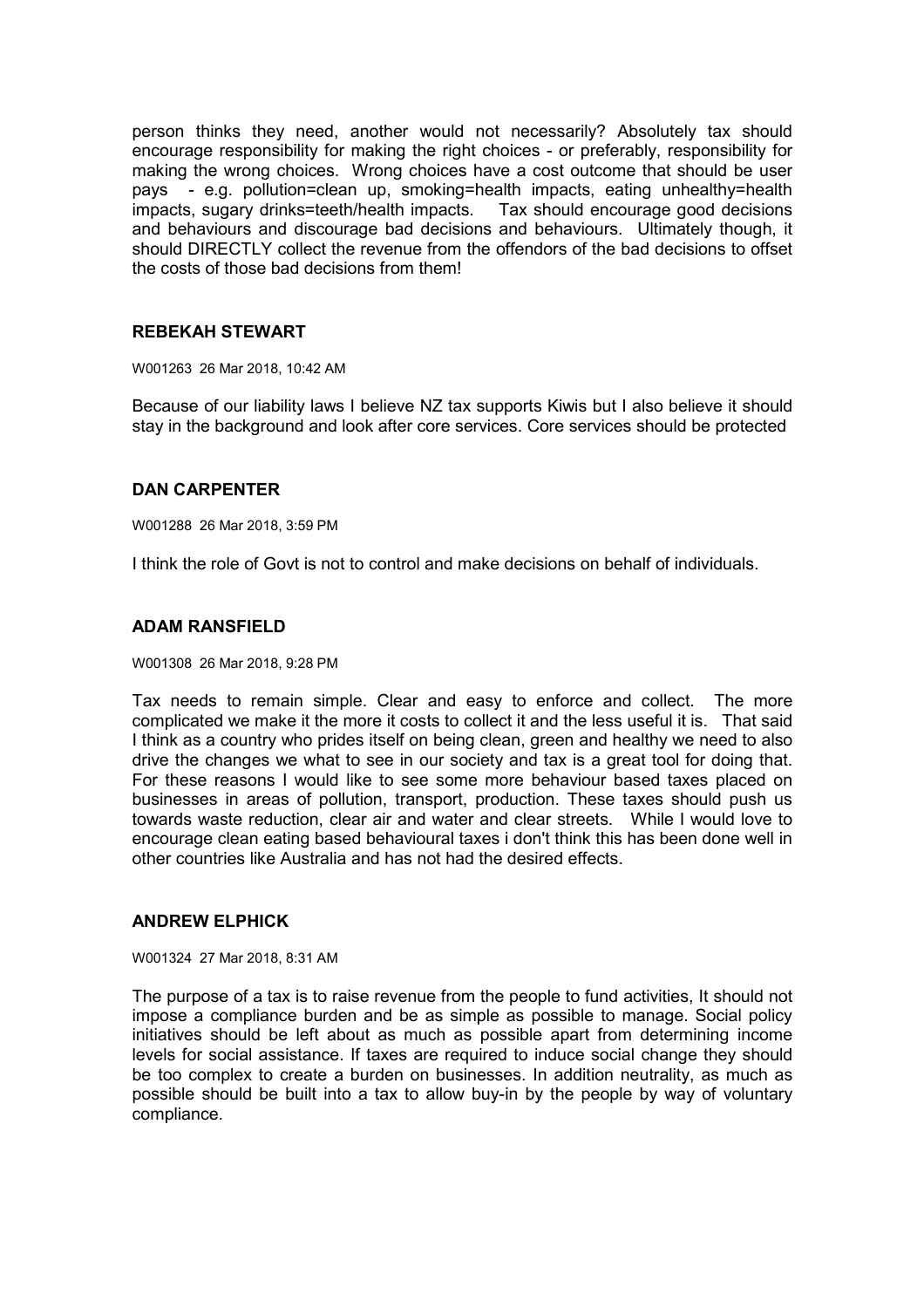person thinks they need, another would not necessarily? Absolutely tax should encourage responsibility for making the right choices - or preferably, responsibility for making the wrong choices. Wrong choices have a cost outcome that should be user pays - e.g. pollution=clean up, smoking=health impacts, eating unhealthy=health impacts, sugary drinks=teeth/health impacts. Tax should encourage good decisions and behaviours and discourage bad decisions and behaviours. Ultimately though, it should DIRECTLY collect the revenue from the offendors of the bad decisions to offset the costs of those bad decisions from them!

### REBEKAH STEWART

W001263 26 Mar 2018, 10:42 AM

Because of our liability laws I believe NZ tax supports Kiwis but I also believe it should stay in the background and look after core services. Core services should be protected

### DAN CARPENTER

W001288 26 Mar 2018, 3:59 PM

I think the role of Govt is not to control and make decisions on behalf of individuals.

### ADAM RANSFIELD

W001308 26 Mar 2018, 9:28 PM

Tax needs to remain simple. Clear and easy to enforce and collect. The more complicated we make it the more it costs to collect it and the less useful it is. That said I think as a country who prides itself on being clean, green and healthy we need to also drive the changes we what to see in our society and tax is a great tool for doing that. For these reasons I would like to see some more behaviour based taxes placed on businesses in areas of pollution, transport, production. These taxes should push us towards waste reduction, clear air and water and clear streets. While I would love to encourage clean eating based behavioural taxes i don't think this has been done well in other countries like Australia and has not had the desired effects.

### ANDREW ELPHICK

W001324 27 Mar 2018, 8:31 AM

The purpose of a tax is to raise revenue from the people to fund activities, It should not impose a compliance burden and be as simple as possible to manage. Social policy initiatives should be left about as much as possible apart from determining income levels for social assistance. If taxes are required to induce social change they should be too complex to create a burden on businesses. In addition neutrality, as much as possible should be built into a tax to allow buy-in by the people by way of voluntary compliance.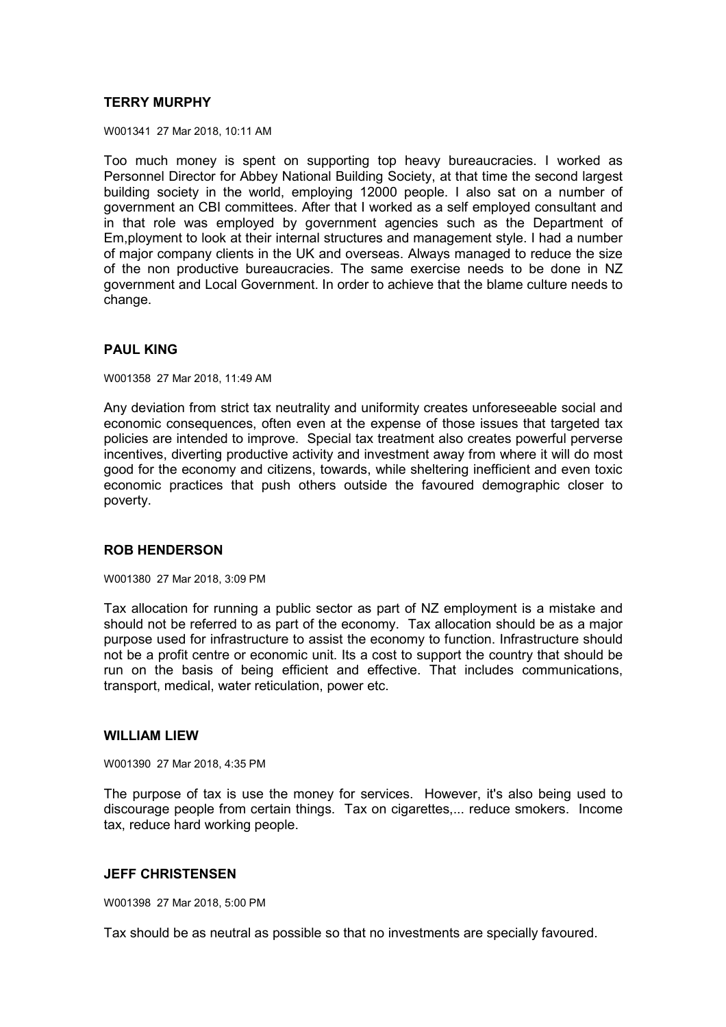**TERRY MURPHY**

W001341 27 Mar 2018, 10:11 AM

Too much money is spent on supporting top heavy bureaucracies. I worked as Personnel Director for Abbey National Building Society, at that time the second largest building society in the world, employing 12000 people. I also sat on a number of government an CBI committees. After that I worked as a self employed consultant and in that role was employed by government agencies such as the Department of Em,ployment to look at their internal structures and management style. I had a number of major company clients in the UK and overseas. Always managed to reduce the size of the non productive bureaucracies. The same exercise needs to be done in NZ government and Local Government. In order to achieve that the blame culture needs to change.

**PAUL KING**

W001358 27 Mar 2018, 11:49 AM

Any deviation from strict tax neutrality and uniformity creates unforeseeable social and economic consequences, often even at the expense of those issues that targeted tax policies are intended to improve. Special tax treatment also creates powerful perverse incentives, diverting productive activity and investment away from where it will do most good for the economy and citizens, towards, while sheltering inefficient and even toxic economic practices that push others outside the favoured demographic closer to poverty.

**ROB HENDERSON**

W001380 27 Mar 2018, 3:09 PM

Tax allocation for running a public sector as part of NZ employment is a mistake and should not be referred to as part of the economy. Tax allocation should be as a major purpose used for infrastructure to assist the economy to function. Infrastructure should not be a profit centre or economic unit. Its a cost to support the country that should be run on the basis of being efficient and effective. That includes communications, transport, medical, water reticulation, power etc.

**WILLIAM LIEW**

W001390 27 Mar 2018, 4:35 PM

The purpose of tax is use the money for services. However, it's also being used to discourage people from certain things. Tax on cigarettes,... reduce smokers. Income tax, reduce hard working people.

**JEFF CHRISTENSEN**

W001398 27 Mar 2018, 5:00 PM

Tax should be as neutral as possible so that no investments are specially favoured.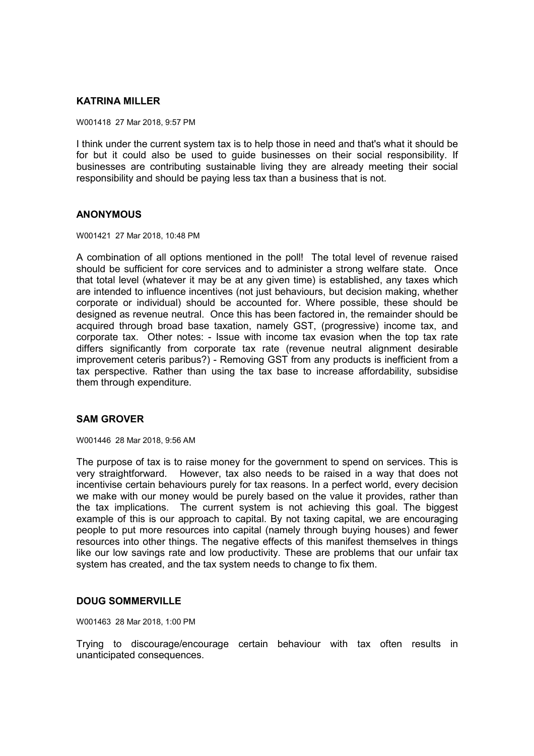**KATRINA MILLER**

W001418 27 Mar 2018, 9:57 PM

I think under the current system tax is to help those in need and that's what it should be for but it could also be used to guide businesses on their social responsibility. If businesses are contributing sustainable living they are already meeting their social responsibility and should be paying less tax than a business that is not.

**ANONYMOUS**

W001421 27 Mar 2018, 10:48 PM

A combination of all options mentioned in the poll! The total level of revenue raised should be sufficient for core services and to administer a strong welfare state. Once that total level (whatever it may be at any given time) is established, any taxes which are intended to influence incentives (not just behaviours, but decision making, whether corporate or individual) should be accounted for. Where possible, these should be designed as revenue neutral. Once this has been factored in, the remainder should be acquired through broad base taxation, namely GST, (progressive) income tax, and corporate tax. Other notes: - Issue with income tax evasion when the top tax rate differs significantly from corporate tax rate (revenue neutral alignment desirable improvement ceteris paribus?) - Removing GST from any products is inefficient from a tax perspective. Rather than using the tax base to increase affordability, subsidise them through expenditure.

**SAM GROVER**

W001446 28 Mar 2018, 9:56 AM

The purpose of tax is to raise money for the government to spend on services. This is very straightforward. However, tax also needs to be raised in a way that does not incentivise certain behaviours purely for tax reasons. In a perfect world, every decision we make with our money would be purely based on the value it provides, rather than the tax implications. The current system is not achieving this goal. The biggest example of this is our approach to capital. By not taxing capital, we are encouraging people to put more resources into capital (namely through buying houses) and fewer resources into other things. The negative effects of this manifest themselves in things like our low savings rate and low productivity. These are problems that our unfair tax system has created, and the tax system needs to change to fix them.

**DOUG SOMMERVILLE**

W001463 28 Mar 2018, 1:00 PM

Trying to discourage/encourage certain behaviour with tax often results in unanticipated consequences.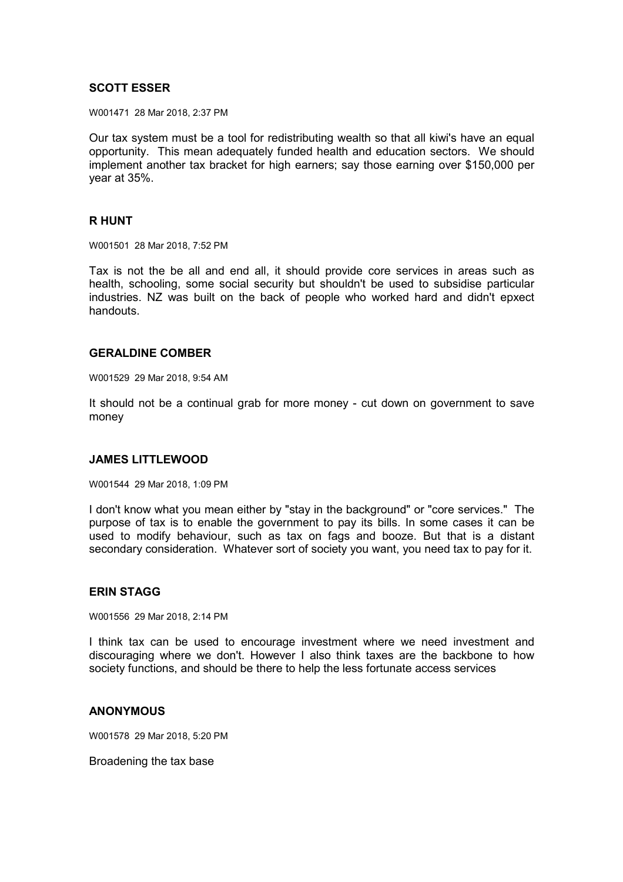**SCOTT ESSER**

W001471 28 Mar 2018, 2:37 PM

Our tax system must be a tool for redistributing wealth so that all kiwi's have an equal opportunity. This mean adequately funded health and education sectors. We should implement another tax bracket for high earners; say those earning over $150,000 per year at 35%.

**R HUNT**

W001501 28 Mar 2018, 7:52 PM

Tax is not the be all and end all, it should provide core services in areas such as health, schooling, some social security but shouldn't be used to subsidise particular industries. NZ was built on the back of people who worked hard and didn't epxect handouts.

**GERALDINE COMBER**

W001529 29 Mar 2018, 9:54 AM

It should not be a continual grab for more money - cut down on government to save money

**JAMES LITTLEWOOD**

W001544 29 Mar 2018, 1:09 PM

I don't know what you mean either by "stay in the background" or "core services." The purpose of tax is to enable the government to pay its bills. In some cases it can be used to modify behaviour, such as tax on fags and booze. But that is a distant secondary consideration. Whatever sort of society you want, you need tax to pay for it.

**ERIN STAGG**

W001556 29 Mar 2018, 2:14 PM

I think tax can be used to encourage investment where we need investment and discouraging where we don't. However I also think taxes are the backbone to how society functions, and should be there to help the less fortunate access services

**ANONYMOUS**

W001578 29 Mar 2018, 5:20 PM

Broadening the tax base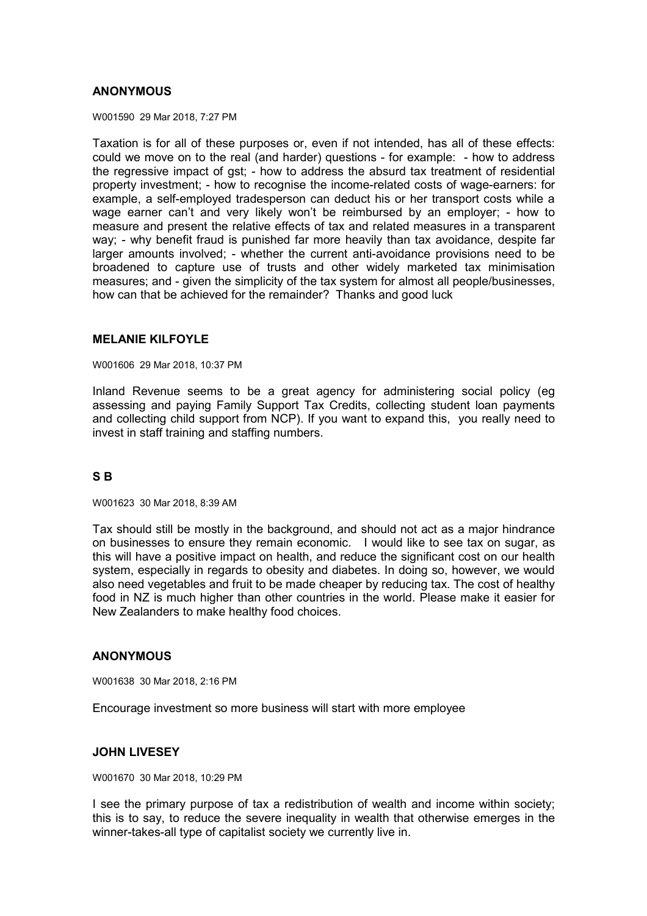### ANONYMOUS

W001590 29 Mar 2018, 7:27 PM

Taxation is for all of these purposes or, even if not intended, has all of these effects: could we move on to the real (and harder) questions - for example: - how to address the regressive impact of gst; - how to address the absurd tax treatment of residential property investment; - how to recognise the income-related costs of wage-earners: for example, a self-employed tradesperson can deduct his or her transport costs while a wage earner can't and very likely won't be reimbursed by an employer; - how to measure and present the relative effects of tax and related measures in a transparent way; - why benefit fraud is punished far more heavily than tax avoidance, despite far larger amounts involved; - whether the current anti-avoidance provisions need to be broadened to capture use of trusts and other widely marketed tax minimisation measures; and - given the simplicity of the tax system for almost all people/businesses, how can that be achieved for the remainder? Thanks and good luck

### MELANIE KILFOYLE

W001606 29 Mar 2018, 10:37 PM

Inland Revenue seems to be a great agency for administering social policy (eg assessing and paying Family Support Tax Credits, collecting student loan payments and collecting child support from NCP). If you want to expand this, you really need to invest in staff training and staffing numbers.

### S B

W001623 30 Mar 2018, 8:39 AM

Tax should still be mostly in the background, and should not act as a major hindrance on businesses to ensure they remain economic. I would like to see tax on sugar, as this will have a positive impact on health, and reduce the significant cost on our health system, especially in regards to obesity and diabetes. In doing so, however, we would also need vegetables and fruit to be made cheaper by reducing tax. The cost of healthy food in NZ is much higher than other countries in the world. Please make it easier for New Zealanders to make healthy food choices.

### ANONYMOUS

W001638 30 Mar 2018, 2:16 PM

Encourage investment so more business will start with more employee

### JOHN LIVESEY

W001670 30 Mar 2018, 10:29 PM

I see the primary purpose of tax a redistribution of wealth and income within society; this is to say, to reduce the severe inequality in wealth that otherwise emerges in the winner-takes-all type of capitalist society we currently live in.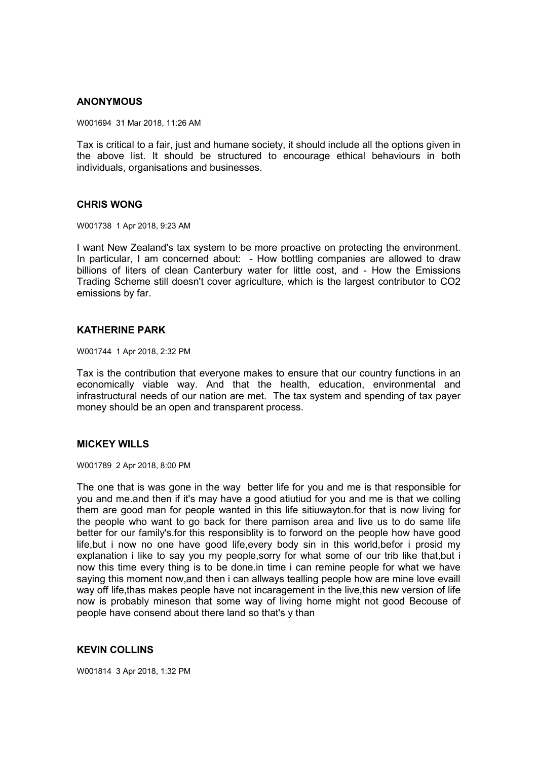**ANONYMOUS**

W001694 31 Mar 2018, 11:26 AM

Tax is critical to a fair, just and humane society, it should include all the options given in the above list. It should be structured to encourage ethical behaviours in both individuals, organisations and businesses.

**CHRIS WONG**

W001738 1 Apr 2018, 9:23 AM

I want New Zealand's tax system to be more proactive on protecting the environment. In particular, I am concerned about: - How bottling companies are allowed to draw billions of liters of clean Canterbury water for little cost, and - How the Emissions Trading Scheme still doesn't cover agriculture, which is the largest contributor to CO2 emissions by far.

**KATHERINE PARK**

W001744 1 Apr 2018, 2:32 PM

Tax is the contribution that everyone makes to ensure that our country functions in an economically viable way. And that the health, education, environmental and infrastructural needs of our nation are met. The tax system and spending of tax payer money should be an open and transparent process.

**MICKEY WILLS**

W001789 2 Apr 2018, 8:00 PM

The one that is was gone in the way better life for you and me is that responsible for you and me.and then if it's may have a good atiutiud for you and me is that we colling them are good man for people wanted in this life sitiuwayton.for that is now living for the people who want to go back for there pamison area and live us to do same life better for our family's.for this responsiblity is to forword on the people how have good life,but i now no one have good life,every body sin in this world,befor i prosid my explanation i like to say you my people,sorry for what some of our trib like that,but i now this time every thing is to be done.in time i can remine people for what we have saying this moment now,and then i can allways tealling people how are mine love evaill way off life,thas makes people have not incaragement in the live,this new version of life now is probably mineson that some way of living home might not good Becouse of people have consend about there land so that's y than

**KEVIN COLLINS**

W001814 3 Apr 2018, 1:32 PM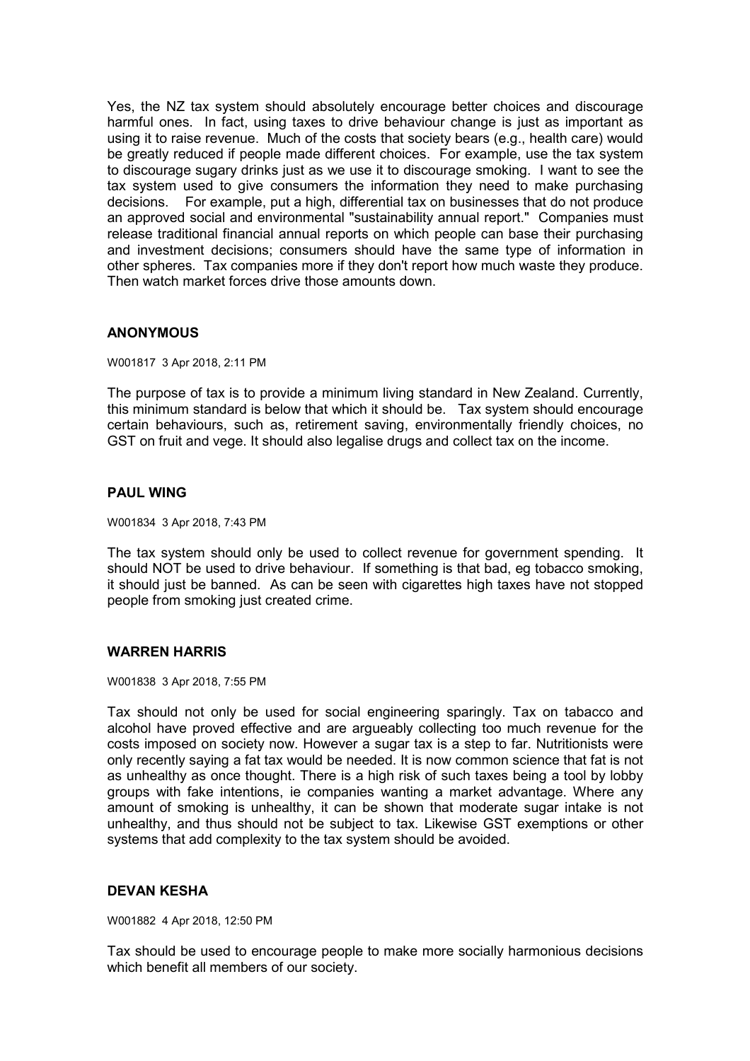Yes, the NZ tax system should absolutely encourage better choices and discourage harmful ones. In fact, using taxes to drive behaviour change is just as important as using it to raise revenue. Much of the costs that society bears (e.g., health care) would be greatly reduced if people made different choices. For example, use the tax system to discourage sugary drinks just as we use it to discourage smoking. I want to see the tax system used to give consumers the information they need to make purchasing decisions. For example, put a high, differential tax on businesses that do not produce an approved social and environmental "sustainability annual report." Companies must release traditional financial annual reports on which people can base their purchasing and investment decisions; consumers should have the same type of information in other spheres. Tax companies more if they don't report how much waste they produce. Then watch market forces drive those amounts down.

### ANONYMOUS

W001817 3 Apr 2018, 2:11 PM

The purpose of tax is to provide a minimum living standard in New Zealand. Currently, this minimum standard is below that which it should be. Tax system should encourage certain behaviours, such as, retirement saving, environmentally friendly choices, no GST on fruit and vege. It should also legalise drugs and collect tax on the income.

### PAUL WING

W001834 3 Apr 2018, 7:43 PM

The tax system should only be used to collect revenue for government spending. It should NOT be used to drive behaviour. If something is that bad, eg tobacco smoking, it should just be banned. As can be seen with cigarettes high taxes have not stopped people from smoking just created crime.

### WARREN HARRIS

W001838 3 Apr 2018, 7:55 PM

Tax should not only be used for social engineering sparingly. Tax on tabacco and alcohol have proved effective and are argueably collecting too much revenue for the costs imposed on society now. However a sugar tax is a step to far. Nutritionists were only recently saying a fat tax would be needed. It is now common science that fat is not as unhealthy as once thought. There is a high risk of such taxes being a tool by lobby groups with fake intentions, ie companies wanting a market advantage. Where any amount of smoking is unhealthy, it can be shown that moderate sugar intake is not unhealthy, and thus should not be subject to tax. Likewise GST exemptions or other systems that add complexity to the tax system should be avoided.

### DEVAN KESHA

W001882 4 Apr 2018, 12:50 PM

Tax should be used to encourage people to make more socially harmonious decisions which benefit all members of our society.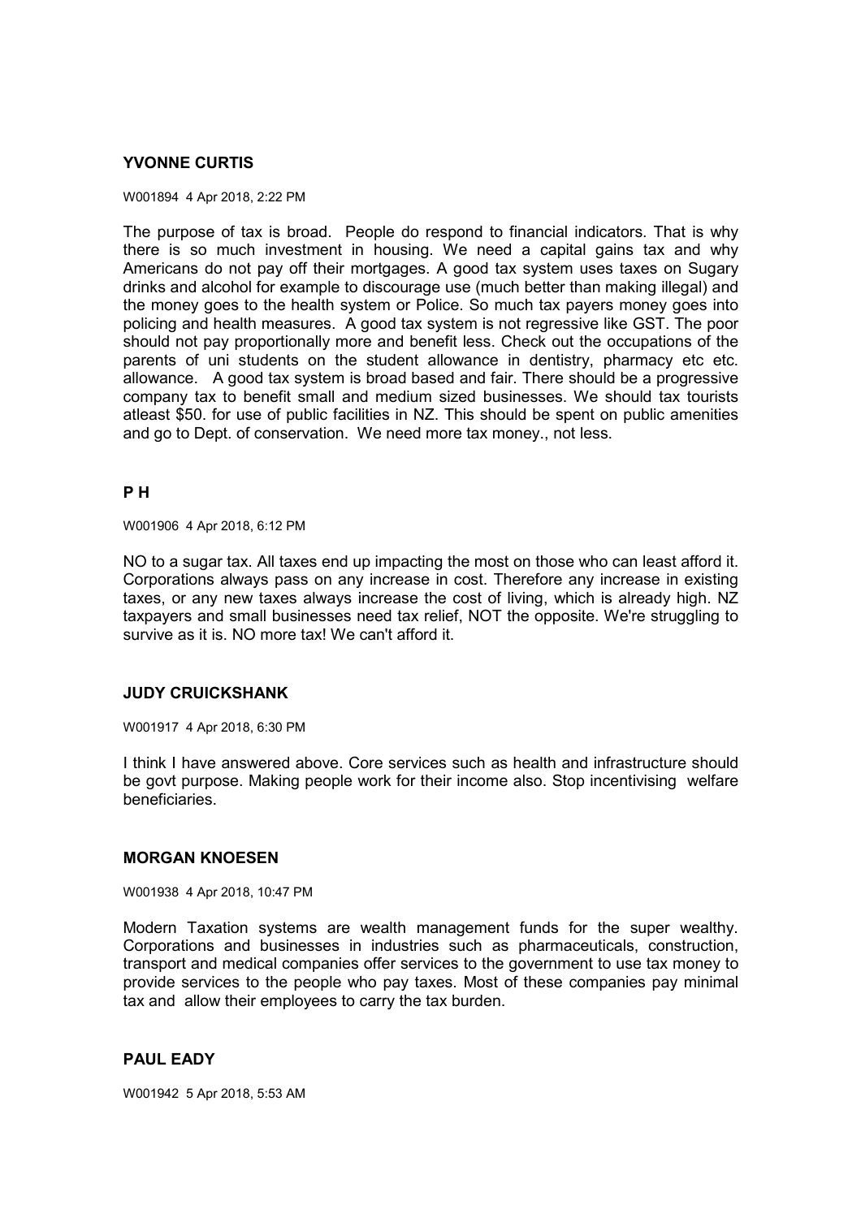### YVONNE CURTIS

W001894 4 Apr 2018, 2:22 PM

The purpose of tax is broad. People do respond to financial indicators. That is why there is so much investment in housing. We need a capital gains tax and why Americans do not pay off their mortgages. A good tax system uses taxes on Sugary drinks and alcohol for example to discourage use (much better than making illegal) and the money goes to the health system or Police. So much tax payers money goes into policing and health measures. A good tax system is not regressive like GST. The poor should not pay proportionally more and benefit less. Check out the occupations of the parents of uni students on the student allowance in dentistry, pharmacy etc etc. allowance. A good tax system is broad based and fair. There should be a progressive company tax to benefit small and medium sized businesses. We should tax tourists atleast $50. for use of public facilities in NZ. This should be spent on public amenities and go to Dept. of conservation. We need more tax money., not less.

### P H

W001906 4 Apr 2018, 6:12 PM

NO to a sugar tax. All taxes end up impacting the most on those who can least afford it. Corporations always pass on any increase in cost. Therefore any increase in existing taxes, or any new taxes always increase the cost of living, which is already high. NZ taxpayers and small businesses need tax relief, NOT the opposite. We're struggling to survive as it is. NO more tax! We can't afford it.

### JUDY CRUICKSHANK

W001917 4 Apr 2018, 6:30 PM

I think I have answered above. Core services such as health and infrastructure should be govt purpose. Making people work for their income also. Stop incentivising welfare beneficiaries.

### MORGAN KNOESEN

W001938 4 Apr 2018, 10:47 PM

Modern Taxation systems are wealth management funds for the super wealthy. Corporations and businesses in industries such as pharmaceuticals, construction, transport and medical companies offer services to the government to use tax money to provide services to the people who pay taxes. Most of these companies pay minimal tax and allow their employees to carry the tax burden.

### PAUL EADY

W001942 5 Apr 2018, 5:53 AM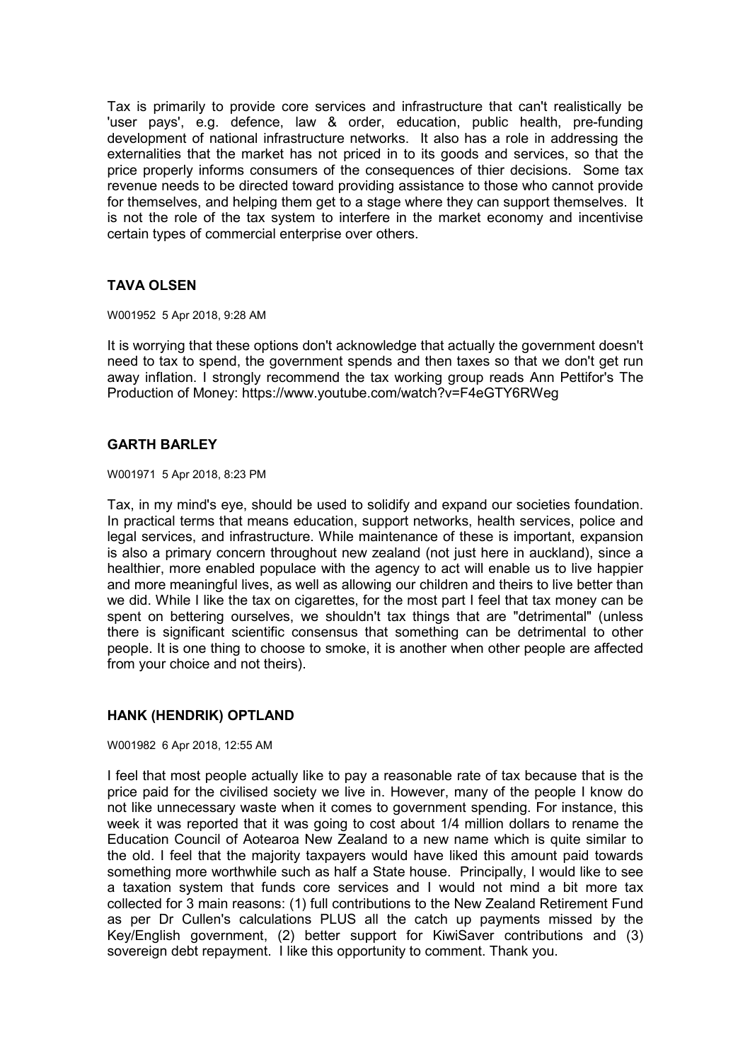Tax is primarily to provide core services and infrastructure that can't realistically be 'user pays', e.g. defence, law & order, education, public health, pre-funding development of national infrastructure networks. It also has a role in addressing the externalities that the market has not priced in to its goods and services, so that the price properly informs consumers of the consequences of thier decisions. Some tax revenue needs to be directed toward providing assistance to those who cannot provide for themselves, and helping them get to a stage where they can support themselves. It is not the role of the tax system to interfere in the market economy and incentivise certain types of commercial enterprise over others.

## TAVA OLSEN

W001952 5 Apr 2018, 9:28 AM

It is worrying that these options don't acknowledge that actually the government doesn't need to tax to spend, the government spends and then taxes so that we don't get run away inflation. I strongly recommend the tax working group reads Ann Pettifor's The Production of Money: https://www.youtube.com/watch?v=F4eGTY6RWeg

## GARTH BARLEY

W001971 5 Apr 2018, 8:23 PM

Tax, in my mind's eye, should be used to solidify and expand our societies foundation. In practical terms that means education, support networks, health services, police and legal services, and infrastructure. While maintenance of these is important, expansion is also a primary concern throughout new zealand (not just here in auckland), since a healthier, more enabled populace with the agency to act will enable us to live happier and more meaningful lives, as well as allowing our children and theirs to live better than we did. While I like the tax on cigarettes, for the most part I feel that tax money can be spent on bettering ourselves, we shouldn't tax things that are "detrimental" (unless there is significant scientific consensus that something can be detrimental to other people. It is one thing to choose to smoke, it is another when other people are affected from your choice and not theirs).

## HANK (HENDRIK) OPTLAND

W001982 6 Apr 2018, 12:55 AM

I feel that most people actually like to pay a reasonable rate of tax because that is the price paid for the civilised society we live in. However, many of the people I know do not like unnecessary waste when it comes to government spending. For instance, this week it was reported that it was going to cost about 1/4 million dollars to rename the Education Council of Aotearoa New Zealand to a new name which is quite similar to the old. I feel that the majority taxpayers would have liked this amount paid towards something more worthwhile such as half a State house. Principally, I would like to see a taxation system that funds core services and I would not mind a bit more tax collected for 3 main reasons: (1) full contributions to the New Zealand Retirement Fund as per Dr Cullen's calculations PLUS all the catch up payments missed by the Key/English government, (2) better support for KiwiSaver contributions and (3) sovereign debt repayment. I like this opportunity to comment. Thank you.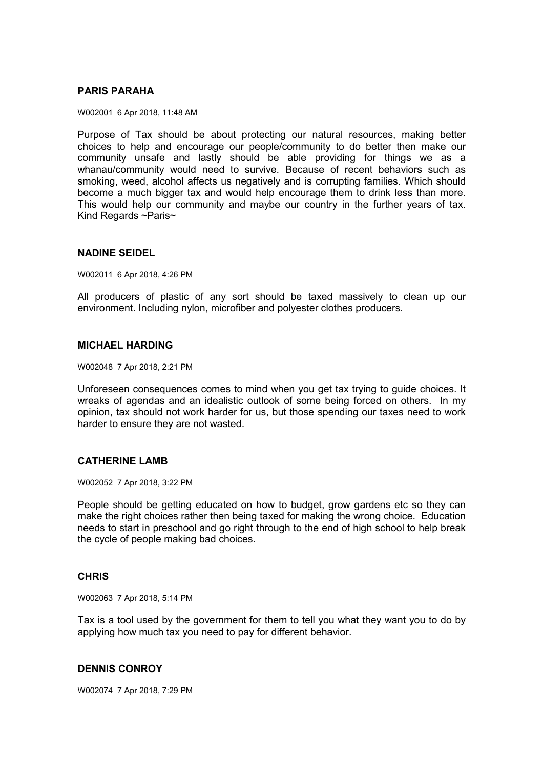**PARIS PARAHA**

W002001 6 Apr 2018, 11:48 AM

Purpose of Tax should be about protecting our natural resources, making better choices to help and encourage our people/community to do better then make our community unsafe and lastly should be able providing for things we as a whanau/community would need to survive. Because of recent behaviors such as smoking, weed, alcohol affects us negatively and is corrupting families. Which should become a much bigger tax and would help encourage them to drink less than more. This would help our community and maybe our country in the further years of tax. Kind Regards ~Paris~

**NADINE SEIDEL**

W002011 6 Apr 2018, 4:26 PM

All producers of plastic of any sort should be taxed massively to clean up our environment. Including nylon, microfiber and polyester clothes producers.

**MICHAEL HARDING**

W002048 7 Apr 2018, 2:21 PM

Unforeseen consequences comes to mind when you get tax trying to guide choices. It wreaks of agendas and an idealistic outlook of some being forced on others. In my opinion, tax should not work harder for us, but those spending our taxes need to work harder to ensure they are not wasted.

**CATHERINE LAMB**

W002052 7 Apr 2018, 3:22 PM

People should be getting educated on how to budget, grow gardens etc so they can make the right choices rather then being taxed for making the wrong choice. Education needs to start in preschool and go right through to the end of high school to help break the cycle of people making bad choices.

**CHRIS**

W002063 7 Apr 2018, 5:14 PM

Tax is a tool used by the government for them to tell you what they want you to do by applying how much tax you need to pay for different behavior.

**DENNIS CONROY**

W002074 7 Apr 2018, 7:29 PM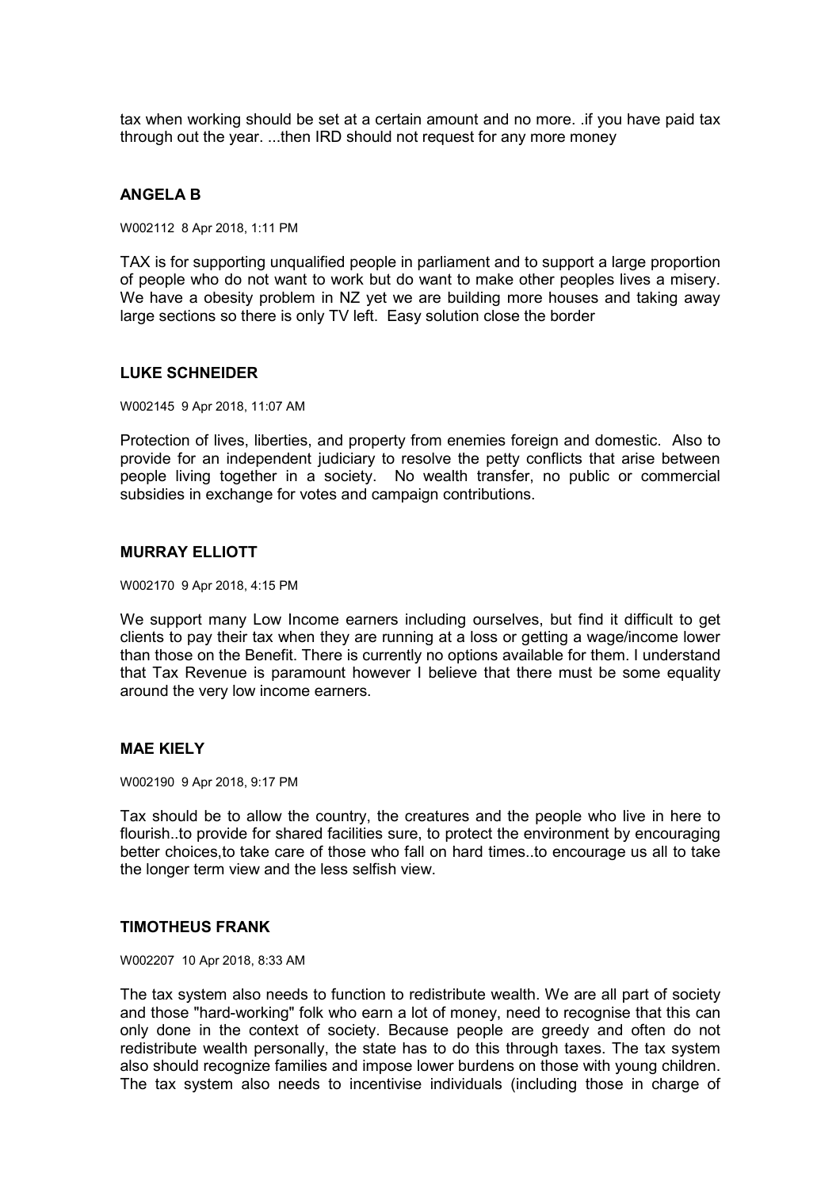tax when working should be set at a certain amount and no more. .if you have paid tax through out the year. ...then IRD should not request for any more money

### ANGELA B

W002112 8 Apr 2018, 1:11 PM

TAX is for supporting unqualified people in parliament and to support a large proportion of people who do not want to work but do want to make other peoples lives a misery. We have a obesity problem in NZ yet we are building more houses and taking away large sections so there is only TV left. Easy solution close the border

### LUKE SCHNEIDER

W002145 9 Apr 2018, 11:07 AM

Protection of lives, liberties, and property from enemies foreign and domestic. Also to provide for an independent judiciary to resolve the petty conflicts that arise between people living together in a society. No wealth transfer, no public or commercial subsidies in exchange for votes and campaign contributions.

### MURRAY ELLIOTT

W002170 9 Apr 2018, 4:15 PM

We support many Low Income earners including ourselves, but find it difficult to get clients to pay their tax when they are running at a loss or getting a wage/income lower than those on the Benefit. There is currently no options available for them. I understand that Tax Revenue is paramount however I believe that there must be some equality around the very low income earners.

### MAE KIELY

W002190 9 Apr 2018, 9:17 PM

Tax should be to allow the country, the creatures and the people who live in here to flourish..to provide for shared facilities sure, to protect the environment by encouraging better choices,to take care of those who fall on hard times..to encourage us all to take the longer term view and the less selfish view.

### TIMOTHEUS FRANK

W002207 10 Apr 2018, 8:33 AM

The tax system also needs to function to redistribute wealth. We are all part of society and those "hard-working" folk who earn a lot of money, need to recognise that this can only done in the context of society. Because people are greedy and often do not redistribute wealth personally, the state has to do this through taxes. The tax system also should recognize families and impose lower burdens on those with young children. The tax system also needs to incentivise individuals (including those in charge of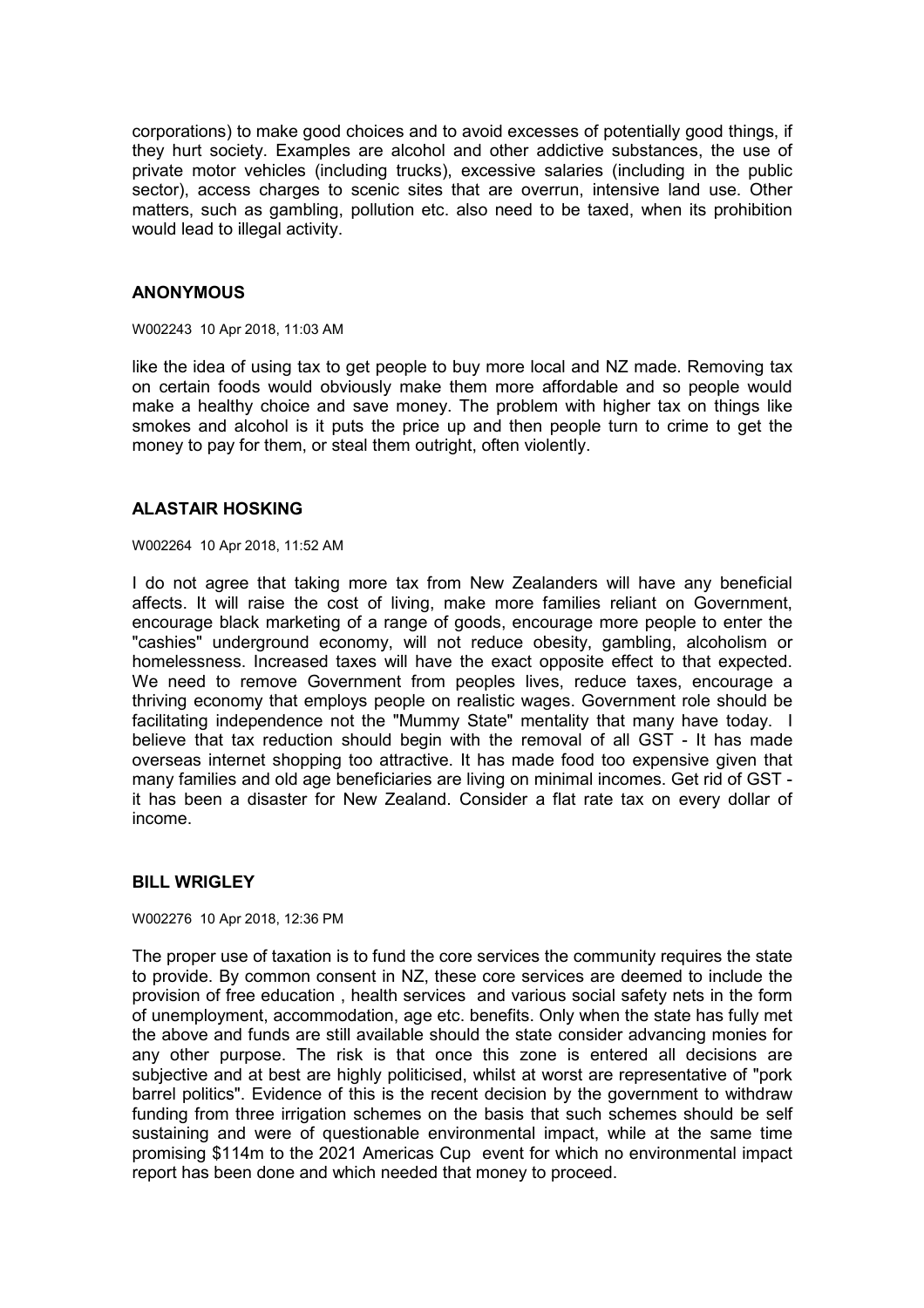corporations) to make good choices and to avoid excesses of potentially good things, if they hurt society. Examples are alcohol and other addictive substances, the use of private motor vehicles (including trucks), excessive salaries (including in the public sector), access charges to scenic sites that are overrun, intensive land use. Other matters, such as gambling, pollution etc. also need to be taxed, when its prohibition would lead to illegal activity.

### ANONYMOUS

W002243 10 Apr 2018, 11:03 AM

like the idea of using tax to get people to buy more local and NZ made. Removing tax on certain foods would obviously make them more affordable and so people would make a healthy choice and save money. The problem with higher tax on things like smokes and alcohol is it puts the price up and then people turn to crime to get the money to pay for them, or steal them outright, often violently.

### ALASTAIR HOSKING

W002264 10 Apr 2018, 11:52 AM

I do not agree that taking more tax from New Zealanders will have any beneficial affects. It will raise the cost of living, make more families reliant on Government, encourage black marketing of a range of goods, encourage more people to enter the "cashies" underground economy, will not reduce obesity, gambling, alcoholism or homelessness. Increased taxes will have the exact opposite effect to that expected. We need to remove Government from peoples lives, reduce taxes, encourage a thriving economy that employs people on realistic wages. Government role should be facilitating independence not the "Mummy State" mentality that many have today. I believe that tax reduction should begin with the removal of all GST - It has made overseas internet shopping too attractive. It has made food too expensive given that many families and old age beneficiaries are living on minimal incomes. Get rid of GST - it has been a disaster for New Zealand. Consider a flat rate tax on every dollar of income.

### BILL WRIGLEY

W002276 10 Apr 2018, 12:36 PM

The proper use of taxation is to fund the core services the community requires the state to provide. By common consent in NZ, these core services are deemed to include the provision of free education , health services and various social safety nets in the form of unemployment, accommodation, age etc. benefits. Only when the state has fully met the above and funds are still available should the state consider advancing monies for any other purpose. The risk is that once this zone is entered all decisions are subjective and at best are highly politicised, whilst at worst are representative of "pork barrel politics". Evidence of this is the recent decision by the government to withdraw funding from three irrigation schemes on the basis that such schemes should be self sustaining and were of questionable environmental impact, while at the same time promising $114m to the 2021 Americas Cup event for which no environmental impact report has been done and which needed that money to proceed.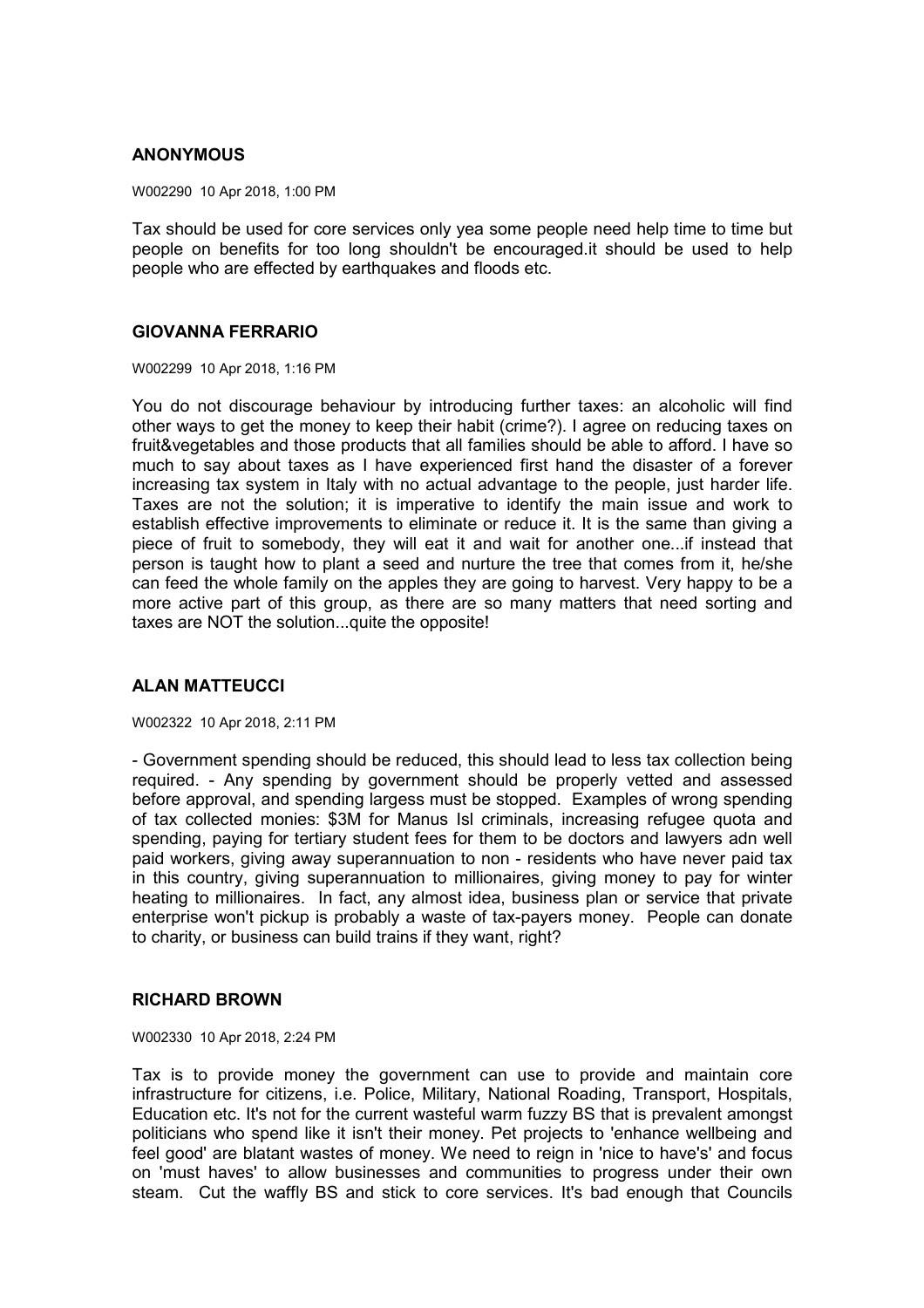### ANONYMOUS

W002290 10 Apr 2018, 1:00 PM

Tax should be used for core services only yea some people need help time to time but people on benefits for too long shouldn't be encouraged.it should be used to help people who are effected by earthquakes and floods etc.

### GIOVANNA FERRARIO

W002299 10 Apr 2018, 1:16 PM

You do not discourage behaviour by introducing further taxes: an alcoholic will find other ways to get the money to keep their habit (crime?). I agree on reducing taxes on fruit&vegetables and those products that all families should be able to afford. I have so much to say about taxes as I have experienced first hand the disaster of a forever increasing tax system in Italy with no actual advantage to the people, just harder life. Taxes are not the solution; it is imperative to identify the main issue and work to establish effective improvements to eliminate or reduce it. It is the same than giving a piece of fruit to somebody, they will eat it and wait for another one...if instead that person is taught how to plant a seed and nurture the tree that comes from it, he/she can feed the whole family on the apples they are going to harvest. Very happy to be a more active part of this group, as there are so many matters that need sorting and taxes are NOT the solution...quite the opposite!

### ALAN MATTEUCCI

W002322 10 Apr 2018, 2:11 PM

- Government spending should be reduced, this should lead to less tax collection being required. - Any spending by government should be properly vetted and assessed before approval, and spending largess must be stopped. Examples of wrong spending of tax collected monies: $3M for Manus Isl criminals, increasing refugee quota and spending, paying for tertiary student fees for them to be doctors and lawyers adn well paid workers, giving away superannuation to non - residents who have never paid tax in this country, giving superannuation to millionaires, giving money to pay for winter heating to millionaires. In fact, any almost idea, business plan or service that private enterprise won't pickup is probably a waste of tax-payers money. People can donate to charity, or business can build trains if they want, right?

### RICHARD BROWN

W002330 10 Apr 2018, 2:24 PM

Tax is to provide money the government can use to provide and maintain core infrastructure for citizens, i.e. Police, Military, National Roading, Transport, Hospitals, Education etc. It's not for the current wasteful warm fuzzy BS that is prevalent amongst politicians who spend like it isn't their money. Pet projects to 'enhance wellbeing and feel good' are blatant wastes of money. We need to reign in 'nice to have's' and focus on 'must haves' to allow businesses and communities to progress under their own steam. Cut the waffly BS and stick to core services. It's bad enough that Councils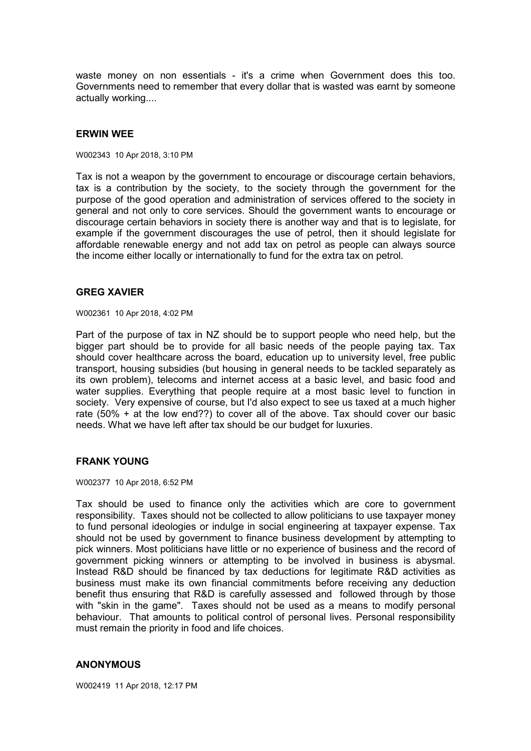waste money on non essentials - it's a crime when Government does this too. Governments need to remember that every dollar that is wasted was earnt by someone actually working....

### ERWIN WEE

W002343 10 Apr 2018, 3:10 PM

Tax is not a weapon by the government to encourage or discourage certain behaviors, tax is a contribution by the society, to the society through the government for the purpose of the good operation and administration of services offered to the society in general and not only to core services. Should the government wants to encourage or discourage certain behaviors in society there is another way and that is to legislate, for example if the government discourages the use of petrol, then it should legislate for affordable renewable energy and not add tax on petrol as people can always source the income either locally or internationally to fund for the extra tax on petrol.

### GREG XAVIER

W002361 10 Apr 2018, 4:02 PM

Part of the purpose of tax in NZ should be to support people who need help, but the bigger part should be to provide for all basic needs of the people paying tax. Tax should cover healthcare across the board, education up to university level, free public transport, housing subsidies (but housing in general needs to be tackled separately as its own problem), telecoms and internet access at a basic level, and basic food and water supplies. Everything that people require at a most basic level to function in society. Very expensive of course, but I'd also expect to see us taxed at a much higher rate (50% + at the low end??) to cover all of the above. Tax should cover our basic needs. What we have left after tax should be our budget for luxuries.

### FRANK YOUNG

W002377 10 Apr 2018, 6:52 PM

Tax should be used to finance only the activities which are core to government responsibility. Taxes should not be collected to allow politicians to use taxpayer money to fund personal ideologies or indulge in social engineering at taxpayer expense. Tax should not be used by government to finance business development by attempting to pick winners. Most politicians have little or no experience of business and the record of government picking winners or attempting to be involved in business is abysmal. Instead R&D should be financed by tax deductions for legitimate R&D activities as business must make its own financial commitments before receiving any deduction benefit thus ensuring that R&D is carefully assessed and followed through by those with "skin in the game". Taxes should not be used as a means to modify personal behaviour. That amounts to political control of personal lives. Personal responsibility must remain the priority in food and life choices.

### ANONYMOUS

W002419 11 Apr 2018, 12:17 PM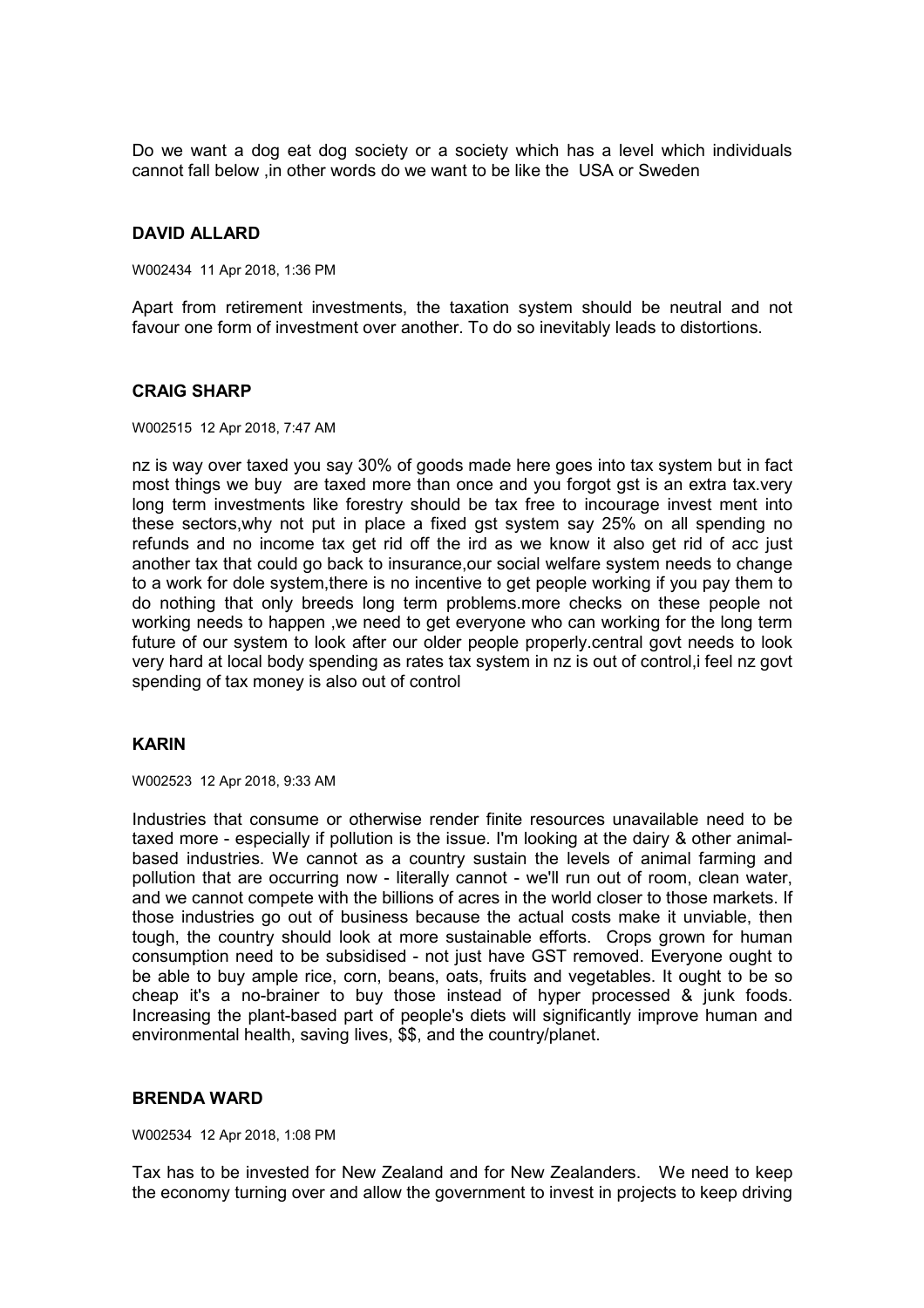Do we want a dog eat dog society or a society which has a level which individuals cannot fall below ,in other words do we want to be like the USA or Sweden

**DAVID ALLARD**

W002434 11 Apr 2018, 1:36 PM

Apart from retirement investments, the taxation system should be neutral and not favour one form of investment over another. To do so inevitably leads to distortions.

**CRAIG SHARP**

W002515 12 Apr 2018, 7:47 AM

nz is way over taxed you say 30% of goods made here goes into tax system but in fact most things we buy are taxed more than once and you forgot gst is an extra tax.very long term investments like forestry should be tax free to incourage invest ment into these sectors,why not put in place a fixed gst system say 25% on all spending no refunds and no income tax get rid off the ird as we know it also get rid of acc just another tax that could go back to insurance,our social welfare system needs to change to a work for dole system,there is no incentive to get people working if you pay them to do nothing that only breeds long term problems.more checks on these people not working needs to happen ,we need to get everyone who can working for the long term future of our system to look after our older people properly.central govt needs to look very hard at local body spending as rates tax system in nz is out of control,i feel nz govt spending of tax money is also out of control

**KARIN**

W002523 12 Apr 2018, 9:33 AM

Industries that consume or otherwise render finite resources unavailable need to be taxed more - especially if pollution is the issue. I'm looking at the dairy & other animal-based industries. We cannot as a country sustain the levels of animal farming and pollution that are occurring now - literally cannot - we'll run out of room, clean water, and we cannot compete with the billions of acres in the world closer to those markets. If those industries go out of business because the actual costs make it unviable, then tough, the country should look at more sustainable efforts. Crops grown for human consumption need to be subsidised - not just have GST removed. Everyone ought to be able to buy ample rice, corn, beans, oats, fruits and vegetables. It ought to be so cheap it's a no-brainer to buy those instead of hyper processed & junk foods. Increasing the plant-based part of people's diets will significantly improve human and environmental health, saving lives, $$, and the country/planet.

**BRENDA WARD**

W002534 12 Apr 2018, 1:08 PM

Tax has to be invested for New Zealand and for New Zealanders. We need to keep the economy turning over and allow the government to invest in projects to keep driving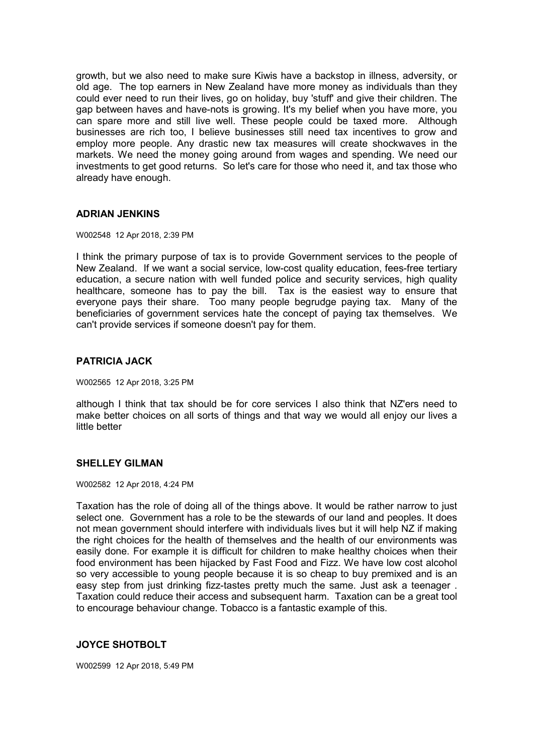growth, but we also need to make sure Kiwis have a backstop in illness, adversity, or old age. The top earners in New Zealand have more money as individuals than they could ever need to run their lives, go on holiday, buy 'stuff' and give their children. The gap between haves and have-nots is growing. It's my belief when you have more, you can spare more and still live well. These people could be taxed more. Although businesses are rich too, I believe businesses still need tax incentives to grow and employ more people. Any drastic new tax measures will create shockwaves in the markets. We need the money going around from wages and spending. We need our investments to get good returns. So let's care for those who need it, and tax those who already have enough.

### ADRIAN JENKINS

W002548 12 Apr 2018, 2:39 PM

I think the primary purpose of tax is to provide Government services to the people of New Zealand. If we want a social service, low-cost quality education, fees-free tertiary education, a secure nation with well funded police and security services, high quality healthcare, someone has to pay the bill. Tax is the easiest way to ensure that everyone pays their share. Too many people begrudge paying tax. Many of the beneficiaries of government services hate the concept of paying tax themselves. We can't provide services if someone doesn't pay for them.

### PATRICIA JACK

W002565 12 Apr 2018, 3:25 PM

although I think that tax should be for core services I also think that NZ'ers need to make better choices on all sorts of things and that way we would all enjoy our lives a little better

### SHELLEY GILMAN

W002582 12 Apr 2018, 4:24 PM

Taxation has the role of doing all of the things above. It would be rather narrow to just select one. Government has a role to be the stewards of our land and peoples. It does not mean government should interfere with individuals lives but it will help NZ if making the right choices for the health of themselves and the health of our environments was easily done. For example it is difficult for children to make healthy choices when their food environment has been hijacked by Fast Food and Fizz. We have low cost alcohol so very accessible to young people because it is so cheap to buy premixed and is an easy step from just drinking fizz-tastes pretty much the same. Just ask a teenager . Taxation could reduce their access and subsequent harm. Taxation can be a great tool to encourage behaviour change. Tobacco is a fantastic example of this.

### JOYCE SHOTBOLT

W002599 12 Apr 2018, 5:49 PM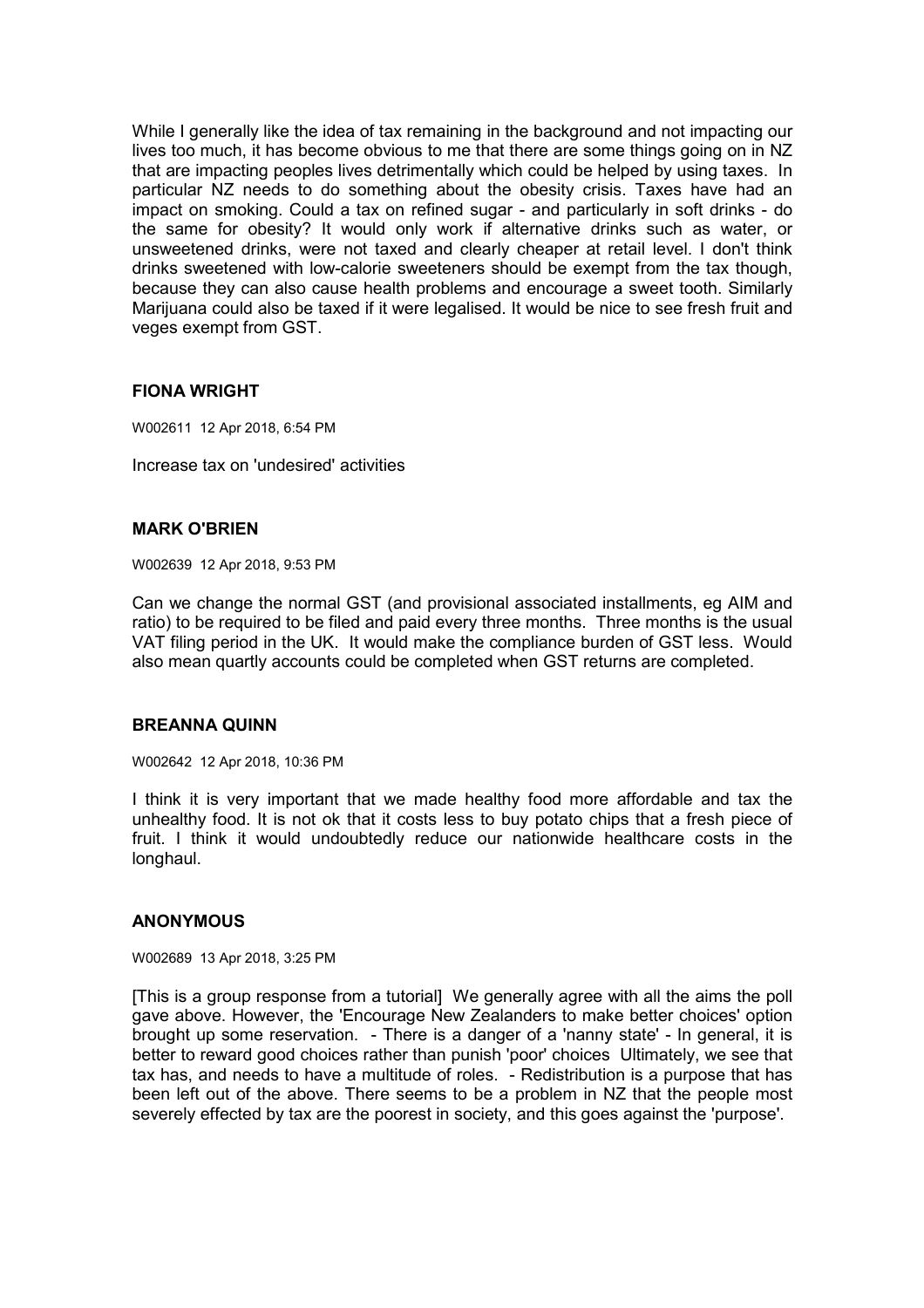While I generally like the idea of tax remaining in the background and not impacting our lives too much, it has become obvious to me that there are some things going on in NZ that are impacting peoples lives detrimentally which could be helped by using taxes. In particular NZ needs to do something about the obesity crisis. Taxes have had an impact on smoking. Could a tax on refined sugar - and particularly in soft drinks - do the same for obesity? It would only work if alternative drinks such as water, or unsweetened drinks, were not taxed and clearly cheaper at retail level. I don't think drinks sweetened with low-calorie sweeteners should be exempt from the tax though, because they can also cause health problems and encourage a sweet tooth. Similarly Marijuana could also be taxed if it were legalised. It would be nice to see fresh fruit and veges exempt from GST.

**FIONA WRIGHT**

W002611 12 Apr 2018, 6:54 PM

Increase tax on 'undesired' activities

**MARK O'BRIEN**

W002639 12 Apr 2018, 9:53 PM

Can we change the normal GST (and provisional associated installments, eg AIM and ratio) to be required to be filed and paid every three months. Three months is the usual VAT filing period in the UK. It would make the compliance burden of GST less. Would also mean quartly accounts could be completed when GST returns are completed.

**BREANNA QUINN**

W002642 12 Apr 2018, 10:36 PM

I think it is very important that we made healthy food more affordable and tax the unhealthy food. It is not ok that it costs less to buy potato chips that a fresh piece of fruit. I think it would undoubtedly reduce our nationwide healthcare costs in the longhaul.

**ANONYMOUS**

W002689 13 Apr 2018, 3:25 PM

[This is a group response from a tutorial] We generally agree with all the aims the poll gave above. However, the 'Encourage New Zealanders to make better choices' option brought up some reservation. - There is a danger of a 'nanny state' - In general, it is better to reward good choices rather than punish 'poor' choices Ultimately, we see that tax has, and needs to have a multitude of roles. - Redistribution is a purpose that has been left out of the above. There seems to be a problem in NZ that the people most severely effected by tax are the poorest in society, and this goes against the 'purpose'.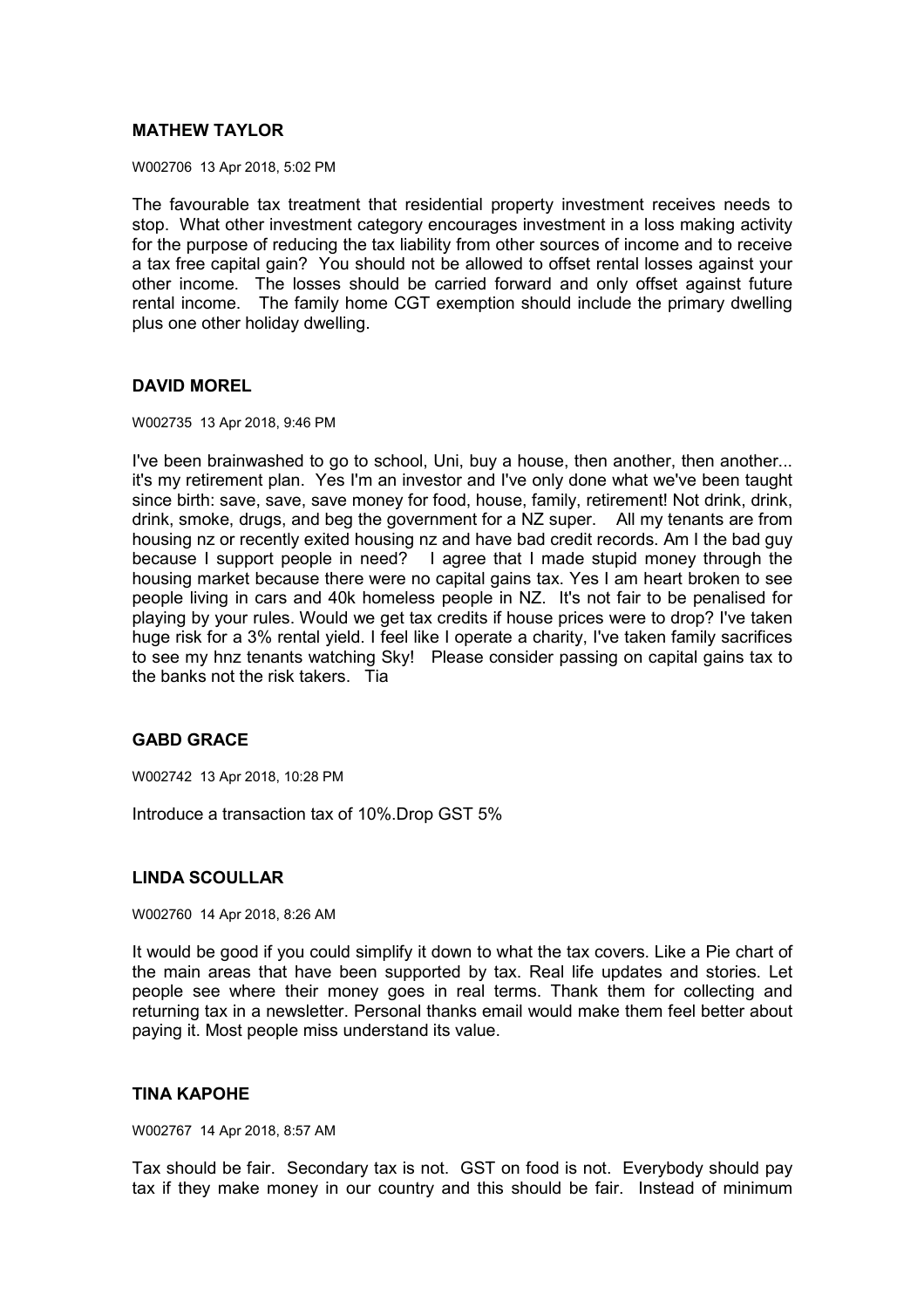### MATHEW TAYLOR

W002706 13 Apr 2018, 5:02 PM

The favourable tax treatment that residential property investment receives needs to stop. What other investment category encourages investment in a loss making activity for the purpose of reducing the tax liability from other sources of income and to receive a tax free capital gain? You should not be allowed to offset rental losses against your other income. The losses should be carried forward and only offset against future rental income. The family home CGT exemption should include the primary dwelling plus one other holiday dwelling.

### DAVID MOREL

W002735 13 Apr 2018, 9:46 PM

I've been brainwashed to go to school, Uni, buy a house, then another, then another... it's my retirement plan. Yes I'm an investor and I've only done what we've been taught since birth: save, save, save money for food, house, family, retirement! Not drink, drink, drink, smoke, drugs, and beg the government for a NZ super. All my tenants are from housing nz or recently exited housing nz and have bad credit records. Am I the bad guy because I support people in need? I agree that I made stupid money through the housing market because there were no capital gains tax. Yes I am heart broken to see people living in cars and 40k homeless people in NZ. It's not fair to be penalised for playing by your rules. Would we get tax credits if house prices were to drop? I've taken huge risk for a 3% rental yield. I feel like I operate a charity, I've taken family sacrifices to see my hnz tenants watching Sky! Please consider passing on capital gains tax to the banks not the risk takers. Tia

### GABD GRACE

W002742 13 Apr 2018, 10:28 PM

Introduce a transaction tax of 10%.Drop GST 5%

### LINDA SCOULLAR

W002760 14 Apr 2018, 8:26 AM

It would be good if you could simplify it down to what the tax covers. Like a Pie chart of the main areas that have been supported by tax. Real life updates and stories. Let people see where their money goes in real terms. Thank them for collecting and returning tax in a newsletter. Personal thanks email would make them feel better about paying it. Most people miss understand its value.

### TINA KAPOHE

W002767 14 Apr 2018, 8:57 AM

Tax should be fair. Secondary tax is not. GST on food is not. Everybody should pay tax if they make money in our country and this should be fair. Instead of minimum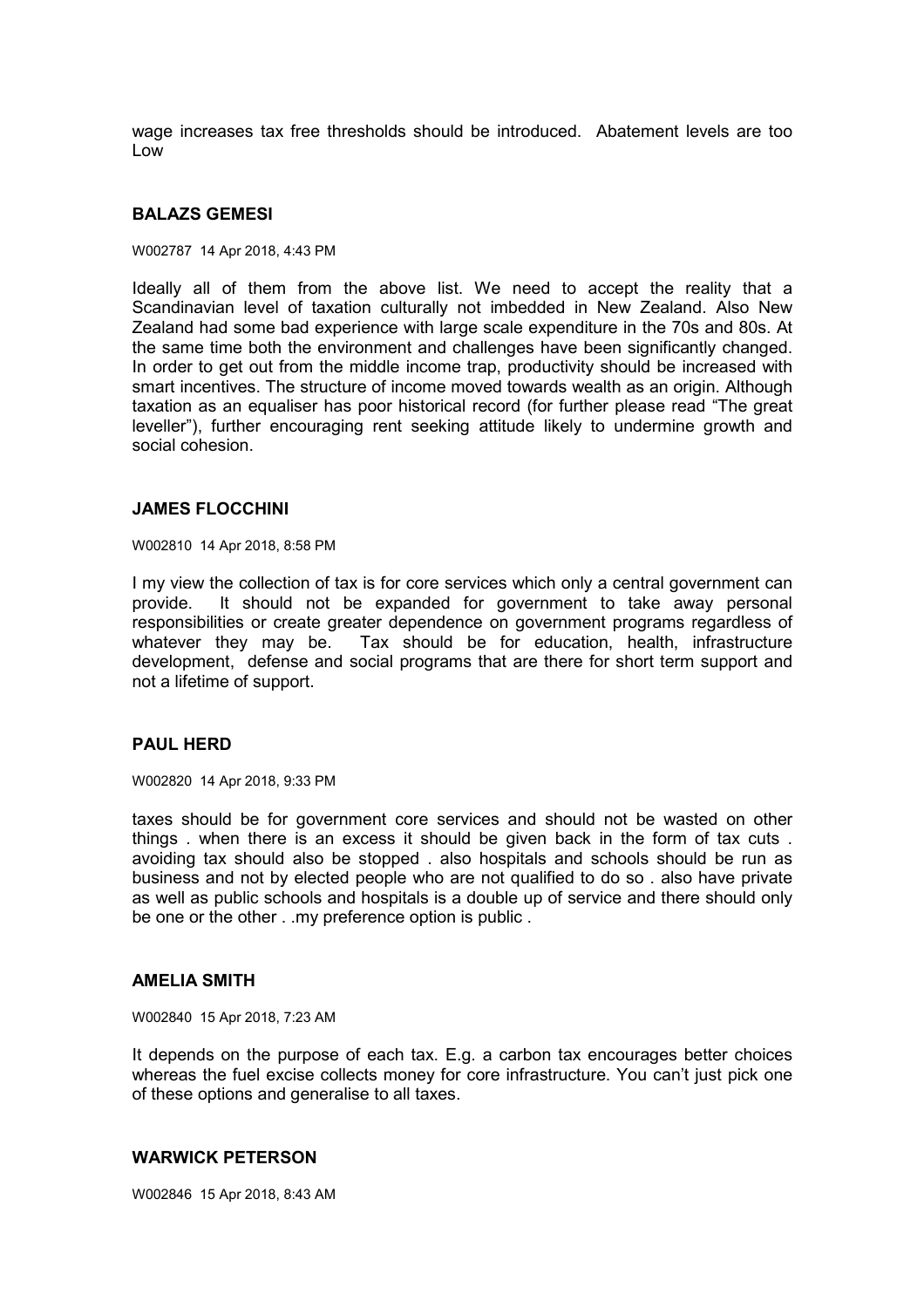wage increases tax free thresholds should be introduced. Abatement levels are too Low

### BALAZS GEMESI

W002787 14 Apr 2018, 4:43 PM

Ideally all of them from the above list. We need to accept the reality that a Scandinavian level of taxation culturally not imbedded in New Zealand. Also New Zealand had some bad experience with large scale expenditure in the 70s and 80s. At the same time both the environment and challenges have been significantly changed. In order to get out from the middle income trap, productivity should be increased with smart incentives. The structure of income moved towards wealth as an origin. Although taxation as an equaliser has poor historical record (for further please read "The great leveller"), further encouraging rent seeking attitude likely to undermine growth and social cohesion.

### JAMES FLOCCHINI

W002810 14 Apr 2018, 8:58 PM

I my view the collection of tax is for core services which only a central government can provide. It should not be expanded for government to take away personal responsibilities or create greater dependence on government programs regardless of whatever they may be. Tax should be for education, health, infrastructure development, defense and social programs that are there for short term support and not a lifetime of support.

### PAUL HERD

W002820 14 Apr 2018, 9:33 PM

taxes should be for government core services and should not be wasted on other things . when there is an excess it should be given back in the form of tax cuts . avoiding tax should also be stopped . also hospitals and schools should be run as business and not by elected people who are not qualified to do so . also have private as well as public schools and hospitals is a double up of service and there should only be one or the other . .my preference option is public .

### AMELIA SMITH

W002840 15 Apr 2018, 7:23 AM

It depends on the purpose of each tax. E.g. a carbon tax encourages better choices whereas the fuel excise collects money for core infrastructure. You can't just pick one of these options and generalise to all taxes.

### WARWICK PETERSON

W002846 15 Apr 2018, 8:43 AM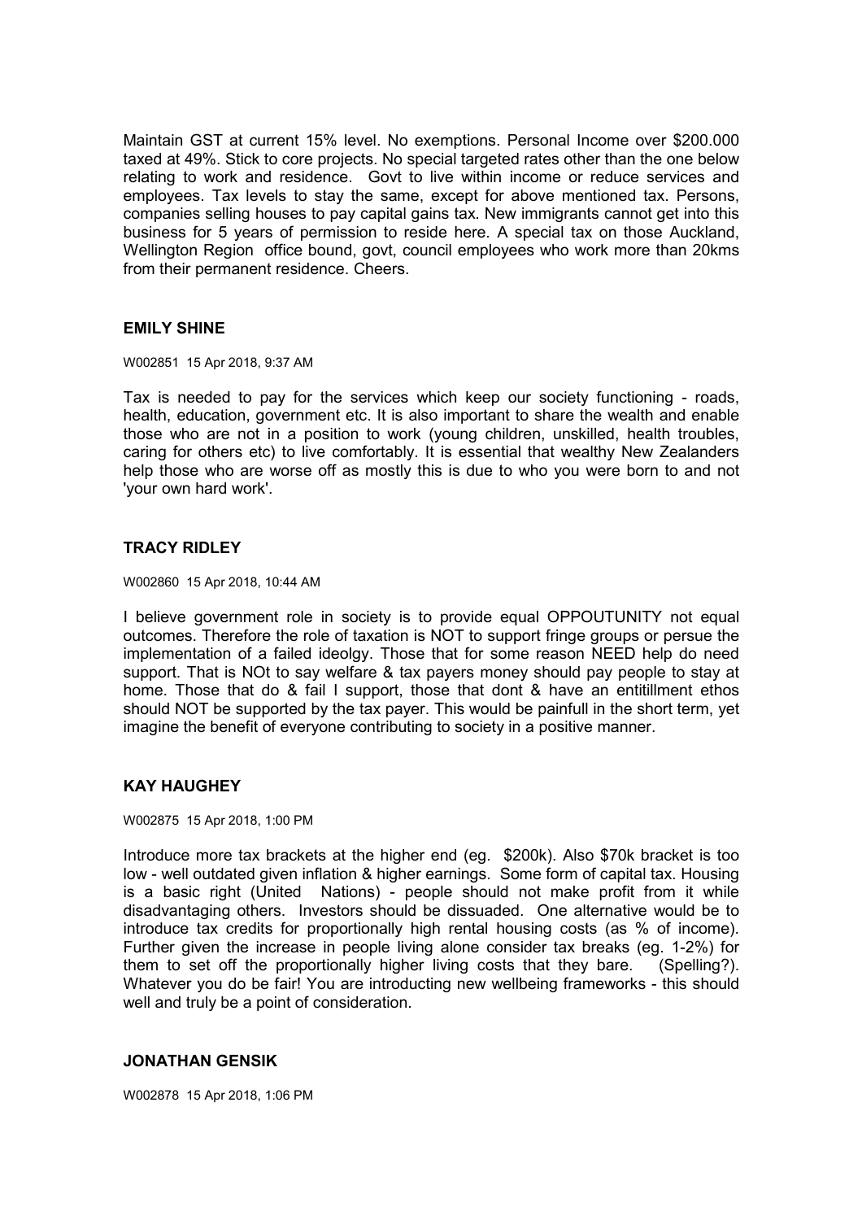Maintain GST at current 15% level. No exemptions. Personal Income over $200.000 taxed at 49%. Stick to core projects. No special targeted rates other than the one below relating to work and residence. Govt to live within income or reduce services and employees. Tax levels to stay the same, except for above mentioned tax. Persons, companies selling houses to pay capital gains tax. New immigrants cannot get into this business for 5 years of permission to reside here. A special tax on those Auckland, Wellington Region office bound, govt, council employees who work more than 20kms from their permanent residence. Cheers.

### EMILY SHINE

W002851 15 Apr 2018, 9:37 AM

Tax is needed to pay for the services which keep our society functioning - roads, health, education, government etc. It is also important to share the wealth and enable those who are not in a position to work (young children, unskilled, health troubles, caring for others etc) to live comfortably. It is essential that wealthy New Zealanders help those who are worse off as mostly this is due to who you were born to and not 'your own hard work'.

### TRACY RIDLEY

W002860 15 Apr 2018, 10:44 AM

I believe government role in society is to provide equal OPPOUTUNITY not equal outcomes. Therefore the role of taxation is NOT to support fringe groups or persue the implementation of a failed ideolgy. Those that for some reason NEED help do need support. That is NOt to say welfare & tax payers money should pay people to stay at home. Those that do & fail I support, those that dont & have an entitillment ethos should NOT be supported by the tax payer. This would be painfull in the short term, yet imagine the benefit of everyone contributing to society in a positive manner.

### KAY HAUGHEY

W002875 15 Apr 2018, 1:00 PM

Introduce more tax brackets at the higher end (eg. $200k). Also $70k bracket is too low - well outdated given inflation & higher earnings. Some form of capital tax. Housing is a basic right (United Nations) - people should not make profit from it while disadvantaging others. Investors should be dissuaded. One alternative would be to introduce tax credits for proportionally high rental housing costs (as % of income). Further given the increase in people living alone consider tax breaks (eg. 1-2%) for them to set off the proportionally higher living costs that they bare. (Spelling?). Whatever you do be fair! You are introducting new wellbeing frameworks - this should well and truly be a point of consideration.

### JONATHAN GENSIK

W002878 15 Apr 2018, 1:06 PM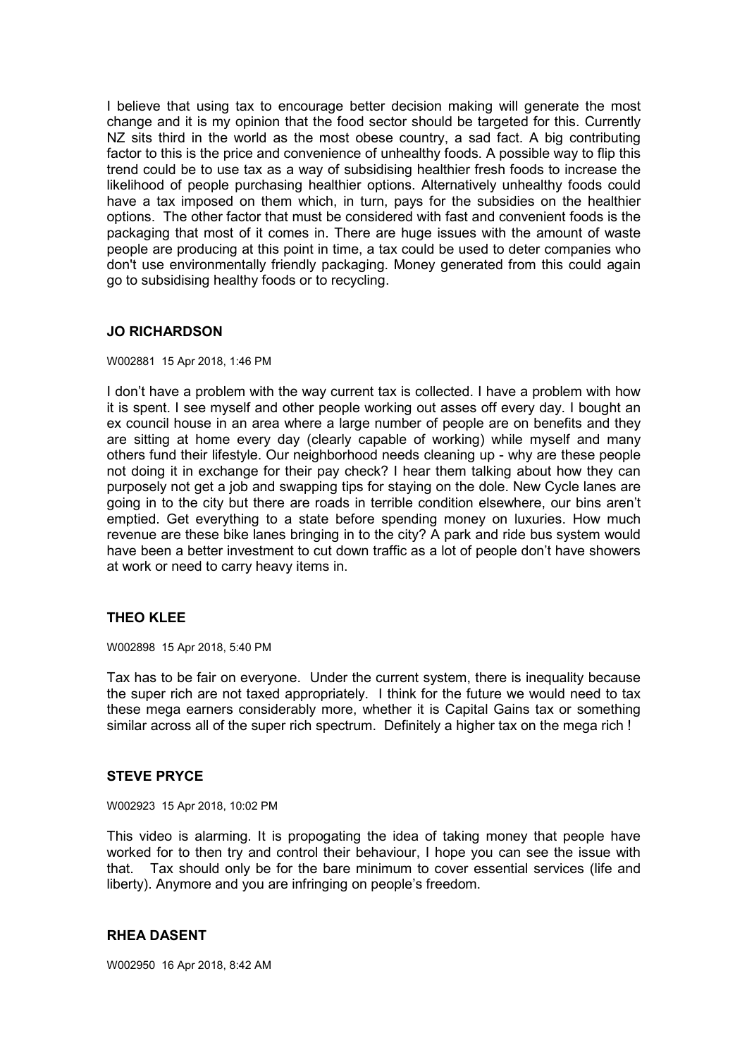I believe that using tax to encourage better decision making will generate the most change and it is my opinion that the food sector should be targeted for this. Currently NZ sits third in the world as the most obese country, a sad fact. A big contributing factor to this is the price and convenience of unhealthy foods. A possible way to flip this trend could be to use tax as a way of subsidising healthier fresh foods to increase the likelihood of people purchasing healthier options. Alternatively unhealthy foods could have a tax imposed on them which, in turn, pays for the subsidies on the healthier options. The other factor that must be considered with fast and convenient foods is the packaging that most of it comes in. There are huge issues with the amount of waste people are producing at this point in time, a tax could be used to deter companies who don't use environmentally friendly packaging. Money generated from this could again go to subsidising healthy foods or to recycling.

### JO RICHARDSON

W002881 15 Apr 2018, 1:46 PM

I don't have a problem with the way current tax is collected. I have a problem with how it is spent. I see myself and other people working out asses off every day. I bought an ex council house in an area where a large number of people are on benefits and they are sitting at home every day (clearly capable of working) while myself and many others fund their lifestyle. Our neighborhood needs cleaning up - why are these people not doing it in exchange for their pay check? I hear them talking about how they can purposely not get a job and swapping tips for staying on the dole. New Cycle lanes are going in to the city but there are roads in terrible condition elsewhere, our bins aren't emptied. Get everything to a state before spending money on luxuries. How much revenue are these bike lanes bringing in to the city? A park and ride bus system would have been a better investment to cut down traffic as a lot of people don't have showers at work or need to carry heavy items in.

### THEO KLEE

W002898 15 Apr 2018, 5:40 PM

Tax has to be fair on everyone. Under the current system, there is inequality because the super rich are not taxed appropriately. I think for the future we would need to tax these mega earners considerably more, whether it is Capital Gains tax or something similar across all of the super rich spectrum. Definitely a higher tax on the mega rich !

### STEVE PRYCE

W002923 15 Apr 2018, 10:02 PM

This video is alarming. It is propogating the idea of taking money that people have worked for to then try and control their behaviour, I hope you can see the issue with that. Tax should only be for the bare minimum to cover essential services (life and liberty). Anymore and you are infringing on people's freedom.

### RHEA DASENT

W002950 16 Apr 2018, 8:42 AM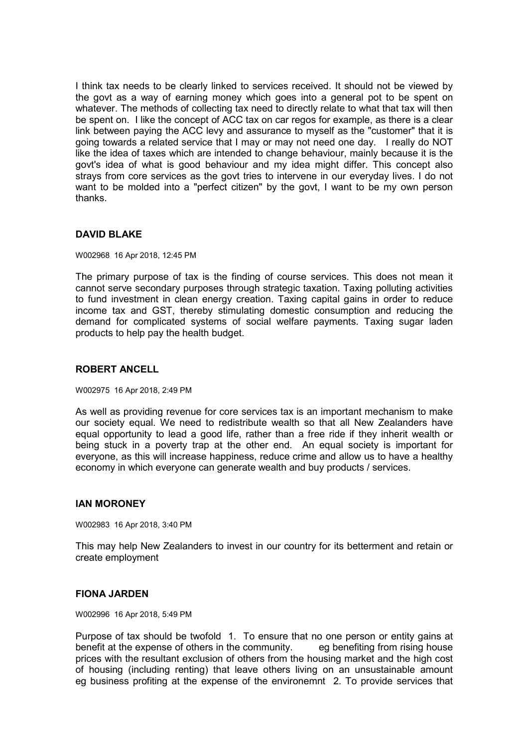I think tax needs to be clearly linked to services received. It should not be viewed by the govt as a way of earning money which goes into a general pot to be spent on whatever. The methods of collecting tax need to directly relate to what that tax will then be spent on. I like the concept of ACC tax on car regos for example, as there is a clear link between paying the ACC levy and assurance to myself as the "customer" that it is going towards a related service that I may or may not need one day. I really do NOT like the idea of taxes which are intended to change behaviour, mainly because it is the govt's idea of what is good behaviour and my idea might differ. This concept also strays from core services as the govt tries to intervene in our everyday lives. I do not want to be molded into a "perfect citizen" by the govt, I want to be my own person thanks.

**DAVID BLAKE**

W002968 16 Apr 2018, 12:45 PM

The primary purpose of tax is the finding of course services. This does not mean it cannot serve secondary purposes through strategic taxation. Taxing polluting activities to fund investment in clean energy creation. Taxing capital gains in order to reduce income tax and GST, thereby stimulating domestic consumption and reducing the demand for complicated systems of social welfare payments. Taxing sugar laden products to help pay the health budget.

**ROBERT ANCELL**

W002975 16 Apr 2018, 2:49 PM

As well as providing revenue for core services tax is an important mechanism to make our society equal. We need to redistribute wealth so that all New Zealanders have equal opportunity to lead a good life, rather than a free ride if they inherit wealth or being stuck in a poverty trap at the other end. An equal society is important for everyone, as this will increase happiness, reduce crime and allow us to have a healthy economy in which everyone can generate wealth and buy products / services.

**IAN MORONEY**

W002983 16 Apr 2018, 3:40 PM

This may help New Zealanders to invest in our country for its betterment and retain or create employment

**FIONA JARDEN**

W002996 16 Apr 2018, 5:49 PM

Purpose of tax should be twofold 1. To ensure that no one person or entity gains at benefit at the expense of others in the community. eg benefiting from rising house prices with the resultant exclusion of others from the housing market and the high cost of housing (including renting) that leave others living on an unsustainable amount eg business profiting at the expense of the environemnt 2. To provide services that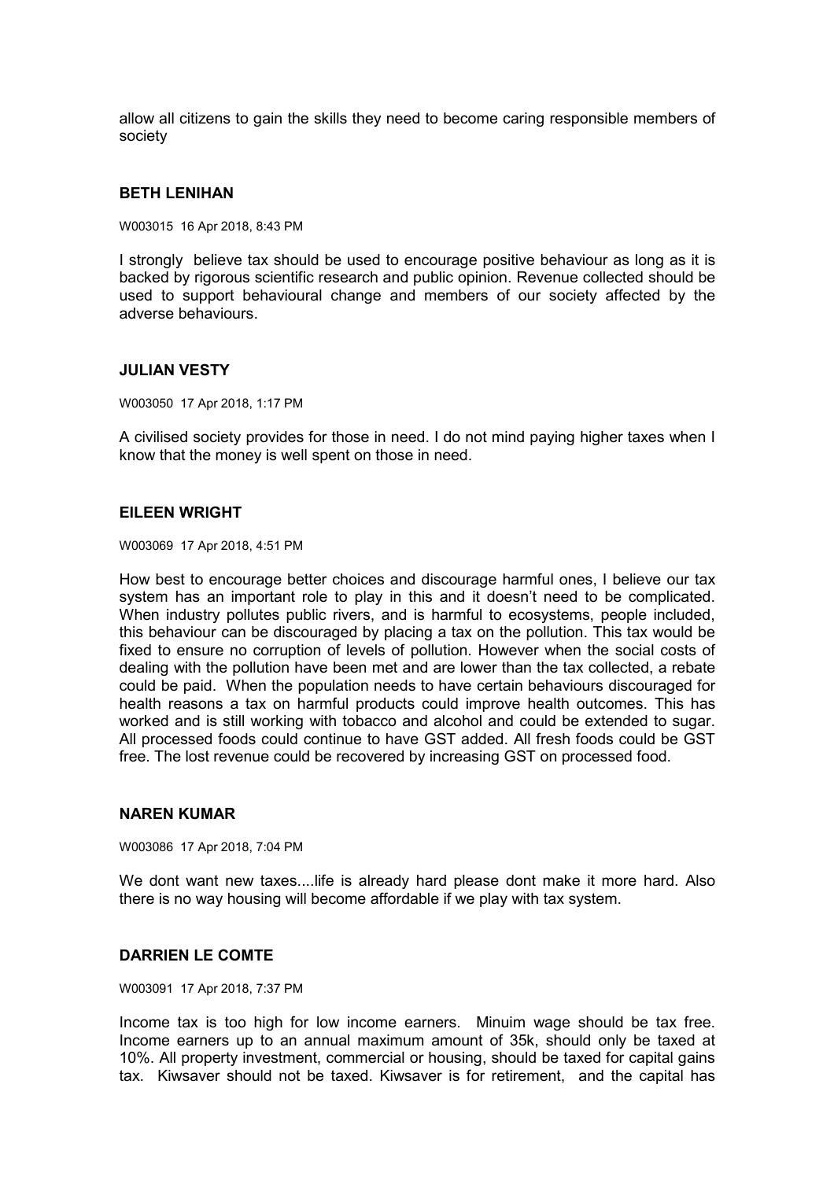allow all citizens to gain the skills they need to become caring responsible members of society

**BETH LENIHAN**

W003015 16 Apr 2018, 8:43 PM

I strongly believe tax should be used to encourage positive behaviour as long as it is backed by rigorous scientific research and public opinion. Revenue collected should be used to support behavioural change and members of our society affected by the adverse behaviours.

**JULIAN VESTY**

W003050 17 Apr 2018, 1:17 PM

A civilised society provides for those in need. I do not mind paying higher taxes when I know that the money is well spent on those in need.

**EILEEN WRIGHT**

W003069 17 Apr 2018, 4:51 PM

How best to encourage better choices and discourage harmful ones, I believe our tax system has an important role to play in this and it doesn't need to be complicated. When industry pollutes public rivers, and is harmful to ecosystems, people included, this behaviour can be discouraged by placing a tax on the pollution. This tax would be fixed to ensure no corruption of levels of pollution. However when the social costs of dealing with the pollution have been met and are lower than the tax collected, a rebate could be paid. When the population needs to have certain behaviours discouraged for health reasons a tax on harmful products could improve health outcomes. This has worked and is still working with tobacco and alcohol and could be extended to sugar. All processed foods could continue to have GST added. All fresh foods could be GST free. The lost revenue could be recovered by increasing GST on processed food.

**NAREN KUMAR**

W003086 17 Apr 2018, 7:04 PM

We dont want new taxes....life is already hard please dont make it more hard. Also there is no way housing will become affordable if we play with tax system.

**DARRIEN LE COMTE**

W003091 17 Apr 2018, 7:37 PM

Income tax is too high for low income earners. Minuim wage should be tax free. Income earners up to an annual maximum amount of 35k, should only be taxed at 10%. All property investment, commercial or housing, should be taxed for capital gains tax. Kiwsaver should not be taxed. Kiwsaver is for retirement, and the capital has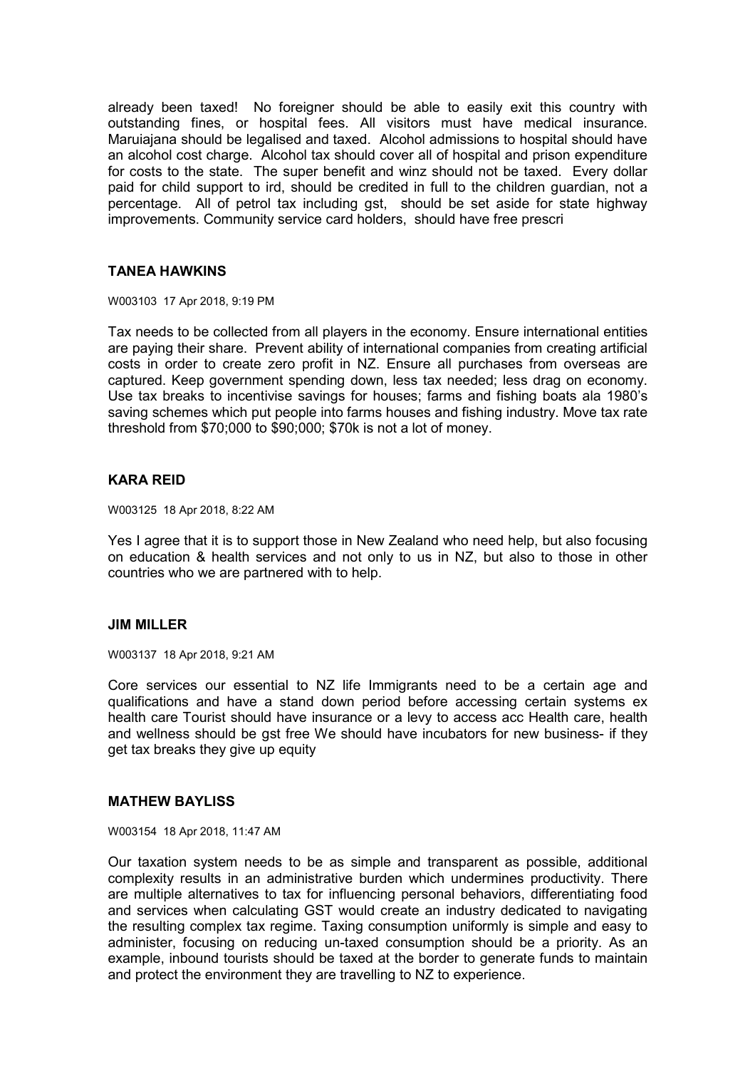already been taxed! No foreigner should be able to easily exit this country with outstanding fines, or hospital fees. All visitors must have medical insurance. Maruiajana should be legalised and taxed. Alcohol admissions to hospital should have an alcohol cost charge. Alcohol tax should cover all of hospital and prison expenditure for costs to the state. The super benefit and winz should not be taxed. Every dollar paid for child support to ird, should be credited in full to the children guardian, not a percentage. All of petrol tax including gst, should be set aside for state highway improvements. Community service card holders, should have free prescri

### TANEA HAWKINS

W003103 17 Apr 2018, 9:19 PM

Tax needs to be collected from all players in the economy. Ensure international entities are paying their share. Prevent ability of international companies from creating artificial costs in order to create zero profit in NZ. Ensure all purchases from overseas are captured. Keep government spending down, less tax needed; less drag on economy. Use tax breaks to incentivise savings for houses; farms and fishing boats ala 1980's saving schemes which put people into farms houses and fishing industry. Move tax rate threshold from $70;000 to $90;000; $70k is not a lot of money.

### KARA REID

W003125 18 Apr 2018, 8:22 AM

Yes I agree that it is to support those in New Zealand who need help, but also focusing on education & health services and not only to us in NZ, but also to those in other countries who we are partnered with to help.

### JIM MILLER

W003137 18 Apr 2018, 9:21 AM

Core services our essential to NZ life Immigrants need to be a certain age and qualifications and have a stand down period before accessing certain systems ex health care Tourist should have insurance or a levy to access acc Health care, health and wellness should be gst free We should have incubators for new business- if they get tax breaks they give up equity

### MATHEW BAYLISS

W003154 18 Apr 2018, 11:47 AM

Our taxation system needs to be as simple and transparent as possible, additional complexity results in an administrative burden which undermines productivity. There are multiple alternatives to tax for influencing personal behaviors, differentiating food and services when calculating GST would create an industry dedicated to navigating the resulting complex tax regime. Taxing consumption uniformly is simple and easy to administer, focusing on reducing un-taxed consumption should be a priority. As an example, inbound tourists should be taxed at the border to generate funds to maintain and protect the environment they are travelling to NZ to experience.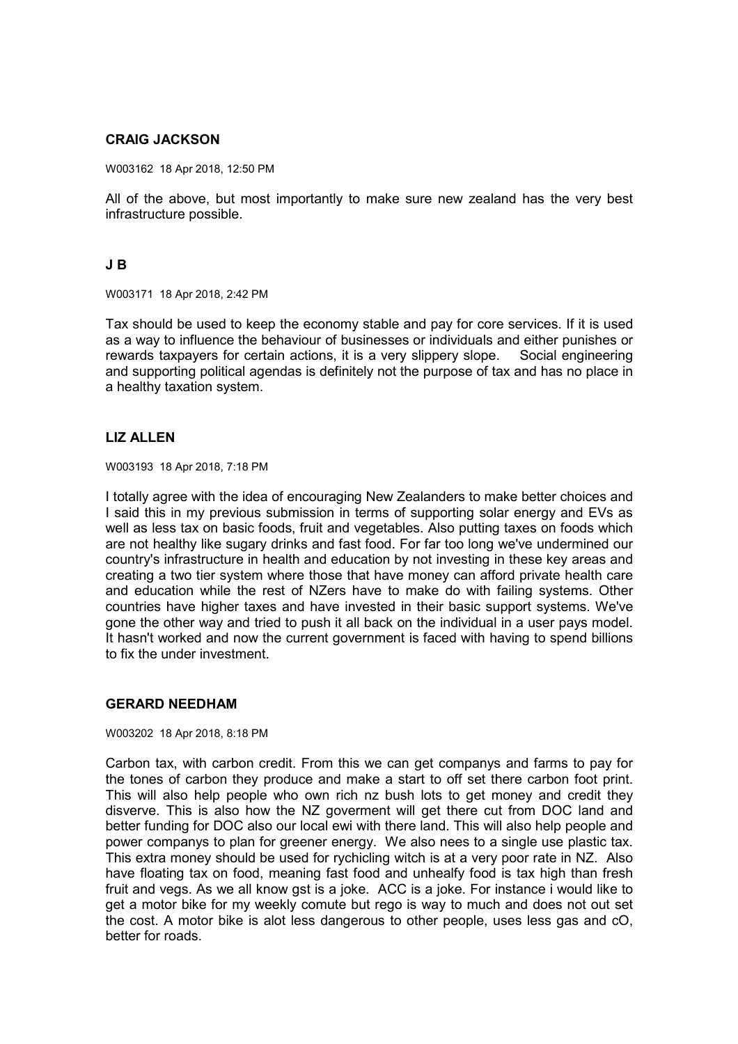**CRAIG JACKSON**

W003162 18 Apr 2018, 12:50 PM

All of the above, but most importantly to make sure new zealand has the very best infrastructure possible.

**J B**

W003171 18 Apr 2018, 2:42 PM

Tax should be used to keep the economy stable and pay for core services. If it is used as a way to influence the behaviour of businesses or individuals and either punishes or rewards taxpayers for certain actions, it is a very slippery slope. Social engineering and supporting political agendas is definitely not the purpose of tax and has no place in a healthy taxation system.

**LIZ ALLEN**

W003193 18 Apr 2018, 7:18 PM

I totally agree with the idea of encouraging New Zealanders to make better choices and I said this in my previous submission in terms of supporting solar energy and EVs as well as less tax on basic foods, fruit and vegetables. Also putting taxes on foods which are not healthy like sugary drinks and fast food. For far too long we've undermined our country's infrastructure in health and education by not investing in these key areas and creating a two tier system where those that have money can afford private health care and education while the rest of NZers have to make do with failing systems. Other countries have higher taxes and have invested in their basic support systems. We've gone the other way and tried to push it all back on the individual in a user pays model. It hasn't worked and now the current government is faced with having to spend billions to fix the under investment.

**GERARD NEEDHAM**

W003202 18 Apr 2018, 8:18 PM

Carbon tax, with carbon credit. From this we can get companys and farms to pay for the tones of carbon they produce and make a start to off set there carbon foot print. This will also help people who own rich nz bush lots to get money and credit they disverve. This is also how the NZ goverment will get there cut from DOC land and better funding for DOC also our local ewi with there land. This will also help people and power companys to plan for greener energy. We also nees to a single use plastic tax. This extra money should be used for rychicling witch is at a very poor rate in NZ. Also have floating tax on food, meaning fast food and unhealfy food is tax high than fresh fruit and vegs. As we all know gst is a joke. ACC is a joke. For instance i would like to get a motor bike for my weekly comute but rego is way to much and does not out set the cost. A motor bike is alot less dangerous to other people, uses less gas and cO, better for roads.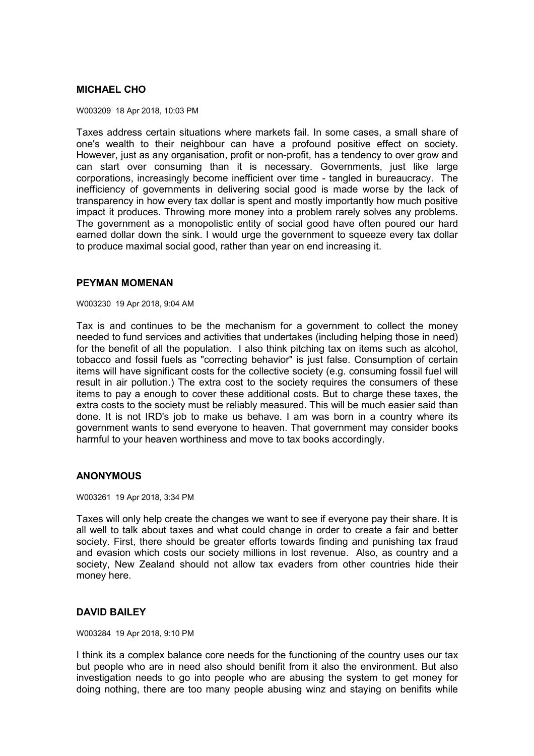**MICHAEL CHO**

W003209 18 Apr 2018, 10:03 PM

Taxes address certain situations where markets fail. In some cases, a small share of one's wealth to their neighbour can have a profound positive effect on society. However, just as any organisation, profit or non-profit, has a tendency to over grow and can start over consuming than it is necessary. Governments, just like large corporations, increasingly become inefficient over time - tangled in bureaucracy. The inefficiency of governments in delivering social good is made worse by the lack of transparency in how every tax dollar is spent and mostly importantly how much positive impact it produces. Throwing more money into a problem rarely solves any problems. The government as a monopolistic entity of social good have often poured our hard earned dollar down the sink. I would urge the government to squeeze every tax dollar to produce maximal social good, rather than year on end increasing it.

**PEYMAN MOMENAN**

W003230 19 Apr 2018, 9:04 AM

Tax is and continues to be the mechanism for a government to collect the money needed to fund services and activities that undertakes (including helping those in need) for the benefit of all the population. I also think pitching tax on items such as alcohol, tobacco and fossil fuels as "correcting behavior" is just false. Consumption of certain items will have significant costs for the collective society (e.g. consuming fossil fuel will result in air pollution.) The extra cost to the society requires the consumers of these items to pay a enough to cover these additional costs. But to charge these taxes, the extra costs to the society must be reliably measured. This will be much easier said than done. It is not IRD's job to make us behave. I am was born in a country where its government wants to send everyone to heaven. That government may consider books harmful to your heaven worthiness and move to tax books accordingly.

**ANONYMOUS**

W003261 19 Apr 2018, 3:34 PM

Taxes will only help create the changes we want to see if everyone pay their share. It is all well to talk about taxes and what could change in order to create a fair and better society. First, there should be greater efforts towards finding and punishing tax fraud and evasion which costs our society millions in lost revenue. Also, as country and a society, New Zealand should not allow tax evaders from other countries hide their money here.

**DAVID BAILEY**

W003284 19 Apr 2018, 9:10 PM

I think its a complex balance core needs for the functioning of the country uses our tax but people who are in need also should benifit from it also the environment. But also investigation needs to go into people who are abusing the system to get money for doing nothing, there are too many people abusing winz and staying on benifits while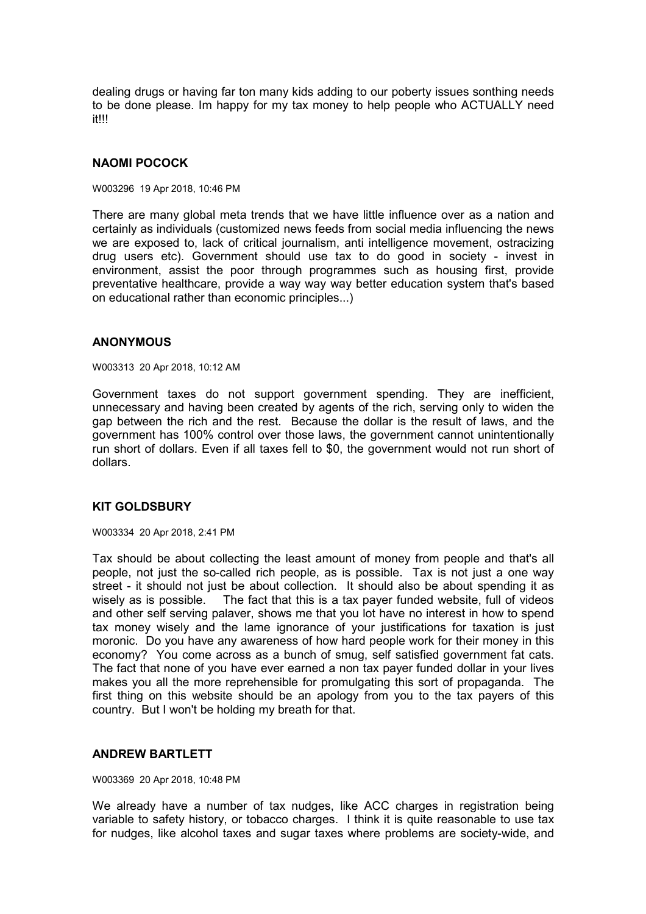dealing drugs or having far ton many kids adding to our poberty issues sonthing needs to be done please. Im happy for my tax money to help people who ACTUALLY need it!!!

### NAOMI POCOCK

W003296 19 Apr 2018, 10:46 PM

There are many global meta trends that we have little influence over as a nation and certainly as individuals (customized news feeds from social media influencing the news we are exposed to, lack of critical journalism, anti intelligence movement, ostracizing drug users etc). Government should use tax to do good in society - invest in environment, assist the poor through programmes such as housing first, provide preventative healthcare, provide a way way way better education system that's based on educational rather than economic principles...)

### ANONYMOUS

W003313 20 Apr 2018, 10:12 AM

Government taxes do not support government spending. They are inefficient, unnecessary and having been created by agents of the rich, serving only to widen the gap between the rich and the rest. Because the dollar is the result of laws, and the government has 100% control over those laws, the government cannot unintentionally run short of dollars. Even if all taxes fell to $0, the government would not run short of dollars.

### KIT GOLDSBURY

W003334 20 Apr 2018, 2:41 PM

Tax should be about collecting the least amount of money from people and that's all people, not just the so-called rich people, as is possible. Tax is not just a one way street - it should not just be about collection. It should also be about spending it as wisely as is possible. The fact that this is a tax payer funded website, full of videos and other self serving palaver, shows me that you lot have no interest in how to spend tax money wisely and the lame ignorance of your justifications for taxation is just moronic. Do you have any awareness of how hard people work for their money in this economy? You come across as a bunch of smug, self satisfied government fat cats. The fact that none of you have ever earned a non tax payer funded dollar in your lives makes you all the more reprehensible for promulgating this sort of propaganda. The first thing on this website should be an apology from you to the tax payers of this country. But I won't be holding my breath for that.

### ANDREW BARTLETT

W003369 20 Apr 2018, 10:48 PM

We already have a number of tax nudges, like ACC charges in registration being variable to safety history, or tobacco charges. I think it is quite reasonable to use tax for nudges, like alcohol taxes and sugar taxes where problems are society-wide, and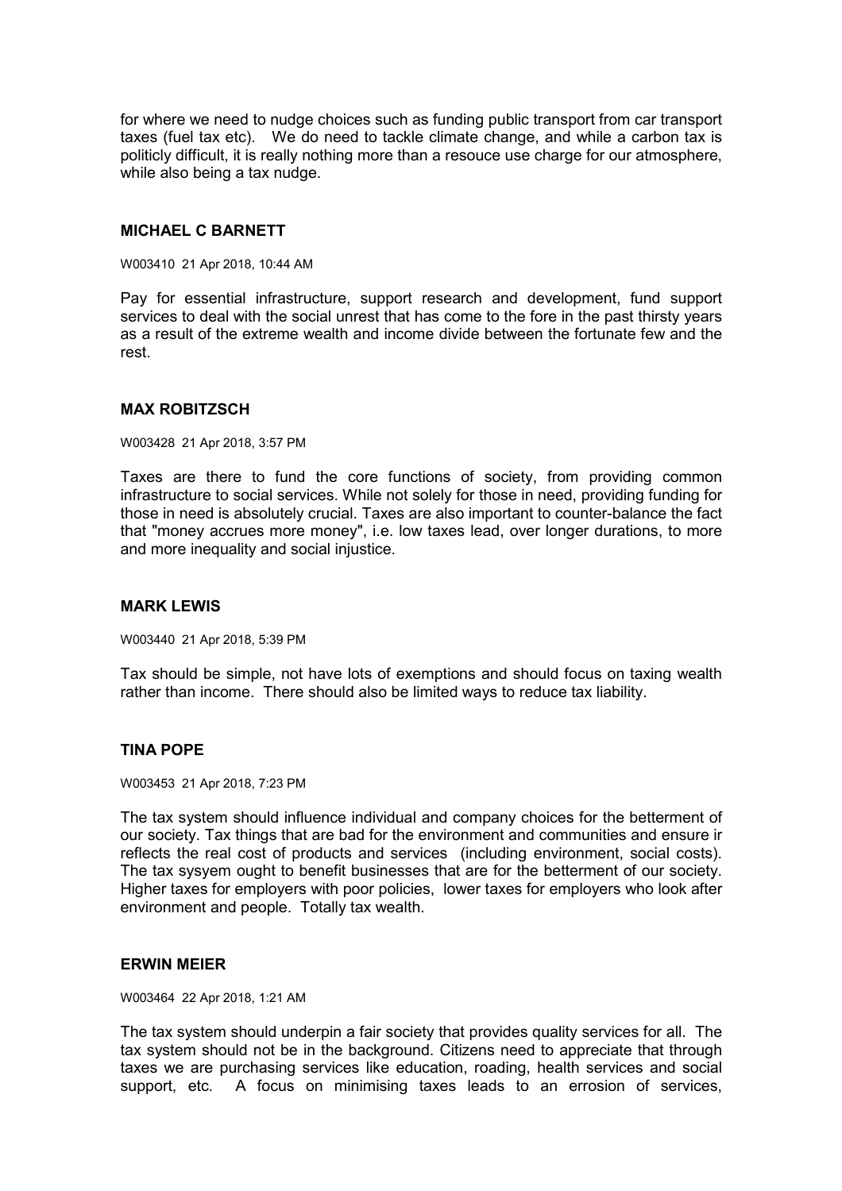for where we need to nudge choices such as funding public transport from car transport taxes (fuel tax etc). We do need to tackle climate change, and while a carbon tax is politicly difficult, it is really nothing more than a resouce use charge for our atmosphere, while also being a tax nudge.

### MICHAEL C BARNETT

W003410 21 Apr 2018, 10:44 AM

Pay for essential infrastructure, support research and development, fund support services to deal with the social unrest that has come to the fore in the past thirsty years as a result of the extreme wealth and income divide between the fortunate few and the rest.

### MAX ROBITZSCH

W003428 21 Apr 2018, 3:57 PM

Taxes are there to fund the core functions of society, from providing common infrastructure to social services. While not solely for those in need, providing funding for those in need is absolutely crucial. Taxes are also important to counter-balance the fact that "money accrues more money", i.e. low taxes lead, over longer durations, to more and more inequality and social injustice.

### MARK LEWIS

W003440 21 Apr 2018, 5:39 PM

Tax should be simple, not have lots of exemptions and should focus on taxing wealth rather than income. There should also be limited ways to reduce tax liability.

### TINA POPE

W003453 21 Apr 2018, 7:23 PM

The tax system should influence individual and company choices for the betterment of our society. Tax things that are bad for the environment and communities and ensure ir reflects the real cost of products and services (including environment, social costs). The tax sysyem ought to benefit businesses that are for the betterment of our society. Higher taxes for employers with poor policies, lower taxes for employers who look after environment and people. Totally tax wealth.

### ERWIN MEIER

W003464 22 Apr 2018, 1:21 AM

The tax system should underpin a fair society that provides quality services for all. The tax system should not be in the background. Citizens need to appreciate that through taxes we are purchasing services like education, roading, health services and social support, etc. A focus on minimising taxes leads to an errosion of services,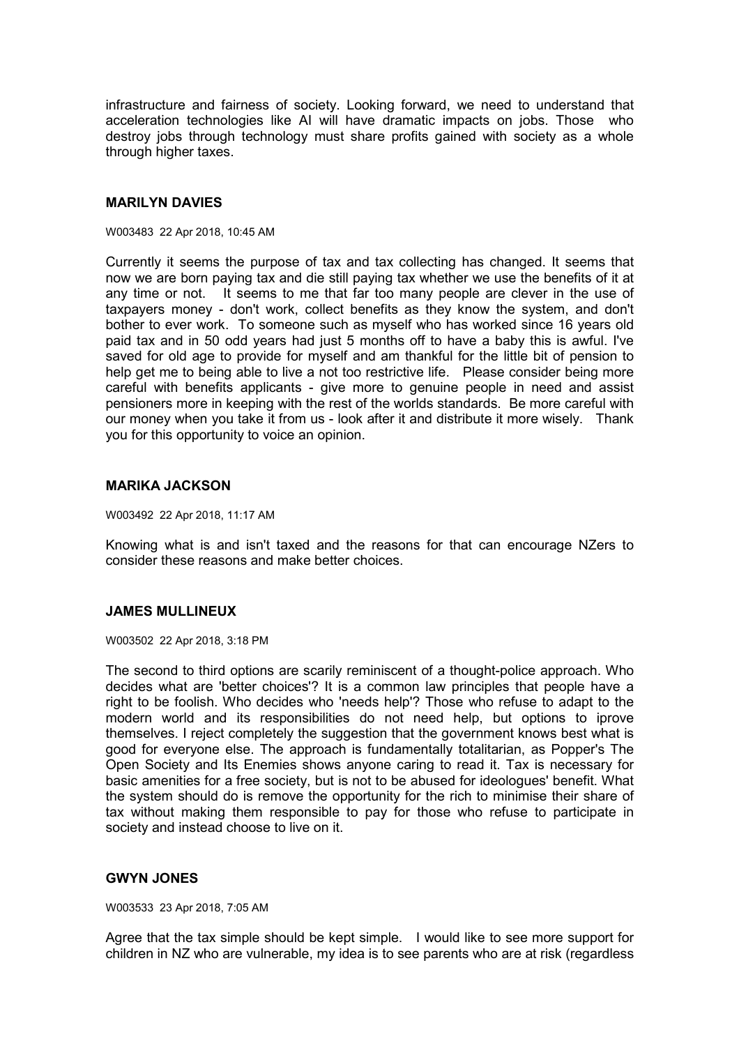infrastructure and fairness of society. Looking forward, we need to understand that acceleration technologies like AI will have dramatic impacts on jobs. Those who destroy jobs through technology must share profits gained with society as a whole through higher taxes.

#### MARILYN DAVIES

W003483 22 Apr 2018, 10:45 AM

Currently it seems the purpose of tax and tax collecting has changed. It seems that now we are born paying tax and die still paying tax whether we use the benefits of it at any time or not. It seems to me that far too many people are clever in the use of taxpayers money - don't work, collect benefits as they know the system, and don't bother to ever work. To someone such as myself who has worked since 16 years old paid tax and in 50 odd years had just 5 months off to have a baby this is awful. I've saved for old age to provide for myself and am thankful for the little bit of pension to help get me to being able to live a not too restrictive life. Please consider being more careful with benefits applicants - give more to genuine people in need and assist pensioners more in keeping with the rest of the worlds standards. Be more careful with our money when you take it from us - look after it and distribute it more wisely. Thank you for this opportunity to voice an opinion.

#### MARIKA JACKSON

W003492 22 Apr 2018, 11:17 AM

Knowing what is and isn't taxed and the reasons for that can encourage NZers to consider these reasons and make better choices.

#### JAMES MULLINEUX

W003502 22 Apr 2018, 3:18 PM

The second to third options are scarily reminiscent of a thought-police approach. Who decides what are 'better choices'? It is a common law principles that people have a right to be foolish. Who decides who 'needs help'? Those who refuse to adapt to the modern world and its responsibilities do not need help, but options to iprove themselves. I reject completely the suggestion that the government knows best what is good for everyone else. The approach is fundamentally totalitarian, as Popper's The Open Society and Its Enemies shows anyone caring to read it. Tax is necessary for basic amenities for a free society, but is not to be abused for ideologues' benefit. What the system should do is remove the opportunity for the rich to minimise their share of tax without making them responsible to pay for those who refuse to participate in society and instead choose to live on it.

#### GWYN JONES

W003533 23 Apr 2018, 7:05 AM

Agree that the tax simple should be kept simple. I would like to see more support for children in NZ who are vulnerable, my idea is to see parents who are at risk (regardless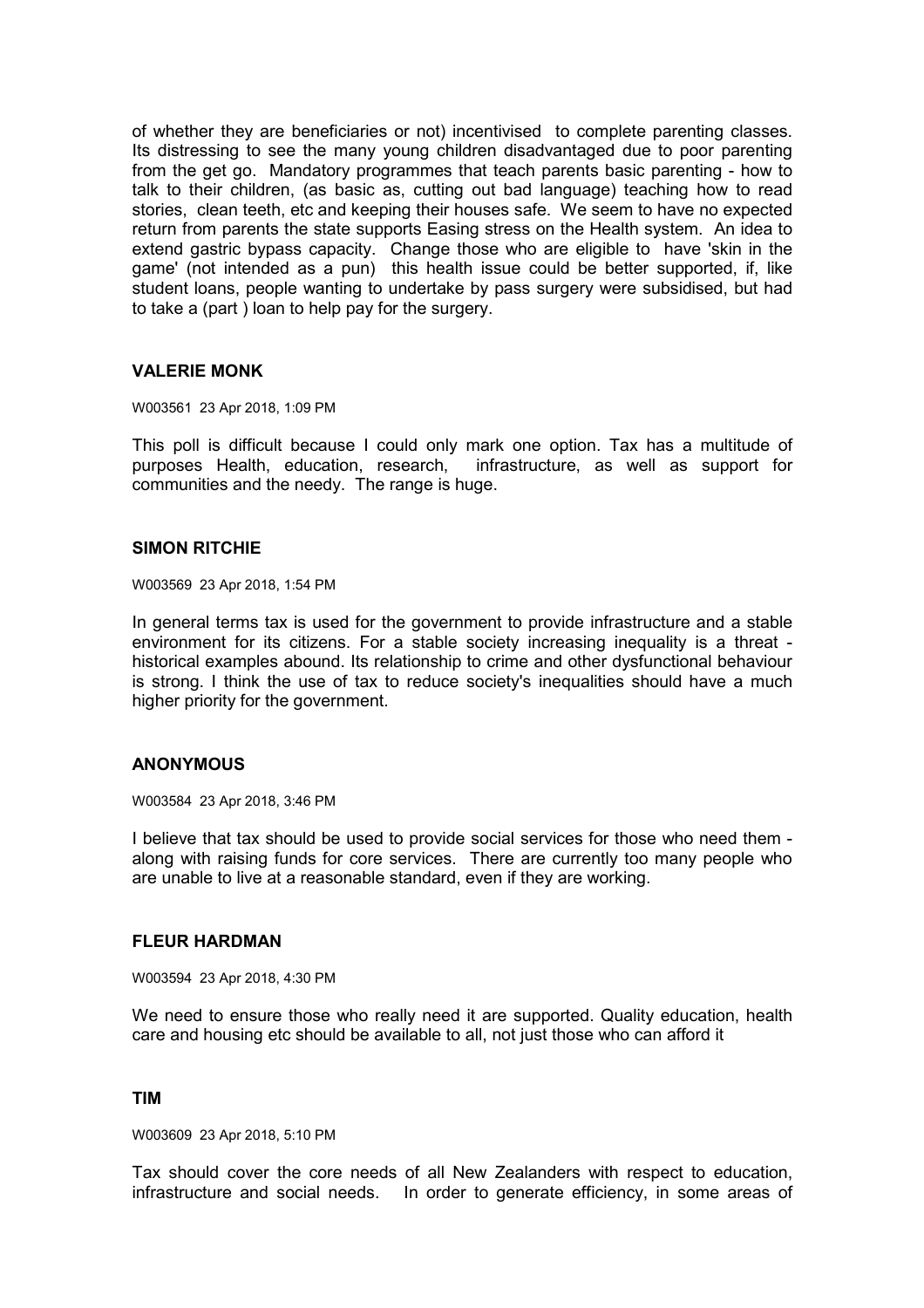of whether they are beneficiaries or not) incentivised to complete parenting classes. Its distressing to see the many young children disadvantaged due to poor parenting from the get go. Mandatory programmes that teach parents basic parenting - how to talk to their children, (as basic as, cutting out bad language) teaching how to read stories, clean teeth, etc and keeping their houses safe. We seem to have no expected return from parents the state supports Easing stress on the Health system. An idea to extend gastric bypass capacity. Change those who are eligible to have 'skin in the game' (not intended as a pun) this health issue could be better supported, if, like student loans, people wanting to undertake by pass surgery were subsidised, but had to take a (part ) loan to help pay for the surgery.

**VALERIE MONK**

W003561 23 Apr 2018, 1:09 PM

This poll is difficult because I could only mark one option. Tax has a multitude of purposes Health, education, research, infrastructure, as well as support for communities and the needy. The range is huge.

**SIMON RITCHIE**

W003569 23 Apr 2018, 1:54 PM

In general terms tax is used for the government to provide infrastructure and a stable environment for its citizens. For a stable society increasing inequality is a threat - historical examples abound. Its relationship to crime and other dysfunctional behaviour is strong. I think the use of tax to reduce society's inequalities should have a much higher priority for the government.

**ANONYMOUS**

W003584 23 Apr 2018, 3:46 PM

I believe that tax should be used to provide social services for those who need them - along with raising funds for core services. There are currently too many people who are unable to live at a reasonable standard, even if they are working.

**FLEUR HARDMAN**

W003594 23 Apr 2018, 4:30 PM

We need to ensure those who really need it are supported. Quality education, health care and housing etc should be available to all, not just those who can afford it

**TIM**

W003609 23 Apr 2018, 5:10 PM

Tax should cover the core needs of all New Zealanders with respect to education, infrastructure and social needs. In order to generate efficiency, in some areas of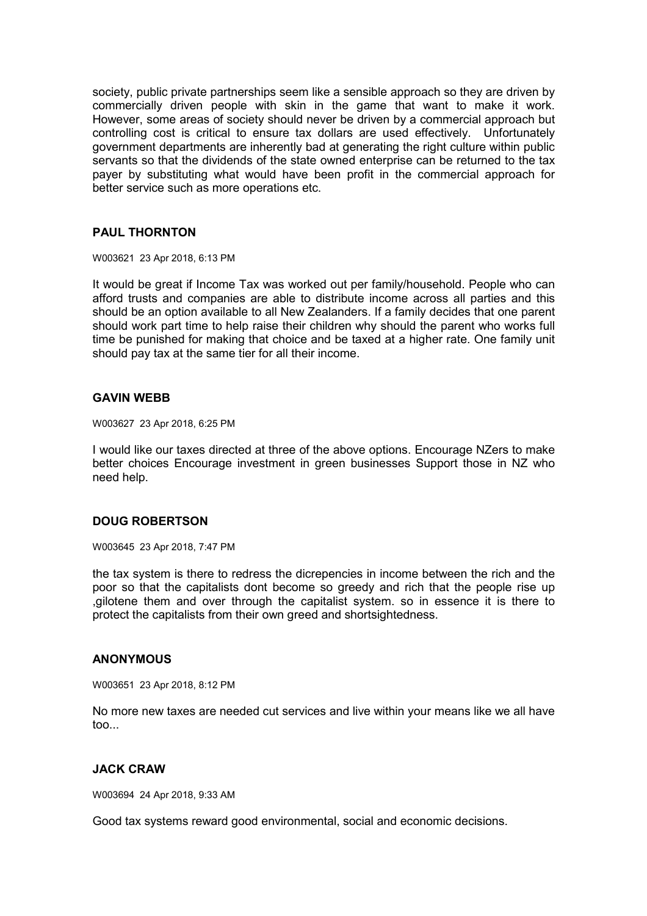society, public private partnerships seem like a sensible approach so they are driven by commercially driven people with skin in the game that want to make it work. However, some areas of society should never be driven by a commercial approach but controlling cost is critical to ensure tax dollars are used effectively. Unfortunately government departments are inherently bad at generating the right culture within public servants so that the dividends of the state owned enterprise can be returned to the tax payer by substituting what would have been profit in the commercial approach for better service such as more operations etc.

### PAUL THORNTON

W003621 23 Apr 2018, 6:13 PM

It would be great if Income Tax was worked out per family/household. People who can afford trusts and companies are able to distribute income across all parties and this should be an option available to all New Zealanders. If a family decides that one parent should work part time to help raise their children why should the parent who works full time be punished for making that choice and be taxed at a higher rate. One family unit should pay tax at the same tier for all their income.

### GAVIN WEBB

W003627 23 Apr 2018, 6:25 PM

I would like our taxes directed at three of the above options. Encourage NZers to make better choices Encourage investment in green businesses Support those in NZ who need help.

### DOUG ROBERTSON

W003645 23 Apr 2018, 7:47 PM

the tax system is there to redress the dicrepencies in income between the rich and the poor so that the capitalists dont become so greedy and rich that the people rise up ,gilotene them and over through the capitalist system. so in essence it is there to protect the capitalists from their own greed and shortsightedness.

### ANONYMOUS

W003651 23 Apr 2018, 8:12 PM

No more new taxes are needed cut services and live within your means like we all have too...

### JACK CRAW

W003694 24 Apr 2018, 9:33 AM

Good tax systems reward good environmental, social and economic decisions.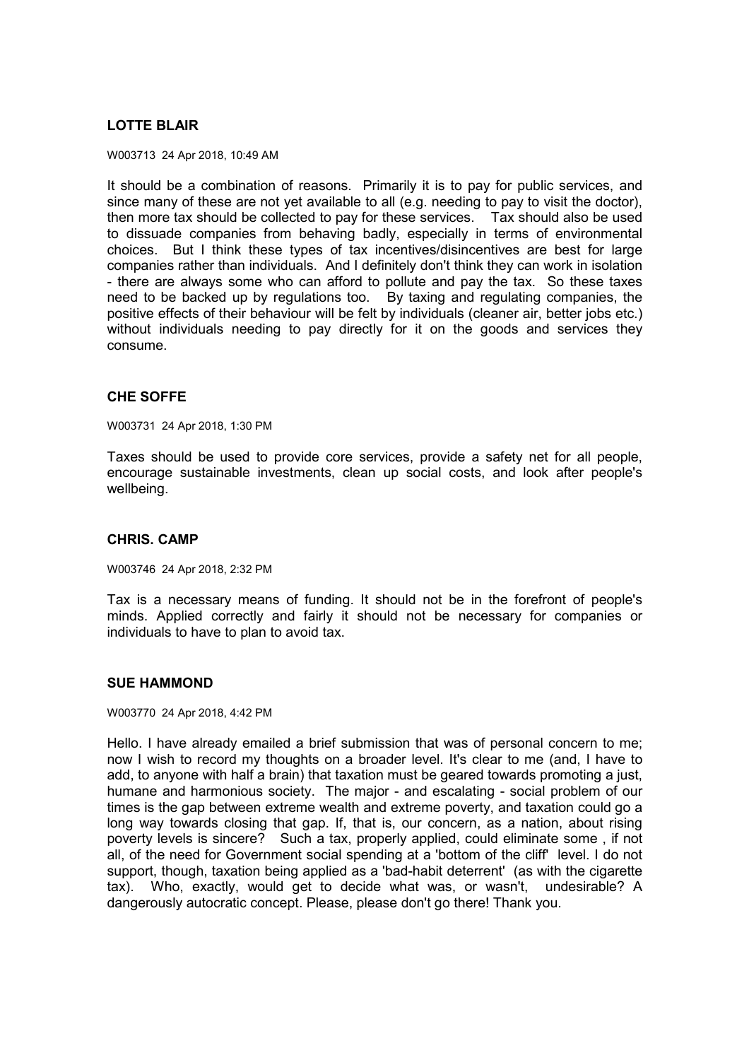### LOTTE BLAIR

W003713 24 Apr 2018, 10:49 AM

It should be a combination of reasons. Primarily it is to pay for public services, and since many of these are not yet available to all (e.g. needing to pay to visit the doctor), then more tax should be collected to pay for these services. Tax should also be used to dissuade companies from behaving badly, especially in terms of environmental choices. But I think these types of tax incentives/disincentives are best for large companies rather than individuals. And I definitely don't think they can work in isolation - there are always some who can afford to pollute and pay the tax. So these taxes need to be backed up by regulations too. By taxing and regulating companies, the positive effects of their behaviour will be felt by individuals (cleaner air, better jobs etc.) without individuals needing to pay directly for it on the goods and services they consume.

### CHE SOFFE

W003731 24 Apr 2018, 1:30 PM

Taxes should be used to provide core services, provide a safety net for all people, encourage sustainable investments, clean up social costs, and look after people's wellbeing.

### CHRIS. CAMP

W003746 24 Apr 2018, 2:32 PM

Tax is a necessary means of funding. It should not be in the forefront of people's minds. Applied correctly and fairly it should not be necessary for companies or individuals to have to plan to avoid tax.

### SUE HAMMOND

W003770 24 Apr 2018, 4:42 PM

Hello. I have already emailed a brief submission that was of personal concern to me; now I wish to record my thoughts on a broader level. It's clear to me (and, I have to add, to anyone with half a brain) that taxation must be geared towards promoting a just, humane and harmonious society. The major - and escalating - social problem of our times is the gap between extreme wealth and extreme poverty, and taxation could go a long way towards closing that gap. If, that is, our concern, as a nation, about rising poverty levels is sincere? Such a tax, properly applied, could eliminate some , if not all, of the need for Government social spending at a 'bottom of the cliff' level. I do not support, though, taxation being applied as a 'bad-habit deterrent' (as with the cigarette tax). Who, exactly, would get to decide what was, or wasn't, undesirable? A dangerously autocratic concept. Please, please don't go there! Thank you.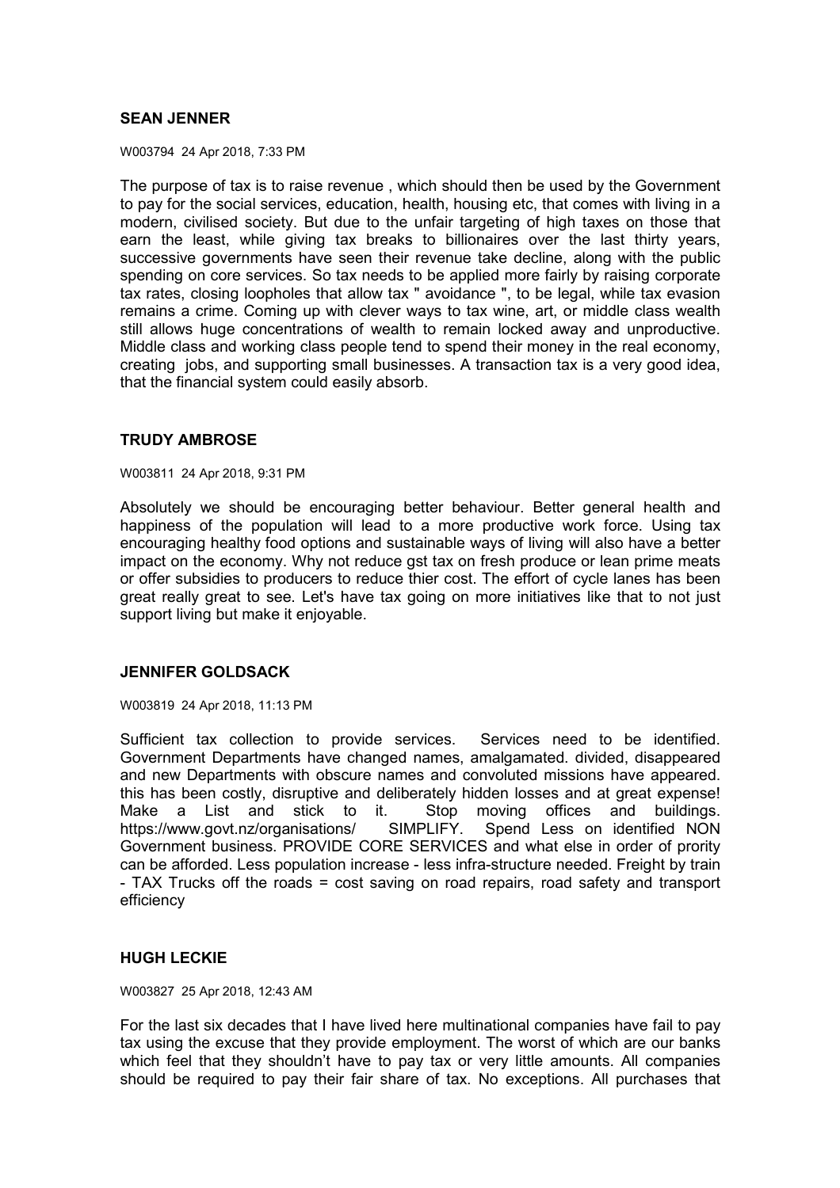**SEAN JENNER**

W003794 24 Apr 2018, 7:33 PM

The purpose of tax is to raise revenue , which should then be used by the Government to pay for the social services, education, health, housing etc, that comes with living in a modern, civilised society. But due to the unfair targeting of high taxes on those that earn the least, while giving tax breaks to billionaires over the last thirty years, successive governments have seen their revenue take decline, along with the public spending on core services. So tax needs to be applied more fairly by raising corporate tax rates, closing loopholes that allow tax " avoidance ", to be legal, while tax evasion remains a crime. Coming up with clever ways to tax wine, art, or middle class wealth still allows huge concentrations of wealth to remain locked away and unproductive. Middle class and working class people tend to spend their money in the real economy, creating jobs, and supporting small businesses. A transaction tax is a very good idea, that the financial system could easily absorb.

**TRUDY AMBROSE**

W003811 24 Apr 2018, 9:31 PM

Absolutely we should be encouraging better behaviour. Better general health and happiness of the population will lead to a more productive work force. Using tax encouraging healthy food options and sustainable ways of living will also have a better impact on the economy. Why not reduce gst tax on fresh produce or lean prime meats or offer subsidies to producers to reduce thier cost. The effort of cycle lanes has been great really great to see. Let's have tax going on more initiatives like that to not just support living but make it enjoyable.

**JENNIFER GOLDSACK**

W003819 24 Apr 2018, 11:13 PM

Sufficient tax collection to provide services. Services need to be identified. Government Departments have changed names, amalgamated. divided, disappeared and new Departments with obscure names and convoluted missions have appeared. this has been costly, disruptive and deliberately hidden losses and at great expense! Make a List and stick to it. Stop moving offices and buildings. https://www.govt.nz/organisations/ SIMPLIFY. Spend Less on identified NON Government business. PROVIDE CORE SERVICES and what else in order of prority can be afforded. Less population increase - less infra-structure needed. Freight by train - TAX Trucks off the roads = cost saving on road repairs, road safety and transport efficiency

**HUGH LECKIE**

W003827 25 Apr 2018, 12:43 AM

For the last six decades that I have lived here multinational companies have fail to pay tax using the excuse that they provide employment. The worst of which are our banks which feel that they shouldn't have to pay tax or very little amounts. All companies should be required to pay their fair share of tax. No exceptions. All purchases that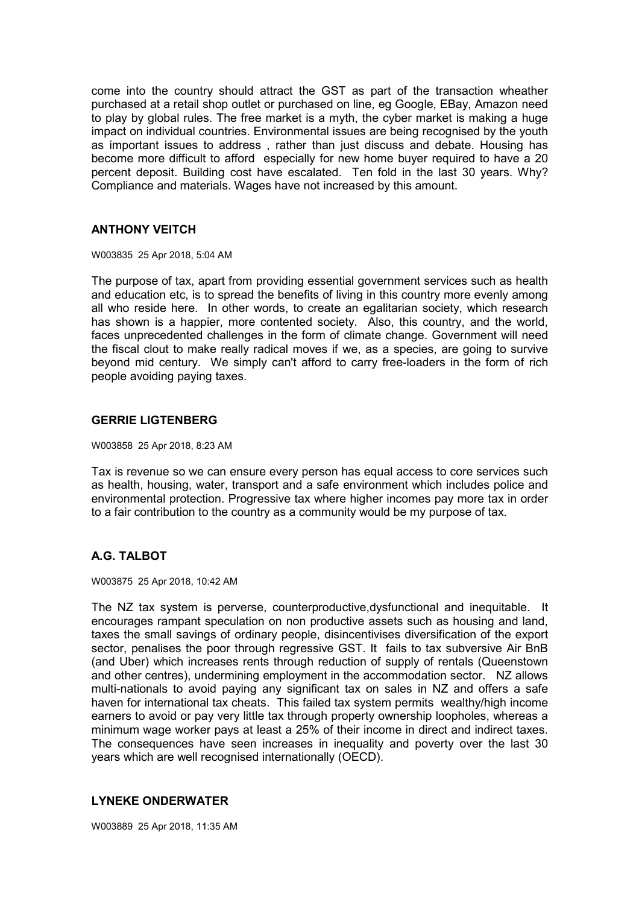come into the country should attract the GST as part of the transaction wheather purchased at a retail shop outlet or purchased on line, eg Google, EBay, Amazon need to play by global rules. The free market is a myth, the cyber market is making a huge impact on individual countries. Environmental issues are being recognised by the youth as important issues to address , rather than just discuss and debate. Housing has become more difficult to afford especially for new home buyer required to have a 20 percent deposit. Building cost have escalated. Ten fold in the last 30 years. Why? Compliance and materials. Wages have not increased by this amount.

### ANTHONY VEITCH

W003835 25 Apr 2018, 5:04 AM

The purpose of tax, apart from providing essential government services such as health and education etc, is to spread the benefits of living in this country more evenly among all who reside here. In other words, to create an egalitarian society, which research has shown is a happier, more contented society. Also, this country, and the world, faces unprecedented challenges in the form of climate change. Government will need the fiscal clout to make really radical moves if we, as a species, are going to survive beyond mid century. We simply can't afford to carry free-loaders in the form of rich people avoiding paying taxes.

### GERRIE LIGTENBERG

W003858 25 Apr 2018, 8:23 AM

Tax is revenue so we can ensure every person has equal access to core services such as health, housing, water, transport and a safe environment which includes police and environmental protection. Progressive tax where higher incomes pay more tax in order to a fair contribution to the country as a community would be my purpose of tax.

### A.G. TALBOT

W003875 25 Apr 2018, 10:42 AM

The NZ tax system is perverse, counterproductive,dysfunctional and inequitable. It encourages rampant speculation on non productive assets such as housing and land, taxes the small savings of ordinary people, disincentivises diversification of the export sector, penalises the poor through regressive GST. It fails to tax subversive Air BnB (and Uber) which increases rents through reduction of supply of rentals (Queenstown and other centres), undermining employment in the accommodation sector. NZ allows multi-nationals to avoid paying any significant tax on sales in NZ and offers a safe haven for international tax cheats. This failed tax system permits wealthy/high income earners to avoid or pay very little tax through property ownership loopholes, whereas a minimum wage worker pays at least a 25% of their income in direct and indirect taxes. The consequences have seen increases in inequality and poverty over the last 30 years which are well recognised internationally (OECD).

### LYNEKE ONDERWATER

W003889 25 Apr 2018, 11:35 AM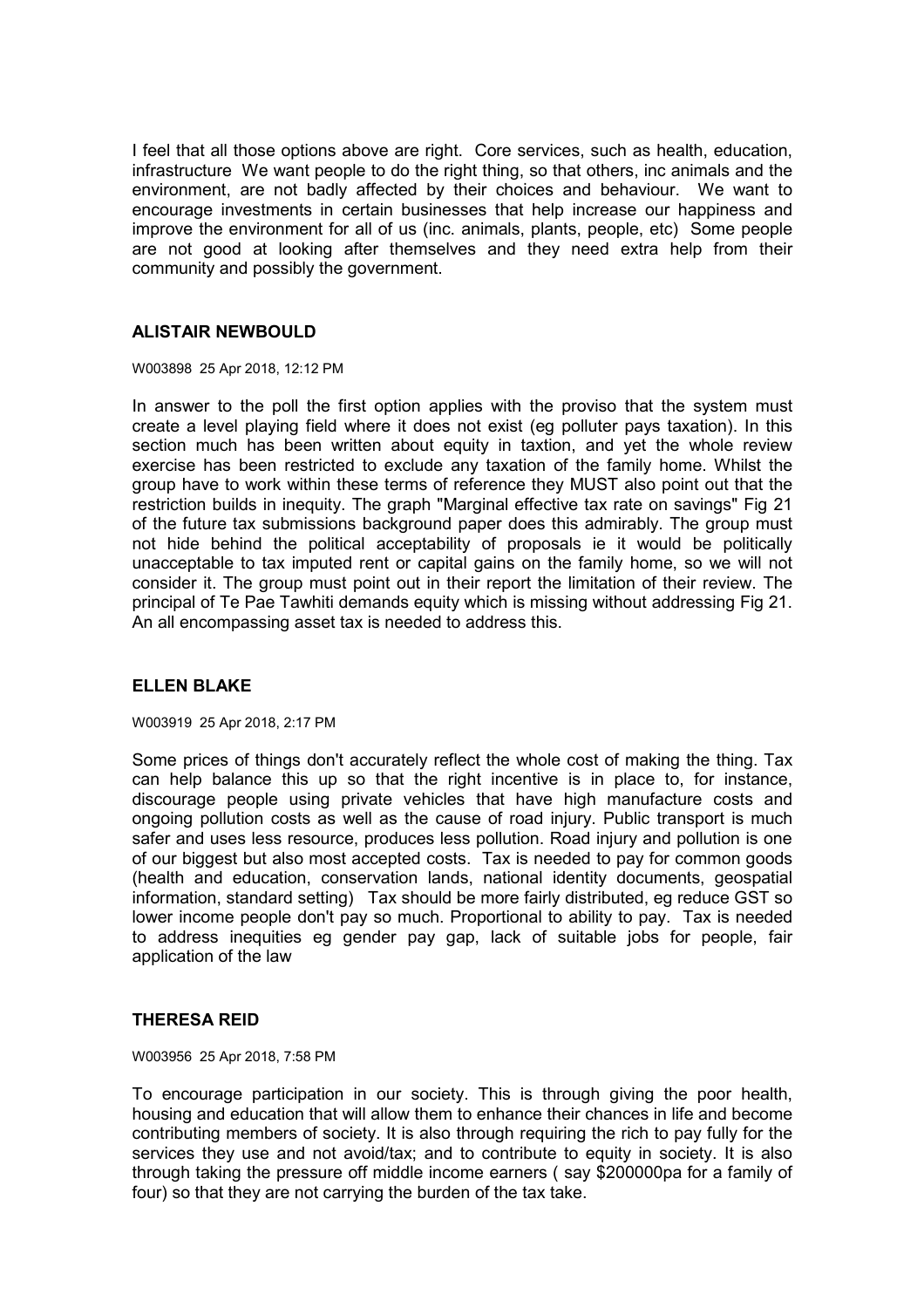I feel that all those options above are right. Core services, such as health, education, infrastructure We want people to do the right thing, so that others, inc animals and the environment, are not badly affected by their choices and behaviour. We want to encourage investments in certain businesses that help increase our happiness and improve the environment for all of us (inc. animals, plants, people, etc) Some people are not good at looking after themselves and they need extra help from their community and possibly the government.

### ALISTAIR NEWBOULD

W003898 25 Apr 2018, 12:12 PM

In answer to the poll the first option applies with the proviso that the system must create a level playing field where it does not exist (eg polluter pays taxation). In this section much has been written about equity in taxtion, and yet the whole review exercise has been restricted to exclude any taxation of the family home. Whilst the group have to work within these terms of reference they MUST also point out that the restriction builds in inequity. The graph "Marginal effective tax rate on savings" Fig 21 of the future tax submissions background paper does this admirably. The group must not hide behind the political acceptability of proposals ie it would be politically unacceptable to tax imputed rent or capital gains on the family home, so we will not consider it. The group must point out in their report the limitation of their review. The principal of Te Pae Tawhiti demands equity which is missing without addressing Fig 21. An all encompassing asset tax is needed to address this.

### ELLEN BLAKE

W003919 25 Apr 2018, 2:17 PM

Some prices of things don't accurately reflect the whole cost of making the thing. Tax can help balance this up so that the right incentive is in place to, for instance, discourage people using private vehicles that have high manufacture costs and ongoing pollution costs as well as the cause of road injury. Public transport is much safer and uses less resource, produces less pollution. Road injury and pollution is one of our biggest but also most accepted costs. Tax is needed to pay for common goods (health and education, conservation lands, national identity documents, geospatial information, standard setting) Tax should be more fairly distributed, eg reduce GST so lower income people don't pay so much. Proportional to ability to pay. Tax is needed to address inequities eg gender pay gap, lack of suitable jobs for people, fair application of the law

### THERESA REID

W003956 25 Apr 2018, 7:58 PM

To encourage participation in our society. This is through giving the poor health, housing and education that will allow them to enhance their chances in life and become contributing members of society. It is also through requiring the rich to pay fully for the services they use and not avoid/tax; and to contribute to equity in society. It is also through taking the pressure off middle income earners ( say $200000pa for a family of four) so that they are not carrying the burden of the tax take.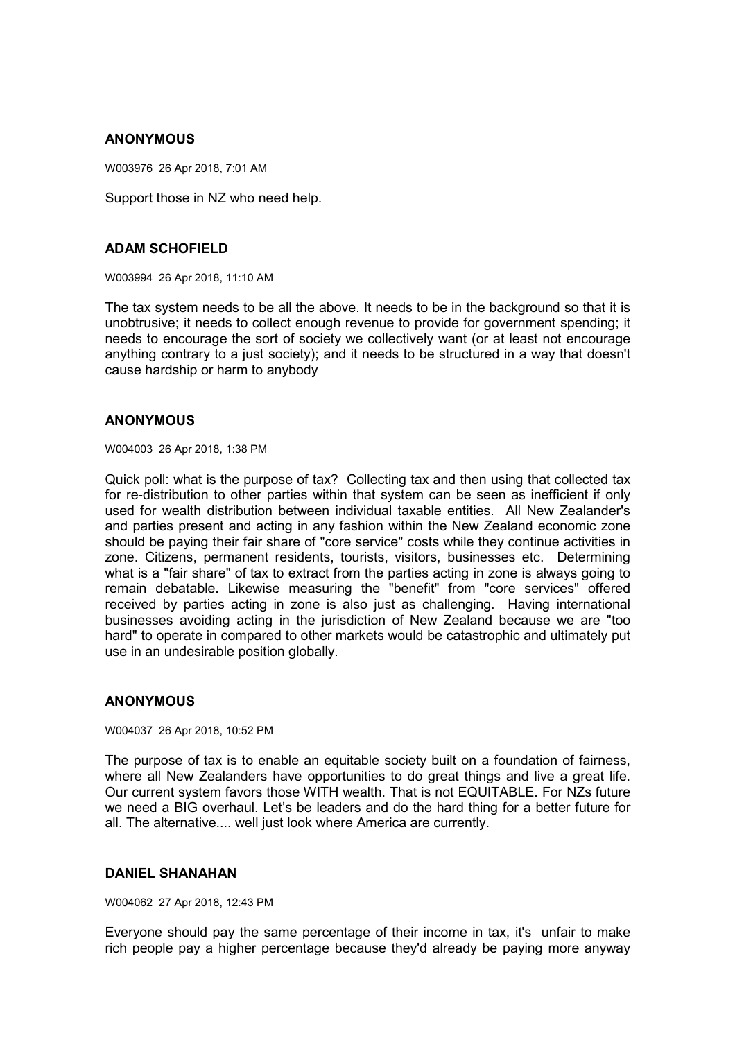**ANONYMOUS**

W003976 26 Apr 2018, 7:01 AM

Support those in NZ who need help.

**ADAM SCHOFIELD**

W003994 26 Apr 2018, 11:10 AM

The tax system needs to be all the above. It needs to be in the background so that it is unobtrusive; it needs to collect enough revenue to provide for government spending; it needs to encourage the sort of society we collectively want (or at least not encourage anything contrary to a just society); and it needs to be structured in a way that doesn't cause hardship or harm to anybody

**ANONYMOUS**

W004003 26 Apr 2018, 1:38 PM

Quick poll: what is the purpose of tax? Collecting tax and then using that collected tax for re-distribution to other parties within that system can be seen as inefficient if only used for wealth distribution between individual taxable entities. All New Zealander's and parties present and acting in any fashion within the New Zealand economic zone should be paying their fair share of "core service" costs while they continue activities in zone. Citizens, permanent residents, tourists, visitors, businesses etc. Determining what is a "fair share" of tax to extract from the parties acting in zone is always going to remain debatable. Likewise measuring the "benefit" from "core services" offered received by parties acting in zone is also just as challenging. Having international businesses avoiding acting in the jurisdiction of New Zealand because we are "too hard" to operate in compared to other markets would be catastrophic and ultimately put use in an undesirable position globally.

**ANONYMOUS**

W004037 26 Apr 2018, 10:52 PM

The purpose of tax is to enable an equitable society built on a foundation of fairness, where all New Zealanders have opportunities to do great things and live a great life. Our current system favors those WITH wealth. That is not EQUITABLE. For NZs future we need a BIG overhaul. Let's be leaders and do the hard thing for a better future for all. The alternative.... well just look where America are currently.

**DANIEL SHANAHAN**

W004062 27 Apr 2018, 12:43 PM

Everyone should pay the same percentage of their income in tax, it's unfair to make rich people pay a higher percentage because they'd already be paying more anyway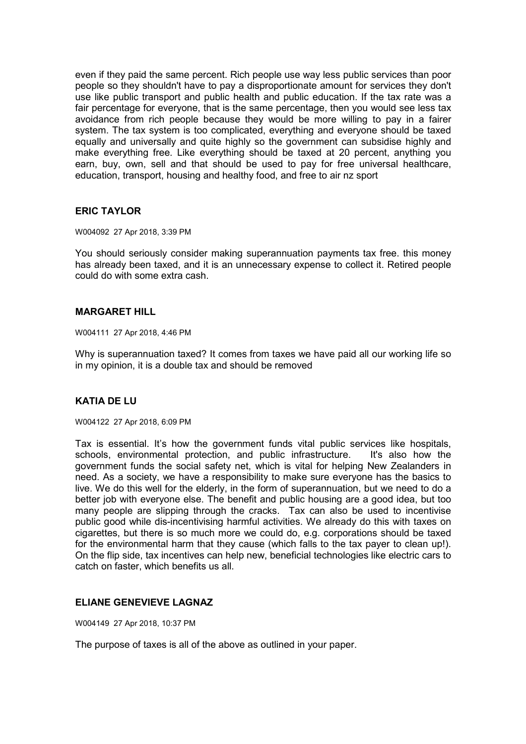even if they paid the same percent. Rich people use way less public services than poor people so they shouldn't have to pay a disproportionate amount for services they don't use like public transport and public health and public education. If the tax rate was a fair percentage for everyone, that is the same percentage, then you would see less tax avoidance from rich people because they would be more willing to pay in a fairer system. The tax system is too complicated, everything and everyone should be taxed equally and universally and quite highly so the government can subsidise highly and make everything free. Like everything should be taxed at 20 percent, anything you earn, buy, own, sell and that should be used to pay for free universal healthcare, education, transport, housing and healthy food, and free to air nz sport

### ERIC TAYLOR

W004092 27 Apr 2018, 3:39 PM

You should seriously consider making superannuation payments tax free. this money has already been taxed, and it is an unnecessary expense to collect it. Retired people could do with some extra cash.

### MARGARET HILL

W004111 27 Apr 2018, 4:46 PM

Why is superannuation taxed? It comes from taxes we have paid all our working life so in my opinion, it is a double tax and should be removed

### KATIA DE LU

W004122 27 Apr 2018, 6:09 PM

Tax is essential. It's how the government funds vital public services like hospitals, schools, environmental protection, and public infrastructure. It's also how the government funds the social safety net, which is vital for helping New Zealanders in need. As a society, we have a responsibility to make sure everyone has the basics to live. We do this well for the elderly, in the form of superannuation, but we need to do a better job with everyone else. The benefit and public housing are a good idea, but too many people are slipping through the cracks. Tax can also be used to incentivise public good while dis-incentivising harmful activities. We already do this with taxes on cigarettes, but there is so much more we could do, e.g. corporations should be taxed for the environmental harm that they cause (which falls to the tax payer to clean up!). On the flip side, tax incentives can help new, beneficial technologies like electric cars to catch on faster, which benefits us all.

### ELIANE GENEVIEVE LAGNAZ

W004149 27 Apr 2018, 10:37 PM

The purpose of taxes is all of the above as outlined in your paper.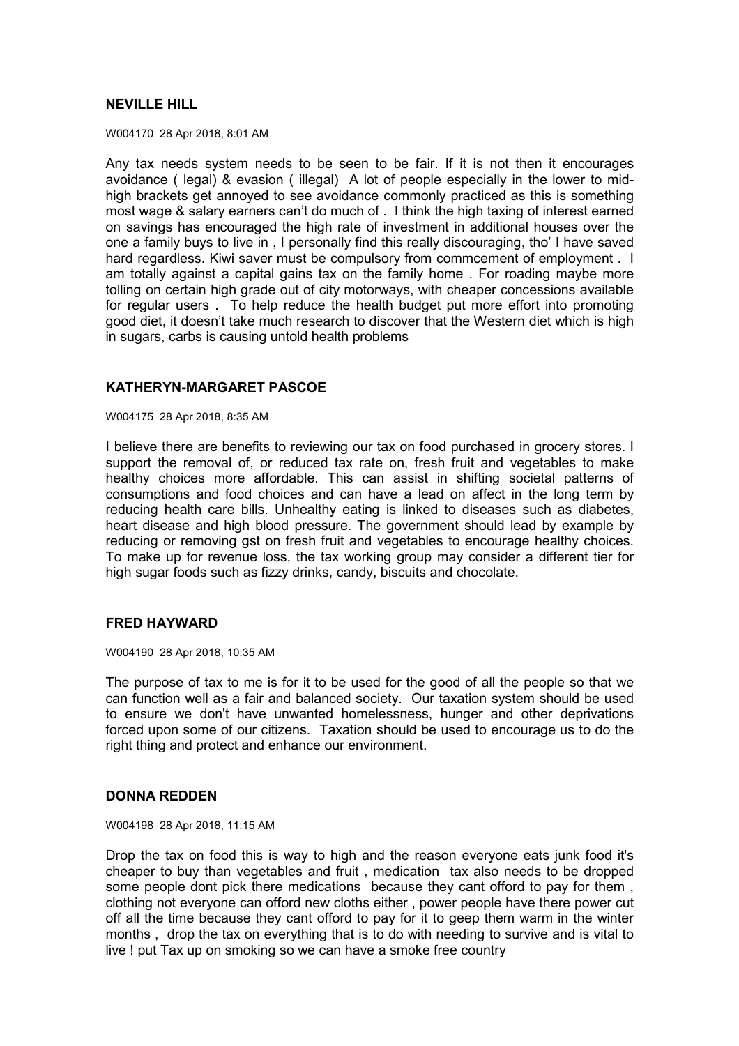**NEVILLE HILL**

W004170 28 Apr 2018, 8:01 AM

Any tax needs system needs to be seen to be fair. If it is not then it encourages avoidance ( legal) & evasion ( illegal) A lot of people especially in the lower to mid-high brackets get annoyed to see avoidance commonly practiced as this is something most wage & salary earners can't do much of . I think the high taxing of interest earned on savings has encouraged the high rate of investment in additional houses over the one a family buys to live in , I personally find this really discouraging, tho' I have saved hard regardless. Kiwi saver must be compulsory from commcement of employment . I am totally against a capital gains tax on the family home . For roading maybe more tolling on certain high grade out of city motorways, with cheaper concessions available for regular users . To help reduce the health budget put more effort into promoting good diet, it doesn't take much research to discover that the Western diet which is high in sugars, carbs is causing untold health problems

**KATHERYN-MARGARET PASCOE**

W004175 28 Apr 2018, 8:35 AM

I believe there are benefits to reviewing our tax on food purchased in grocery stores. I support the removal of, or reduced tax rate on, fresh fruit and vegetables to make healthy choices more affordable. This can assist in shifting societal patterns of consumptions and food choices and can have a lead on affect in the long term by reducing health care bills. Unhealthy eating is linked to diseases such as diabetes, heart disease and high blood pressure. The government should lead by example by reducing or removing gst on fresh fruit and vegetables to encourage healthy choices. To make up for revenue loss, the tax working group may consider a different tier for high sugar foods such as fizzy drinks, candy, biscuits and chocolate.

**FRED HAYWARD**

W004190 28 Apr 2018, 10:35 AM

The purpose of tax to me is for it to be used for the good of all the people so that we can function well as a fair and balanced society. Our taxation system should be used to ensure we don't have unwanted homelessness, hunger and other deprivations forced upon some of our citizens. Taxation should be used to encourage us to do the right thing and protect and enhance our environment.

**DONNA REDDEN**

W004198 28 Apr 2018, 11:15 AM

Drop the tax on food this is way to high and the reason everyone eats junk food it's cheaper to buy than vegetables and fruit , medication tax also needs to be dropped some people dont pick there medications because they cant offord to pay for them , clothing not everyone can offord new cloths either , power people have there power cut off all the time because they cant offord to pay for it to geep them warm in the winter months , drop the tax on everything that is to do with needing to survive and is vital to live ! put Tax up on smoking so we can have a smoke free country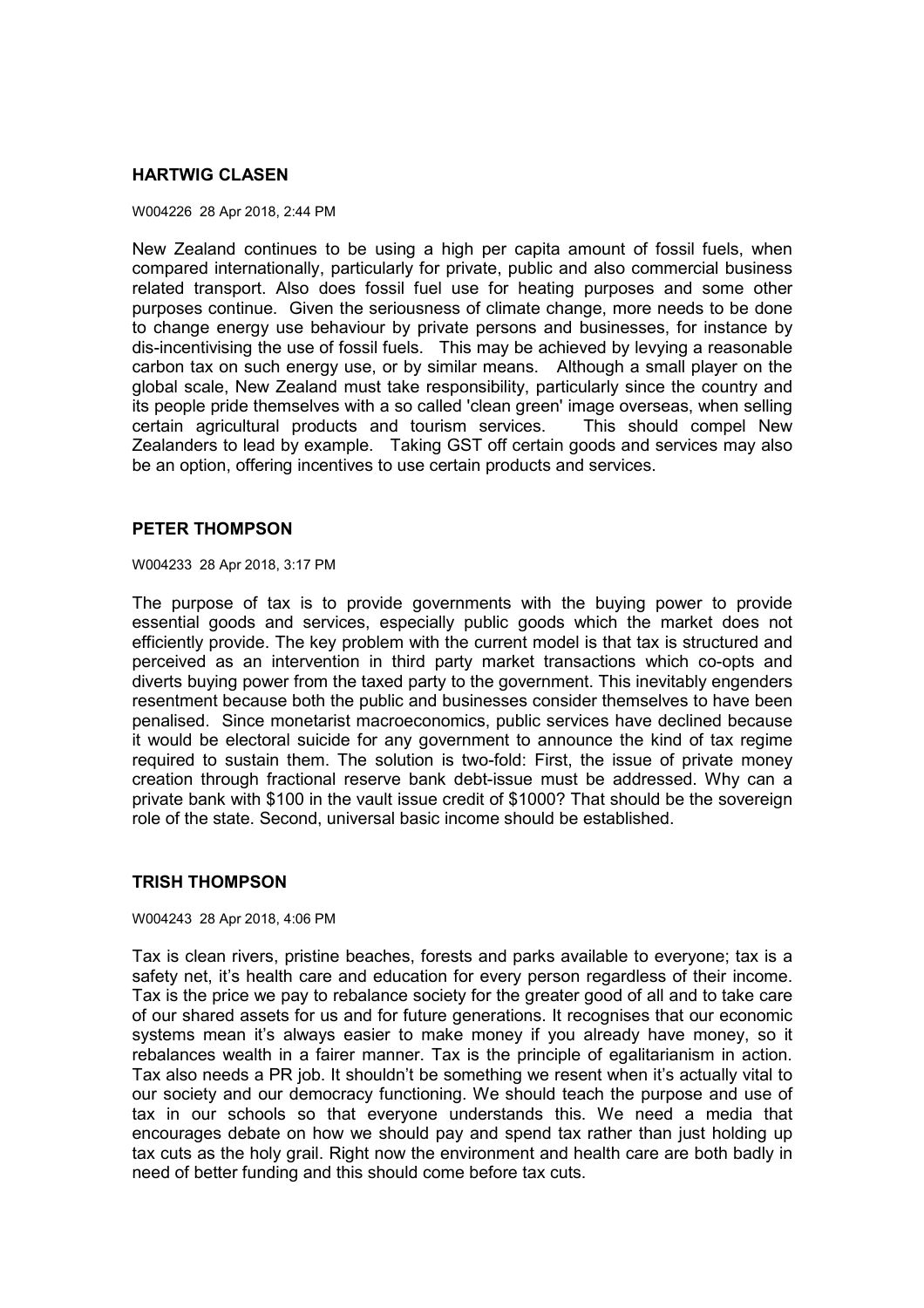### HARTWIG CLASEN

W004226 28 Apr 2018, 2:44 PM

New Zealand continues to be using a high per capita amount of fossil fuels, when compared internationally, particularly for private, public and also commercial business related transport. Also does fossil fuel use for heating purposes and some other purposes continue. Given the seriousness of climate change, more needs to be done to change energy use behaviour by private persons and businesses, for instance by dis-incentivising the use of fossil fuels. This may be achieved by levying a reasonable carbon tax on such energy use, or by similar means. Although a small player on the global scale, New Zealand must take responsibility, particularly since the country and its people pride themselves with a so called 'clean green' image overseas, when selling certain agricultural products and tourism services. This should compel New Zealanders to lead by example. Taking GST off certain goods and services may also be an option, offering incentives to use certain products and services.

### PETER THOMPSON

W004233 28 Apr 2018, 3:17 PM

The purpose of tax is to provide governments with the buying power to provide essential goods and services, especially public goods which the market does not efficiently provide. The key problem with the current model is that tax is structured and perceived as an intervention in third party market transactions which co-opts and diverts buying power from the taxed party to the government. This inevitably engenders resentment because both the public and businesses consider themselves to have been penalised. Since monetarist macroeconomics, public services have declined because it would be electoral suicide for any government to announce the kind of tax regime required to sustain them. The solution is two-fold: First, the issue of private money creation through fractional reserve bank debt-issue must be addressed. Why can a private bank with $100 in the vault issue credit of $1000? That should be the sovereign role of the state. Second, universal basic income should be established.

### TRISH THOMPSON

W004243 28 Apr 2018, 4:06 PM

Tax is clean rivers, pristine beaches, forests and parks available to everyone; tax is a safety net, it's health care and education for every person regardless of their income. Tax is the price we pay to rebalance society for the greater good of all and to take care of our shared assets for us and for future generations. It recognises that our economic systems mean it's always easier to make money if you already have money, so it rebalances wealth in a fairer manner. Tax is the principle of egalitarianism in action. Tax also needs a PR job. It shouldn't be something we resent when it's actually vital to our society and our democracy functioning. We should teach the purpose and use of tax in our schools so that everyone understands this. We need a media that encourages debate on how we should pay and spend tax rather than just holding up tax cuts as the holy grail. Right now the environment and health care are both badly in need of better funding and this should come before tax cuts.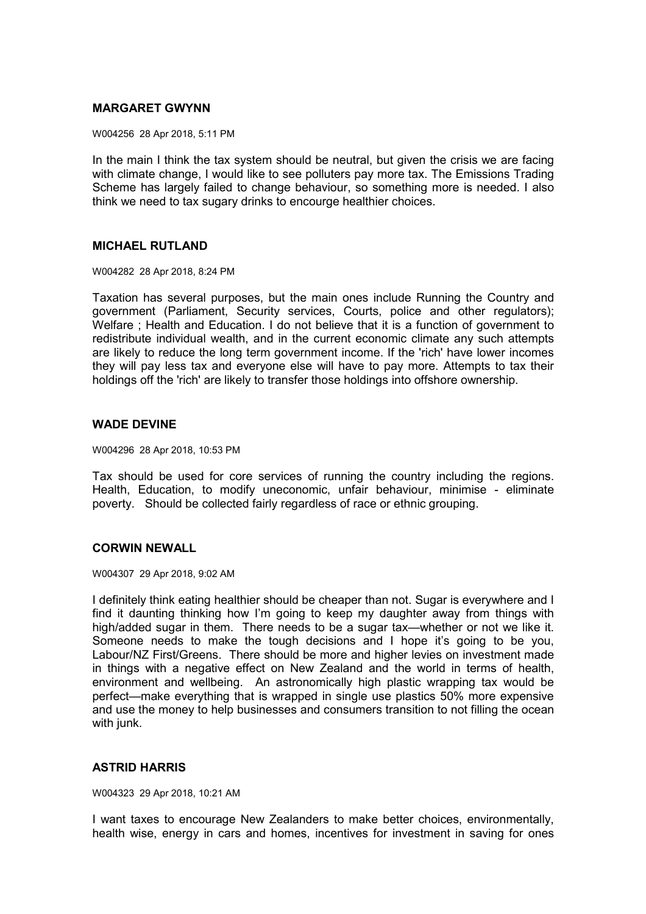**MARGARET GWYNN**

W004256 28 Apr 2018, 5:11 PM

In the main I think the tax system should be neutral, but given the crisis we are facing with climate change, I would like to see polluters pay more tax. The Emissions Trading Scheme has largely failed to change behaviour, so something more is needed. I also think we need to tax sugary drinks to encourge healthier choices.

**MICHAEL RUTLAND**

W004282 28 Apr 2018, 8:24 PM

Taxation has several purposes, but the main ones include Running the Country and government (Parliament, Security services, Courts, police and other regulators); Welfare ; Health and Education. I do not believe that it is a function of government to redistribute individual wealth, and in the current economic climate any such attempts are likely to reduce the long term government income. If the 'rich' have lower incomes they will pay less tax and everyone else will have to pay more. Attempts to tax their holdings off the 'rich' are likely to transfer those holdings into offshore ownership.

**WADE DEVINE**

W004296 28 Apr 2018, 10:53 PM

Tax should be used for core services of running the country including the regions. Health, Education, to modify uneconomic, unfair behaviour, minimise - eliminate poverty. Should be collected fairly regardless of race or ethnic grouping.

**CORWIN NEWALL**

W004307 29 Apr 2018, 9:02 AM

I definitely think eating healthier should be cheaper than not. Sugar is everywhere and I find it daunting thinking how I'm going to keep my daughter away from things with high/added sugar in them. There needs to be a sugar tax—whether or not we like it. Someone needs to make the tough decisions and I hope it's going to be you, Labour/NZ First/Greens. There should be more and higher levies on investment made in things with a negative effect on New Zealand and the world in terms of health, environment and wellbeing. An astronomically high plastic wrapping tax would be perfect—make everything that is wrapped in single use plastics 50% more expensive and use the money to help businesses and consumers transition to not filling the ocean with junk.

**ASTRID HARRIS**

W004323 29 Apr 2018, 10:21 AM

I want taxes to encourage New Zealanders to make better choices, environmentally, health wise, energy in cars and homes, incentives for investment in saving for ones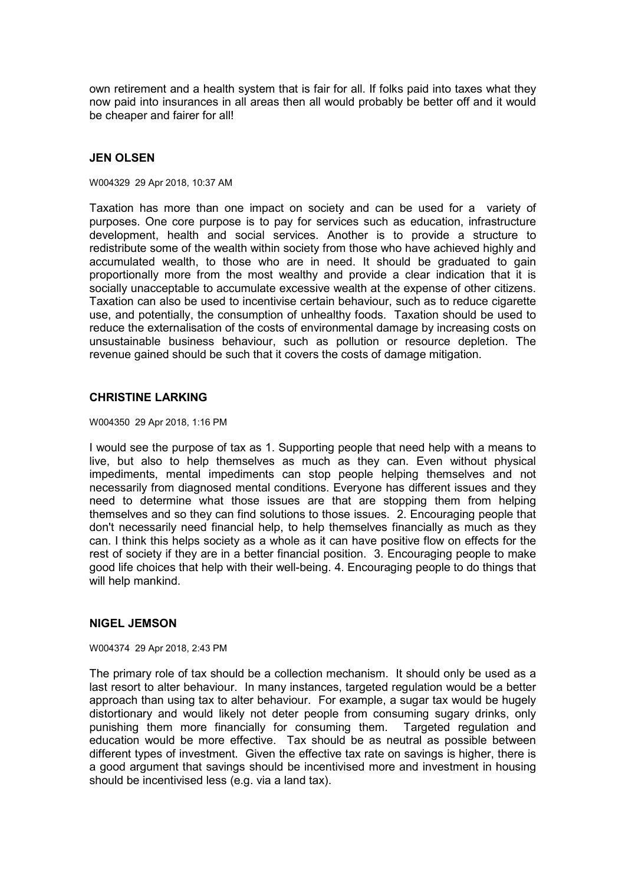own retirement and a health system that is fair for all. If folks paid into taxes what they now paid into insurances in all areas then all would probably be better off and it would be cheaper and fairer for all!

### JEN OLSEN

W004329 29 Apr 2018, 10:37 AM

Taxation has more than one impact on society and can be used for a variety of purposes. One core purpose is to pay for services such as education, infrastructure development, health and social services. Another is to provide a structure to redistribute some of the wealth within society from those who have achieved highly and accumulated wealth, to those who are in need. It should be graduated to gain proportionally more from the most wealthy and provide a clear indication that it is socially unacceptable to accumulate excessive wealth at the expense of other citizens. Taxation can also be used to incentivise certain behaviour, such as to reduce cigarette use, and potentially, the consumption of unhealthy foods. Taxation should be used to reduce the externalisation of the costs of environmental damage by increasing costs on unsustainable business behaviour, such as pollution or resource depletion. The revenue gained should be such that it covers the costs of damage mitigation.

### CHRISTINE LARKING

W004350 29 Apr 2018, 1:16 PM

I would see the purpose of tax as 1. Supporting people that need help with a means to live, but also to help themselves as much as they can. Even without physical impediments, mental impediments can stop people helping themselves and not necessarily from diagnosed mental conditions. Everyone has different issues and they need to determine what those issues are that are stopping them from helping themselves and so they can find solutions to those issues. 2. Encouraging people that don't necessarily need financial help, to help themselves financially as much as they can. I think this helps society as a whole as it can have positive flow on effects for the rest of society if they are in a better financial position. 3. Encouraging people to make good life choices that help with their well-being. 4. Encouraging people to do things that will help mankind.

### NIGEL JEMSON

W004374 29 Apr 2018, 2:43 PM

The primary role of tax should be a collection mechanism. It should only be used as a last resort to alter behaviour. In many instances, targeted regulation would be a better approach than using tax to alter behaviour. For example, a sugar tax would be hugely distortionary and would likely not deter people from consuming sugary drinks, only punishing them more financially for consuming them. Targeted regulation and education would be more effective. Tax should be as neutral as possible between different types of investment. Given the effective tax rate on savings is higher, there is a good argument that savings should be incentivised more and investment in housing should be incentivised less (e.g. via a land tax).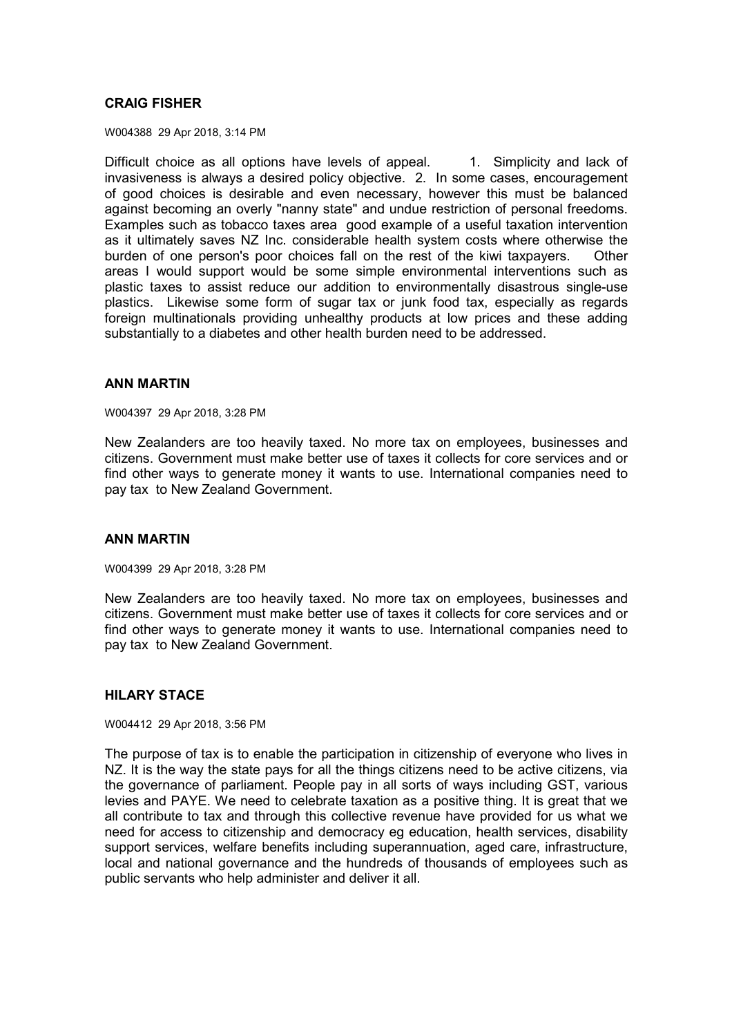**CRAIG FISHER**

W004388 29 Apr 2018, 3:14 PM

Difficult choice as all options have levels of appeal. 1. Simplicity and lack of invasiveness is always a desired policy objective. 2. In some cases, encouragement of good choices is desirable and even necessary, however this must be balanced against becoming an overly "nanny state" and undue restriction of personal freedoms. Examples such as tobacco taxes area good example of a useful taxation intervention as it ultimately saves NZ Inc. considerable health system costs where otherwise the burden of one person's poor choices fall on the rest of the kiwi taxpayers. Other areas I would support would be some simple environmental interventions such as plastic taxes to assist reduce our addition to environmentally disastrous single-use plastics. Likewise some form of sugar tax or junk food tax, especially as regards foreign multinationals providing unhealthy products at low prices and these adding substantially to a diabetes and other health burden need to be addressed.

**ANN MARTIN**

W004397 29 Apr 2018, 3:28 PM

New Zealanders are too heavily taxed. No more tax on employees, businesses and citizens. Government must make better use of taxes it collects for core services and or find other ways to generate money it wants to use. International companies need to pay tax to New Zealand Government.

**ANN MARTIN**

W004399 29 Apr 2018, 3:28 PM

New Zealanders are too heavily taxed. No more tax on employees, businesses and citizens. Government must make better use of taxes it collects for core services and or find other ways to generate money it wants to use. International companies need to pay tax to New Zealand Government.

**HILARY STACE**

W004412 29 Apr 2018, 3:56 PM

The purpose of tax is to enable the participation in citizenship of everyone who lives in NZ. It is the way the state pays for all the things citizens need to be active citizens, via the governance of parliament. People pay in all sorts of ways including GST, various levies and PAYE. We need to celebrate taxation as a positive thing. It is great that we all contribute to tax and through this collective revenue have provided for us what we need for access to citizenship and democracy eg education, health services, disability support services, welfare benefits including superannuation, aged care, infrastructure, local and national governance and the hundreds of thousands of employees such as public servants who help administer and deliver it all.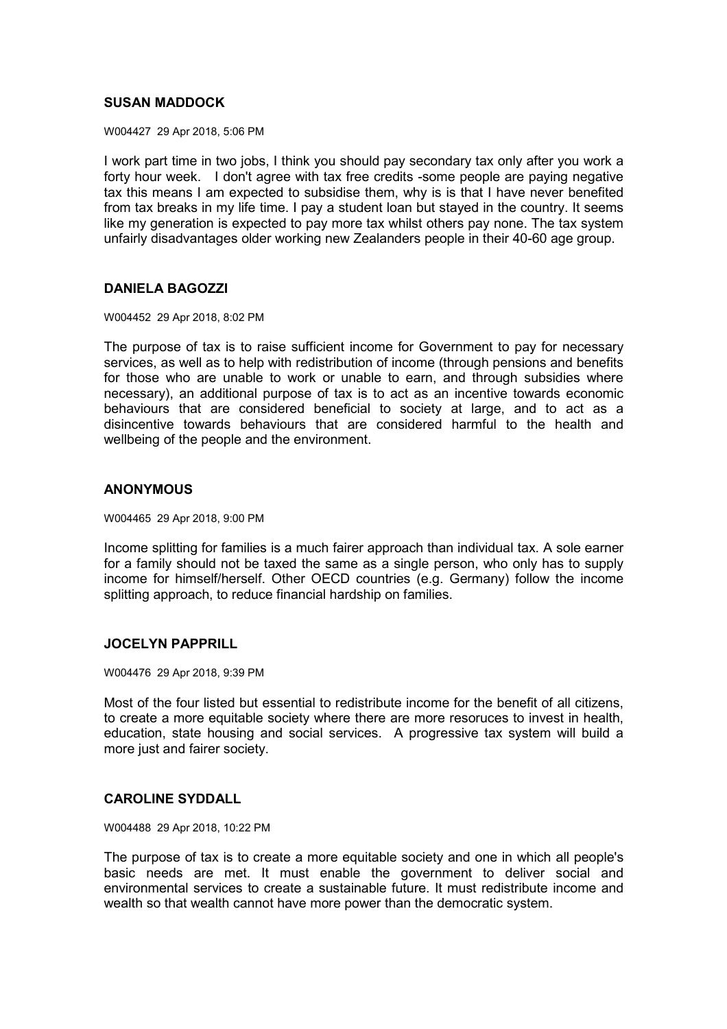**SUSAN MADDOCK**

W004427 29 Apr 2018, 5:06 PM

I work part time in two jobs, I think you should pay secondary tax only after you work a forty hour week. I don't agree with tax free credits -some people are paying negative tax this means I am expected to subsidise them, why is is that I have never benefited from tax breaks in my life time. I pay a student loan but stayed in the country. It seems like my generation is expected to pay more tax whilst others pay none. The tax system unfairly disadvantages older working new Zealanders people in their 40-60 age group.

**DANIELA BAGOZZI**

W004452 29 Apr 2018, 8:02 PM

The purpose of tax is to raise sufficient income for Government to pay for necessary services, as well as to help with redistribution of income (through pensions and benefits for those who are unable to work or unable to earn, and through subsidies where necessary), an additional purpose of tax is to act as an incentive towards economic behaviours that are considered beneficial to society at large, and to act as a disincentive towards behaviours that are considered harmful to the health and wellbeing of the people and the environment.

**ANONYMOUS**

W004465 29 Apr 2018, 9:00 PM

Income splitting for families is a much fairer approach than individual tax. A sole earner for a family should not be taxed the same as a single person, who only has to supply income for himself/herself. Other OECD countries (e.g. Germany) follow the income splitting approach, to reduce financial hardship on families.

**JOCELYN PAPPRILL**

W004476 29 Apr 2018, 9:39 PM

Most of the four listed but essential to redistribute income for the benefit of all citizens, to create a more equitable society where there are more resoruces to invest in health, education, state housing and social services. A progressive tax system will build a more just and fairer society.

**CAROLINE SYDDALL**

W004488 29 Apr 2018, 10:22 PM

The purpose of tax is to create a more equitable society and one in which all people's basic needs are met. It must enable the government to deliver social and environmental services to create a sustainable future. It must redistribute income and wealth so that wealth cannot have more power than the democratic system.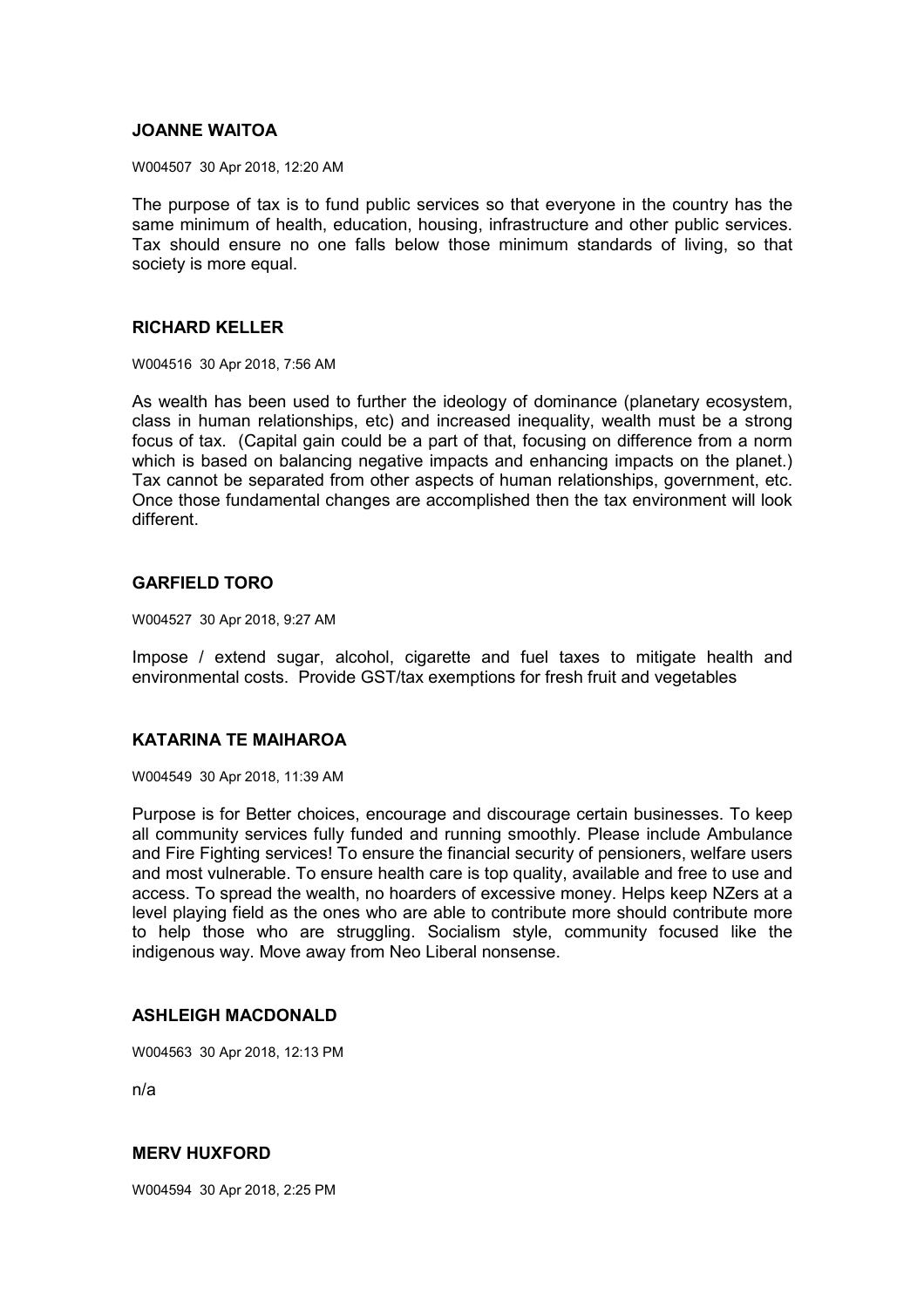**JOANNE WAITOA**

W004507 30 Apr 2018, 12:20 AM

The purpose of tax is to fund public services so that everyone in the country has the same minimum of health, education, housing, infrastructure and other public services. Tax should ensure no one falls below those minimum standards of living, so that society is more equal.

**RICHARD KELLER**

W004516 30 Apr 2018, 7:56 AM

As wealth has been used to further the ideology of dominance (planetary ecosystem, class in human relationships, etc) and increased inequality, wealth must be a strong focus of tax. (Capital gain could be a part of that, focusing on difference from a norm which is based on balancing negative impacts and enhancing impacts on the planet.) Tax cannot be separated from other aspects of human relationships, government, etc. Once those fundamental changes are accomplished then the tax environment will look different.

**GARFIELD TORO**

W004527 30 Apr 2018, 9:27 AM

Impose / extend sugar, alcohol, cigarette and fuel taxes to mitigate health and environmental costs. Provide GST/tax exemptions for fresh fruit and vegetables

**KATARINA TE MAIHAROA**

W004549 30 Apr 2018, 11:39 AM

Purpose is for Better choices, encourage and discourage certain businesses. To keep all community services fully funded and running smoothly. Please include Ambulance and Fire Fighting services! To ensure the financial security of pensioners, welfare users and most vulnerable. To ensure health care is top quality, available and free to use and access. To spread the wealth, no hoarders of excessive money. Helps keep NZers at a level playing field as the ones who are able to contribute more should contribute more to help those who are struggling. Socialism style, community focused like the indigenous way. Move away from Neo Liberal nonsense.

**ASHLEIGH MACDONALD**

W004563 30 Apr 2018, 12:13 PM

n/a

**MERV HUXFORD**

W004594 30 Apr 2018, 2:25 PM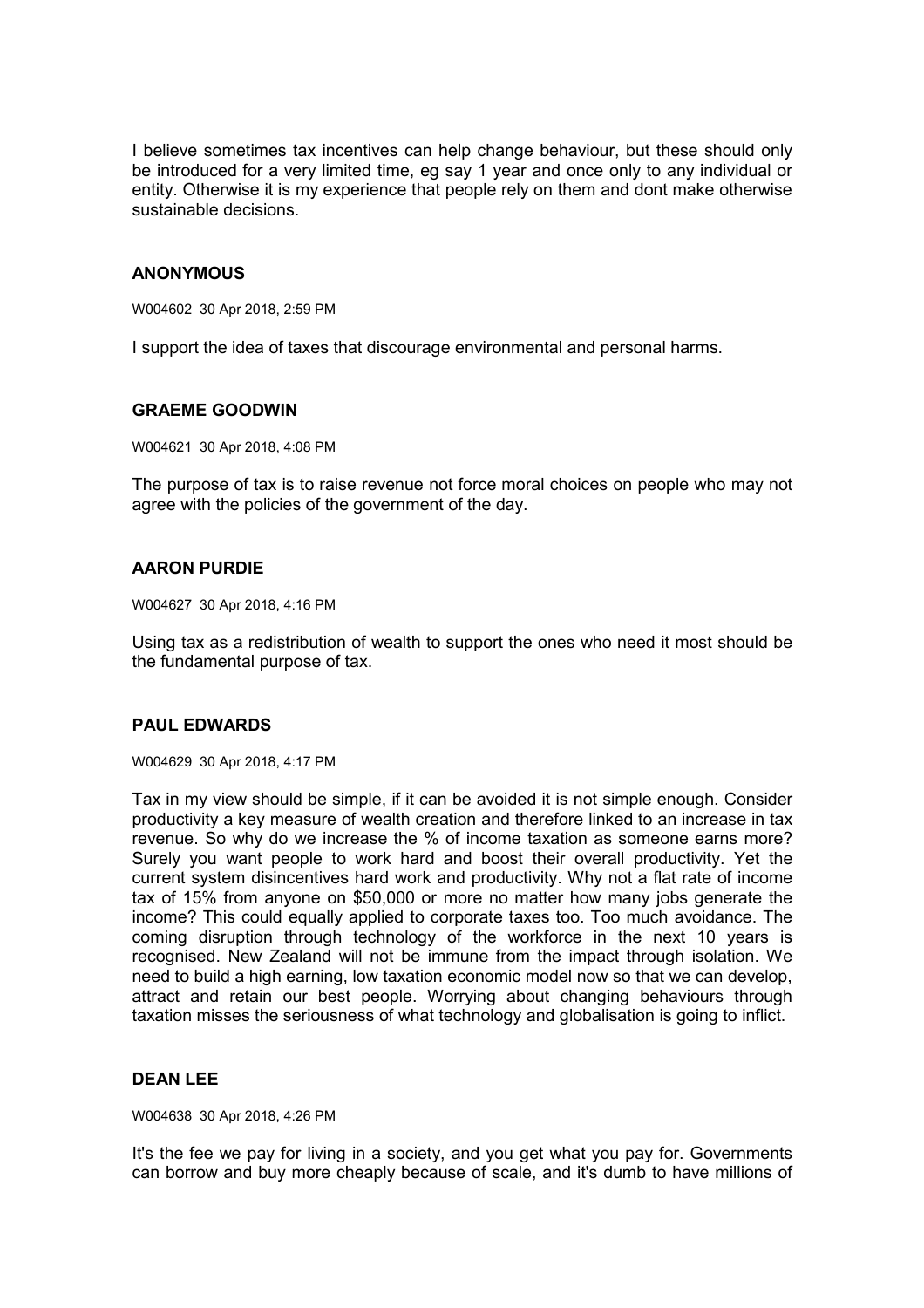I believe sometimes tax incentives can help change behaviour, but these should only be introduced for a very limited time, eg say 1 year and once only to any individual or entity. Otherwise it is my experience that people rely on them and dont make otherwise sustainable decisions.

**ANONYMOUS**

W004602 30 Apr 2018, 2:59 PM

I support the idea of taxes that discourage environmental and personal harms.

**GRAEME GOODWIN**

W004621 30 Apr 2018, 4:08 PM

The purpose of tax is to raise revenue not force moral choices on people who may not agree with the policies of the government of the day.

**AARON PURDIE**

W004627 30 Apr 2018, 4:16 PM

Using tax as a redistribution of wealth to support the ones who need it most should be the fundamental purpose of tax.

**PAUL EDWARDS**

W004629 30 Apr 2018, 4:17 PM

Tax in my view should be simple, if it can be avoided it is not simple enough. Consider productivity a key measure of wealth creation and therefore linked to an increase in tax revenue. So why do we increase the % of income taxation as someone earns more? Surely you want people to work hard and boost their overall productivity. Yet the current system disincentives hard work and productivity. Why not a flat rate of income tax of 15% from anyone on $50,000 or more no matter how many jobs generate the income? This could equally applied to corporate taxes too. Too much avoidance. The coming disruption through technology of the workforce in the next 10 years is recognised. New Zealand will not be immune from the impact through isolation. We need to build a high earning, low taxation economic model now so that we can develop, attract and retain our best people. Worrying about changing behaviours through taxation misses the seriousness of what technology and globalisation is going to inflict.

**DEAN LEE**

W004638 30 Apr 2018, 4:26 PM

It's the fee we pay for living in a society, and you get what you pay for. Governments can borrow and buy more cheaply because of scale, and it's dumb to have millions of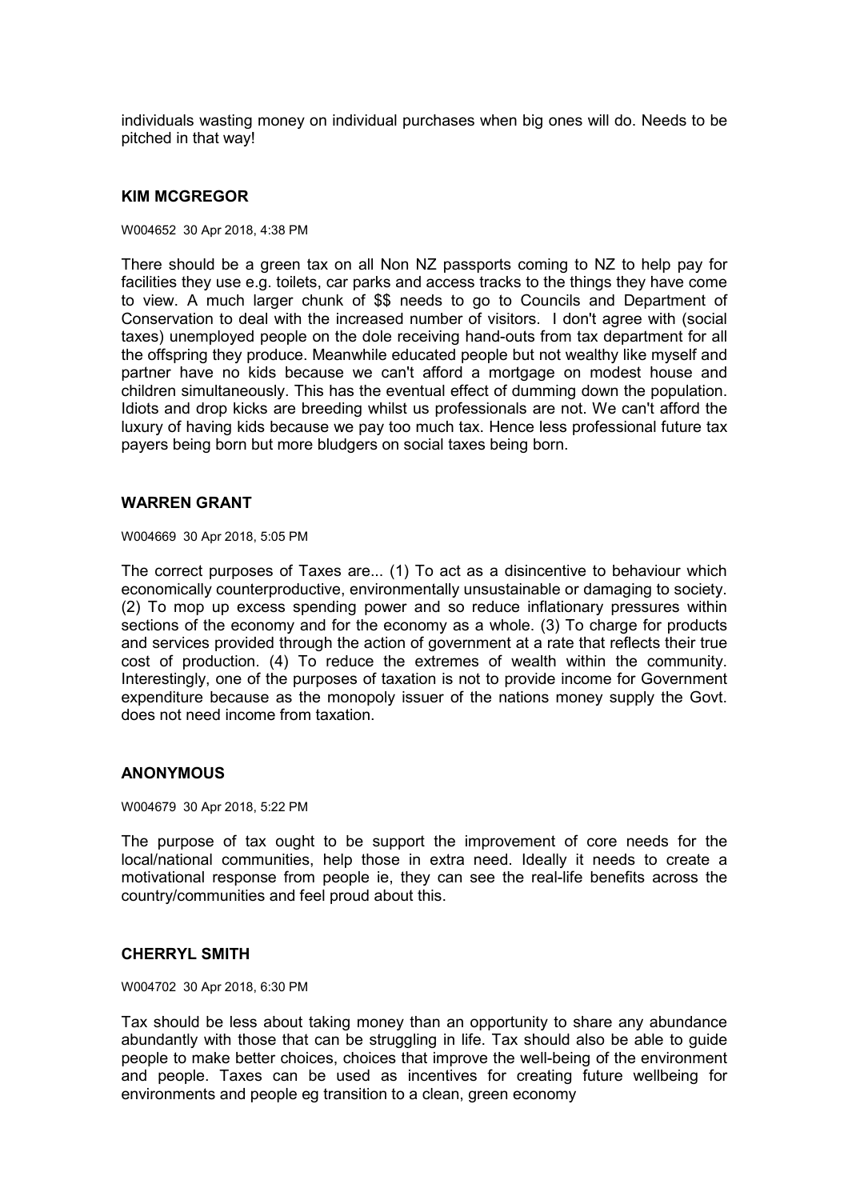individuals wasting money on individual purchases when big ones will do. Needs to be pitched in that way!

### KIM MCGREGOR

W004652 30 Apr 2018, 4:38 PM

There should be a green tax on all Non NZ passports coming to NZ to help pay for facilities they use e.g. toilets, car parks and access tracks to the things they have come to view. A much larger chunk of $$ needs to go to Councils and Department of Conservation to deal with the increased number of visitors. I don't agree with (social taxes) unemployed people on the dole receiving hand-outs from tax department for all the offspring they produce. Meanwhile educated people but not wealthy like myself and partner have no kids because we can't afford a mortgage on modest house and children simultaneously. This has the eventual effect of dumming down the population. Idiots and drop kicks are breeding whilst us professionals are not. We can't afford the luxury of having kids because we pay too much tax. Hence less professional future tax payers being born but more bludgers on social taxes being born.

### WARREN GRANT

W004669 30 Apr 2018, 5:05 PM

The correct purposes of Taxes are... (1) To act as a disincentive to behaviour which economically counterproductive, environmentally unsustainable or damaging to society. (2) To mop up excess spending power and so reduce inflationary pressures within sections of the economy and for the economy as a whole. (3) To charge for products and services provided through the action of government at a rate that reflects their true cost of production. (4) To reduce the extremes of wealth within the community. Interestingly, one of the purposes of taxation is not to provide income for Government expenditure because as the monopoly issuer of the nations money supply the Govt. does not need income from taxation.

### ANONYMOUS

W004679 30 Apr 2018, 5:22 PM

The purpose of tax ought to be support the improvement of core needs for the local/national communities, help those in extra need. Ideally it needs to create a motivational response from people ie, they can see the real-life benefits across the country/communities and feel proud about this.

### CHERRYL SMITH

W004702 30 Apr 2018, 6:30 PM

Tax should be less about taking money than an opportunity to share any abundance abundantly with those that can be struggling in life. Tax should also be able to guide people to make better choices, choices that improve the well-being of the environment and people. Taxes can be used as incentives for creating future wellbeing for environments and people eg transition to a clean, green economy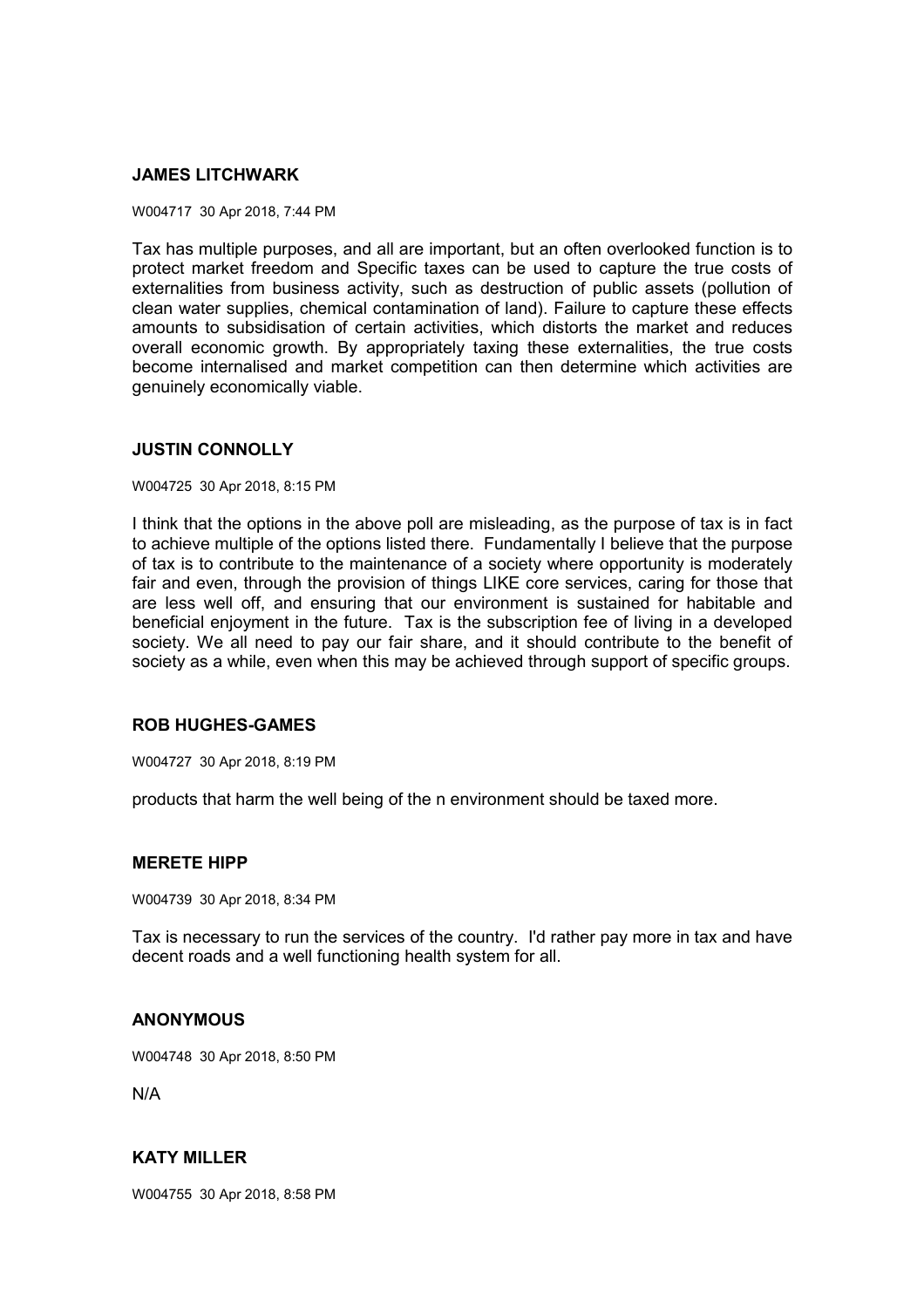### JAMES LITCHWARK

W004717 30 Apr 2018, 7:44 PM

Tax has multiple purposes, and all are important, but an often overlooked function is to protect market freedom and Specific taxes can be used to capture the true costs of externalities from business activity, such as destruction of public assets (pollution of clean water supplies, chemical contamination of land). Failure to capture these effects amounts to subsidisation of certain activities, which distorts the market and reduces overall economic growth. By appropriately taxing these externalities, the true costs become internalised and market competition can then determine which activities are genuinely economically viable.

### JUSTIN CONNOLLY

W004725 30 Apr 2018, 8:15 PM

I think that the options in the above poll are misleading, as the purpose of tax is in fact to achieve multiple of the options listed there. Fundamentally I believe that the purpose of tax is to contribute to the maintenance of a society where opportunity is moderately fair and even, through the provision of things LIKE core services, caring for those that are less well off, and ensuring that our environment is sustained for habitable and beneficial enjoyment in the future. Tax is the subscription fee of living in a developed society. We all need to pay our fair share, and it should contribute to the benefit of society as a while, even when this may be achieved through support of specific groups.

### ROB HUGHES-GAMES

W004727 30 Apr 2018, 8:19 PM

products that harm the well being of the n environment should be taxed more.

### MERETE HIPP

W004739 30 Apr 2018, 8:34 PM

Tax is necessary to run the services of the country. I'd rather pay more in tax and have decent roads and a well functioning health system for all.

### ANONYMOUS

W004748 30 Apr 2018, 8:50 PM

N/A

### KATY MILLER

W004755 30 Apr 2018, 8:58 PM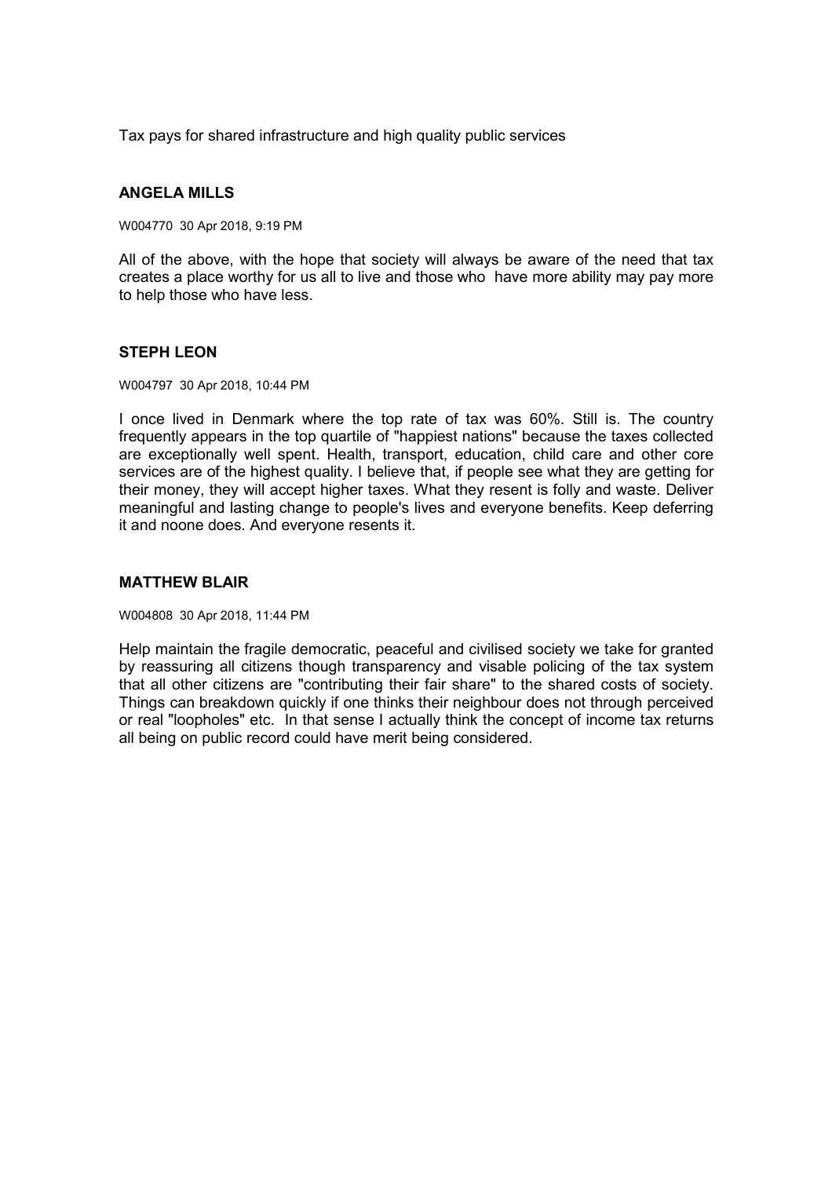Tax pays for shared infrastructure and high quality public services

**ANGELA MILLS**

W004770 30 Apr 2018, 9:19 PM

All of the above, with the hope that society will always be aware of the need that tax creates a place worthy for us all to live and those who have more ability may pay more to help those who have less.

**STEPH LEON**

W004797 30 Apr 2018, 10:44 PM

I once lived in Denmark where the top rate of tax was 60%. Still is. The country frequently appears in the top quartile of "happiest nations" because the taxes collected are exceptionally well spent. Health, transport, education, child care and other core services are of the highest quality. I believe that, if people see what they are getting for their money, they will accept higher taxes. What they resent is folly and waste. Deliver meaningful and lasting change to people's lives and everyone benefits. Keep deferring it and noone does. And everyone resents it.

**MATTHEW BLAIR**

W004808 30 Apr 2018, 11:44 PM

Help maintain the fragile democratic, peaceful and civilised society we take for granted by reassuring all citizens though transparency and visable policing of the tax system that all other citizens are "contributing their fair share" to the shared costs of society. Things can breakdown quickly if one thinks their neighbour does not through perceived or real "loopholes" etc. In that sense I actually think the concept of income tax returns all being on public record could have merit being considered.